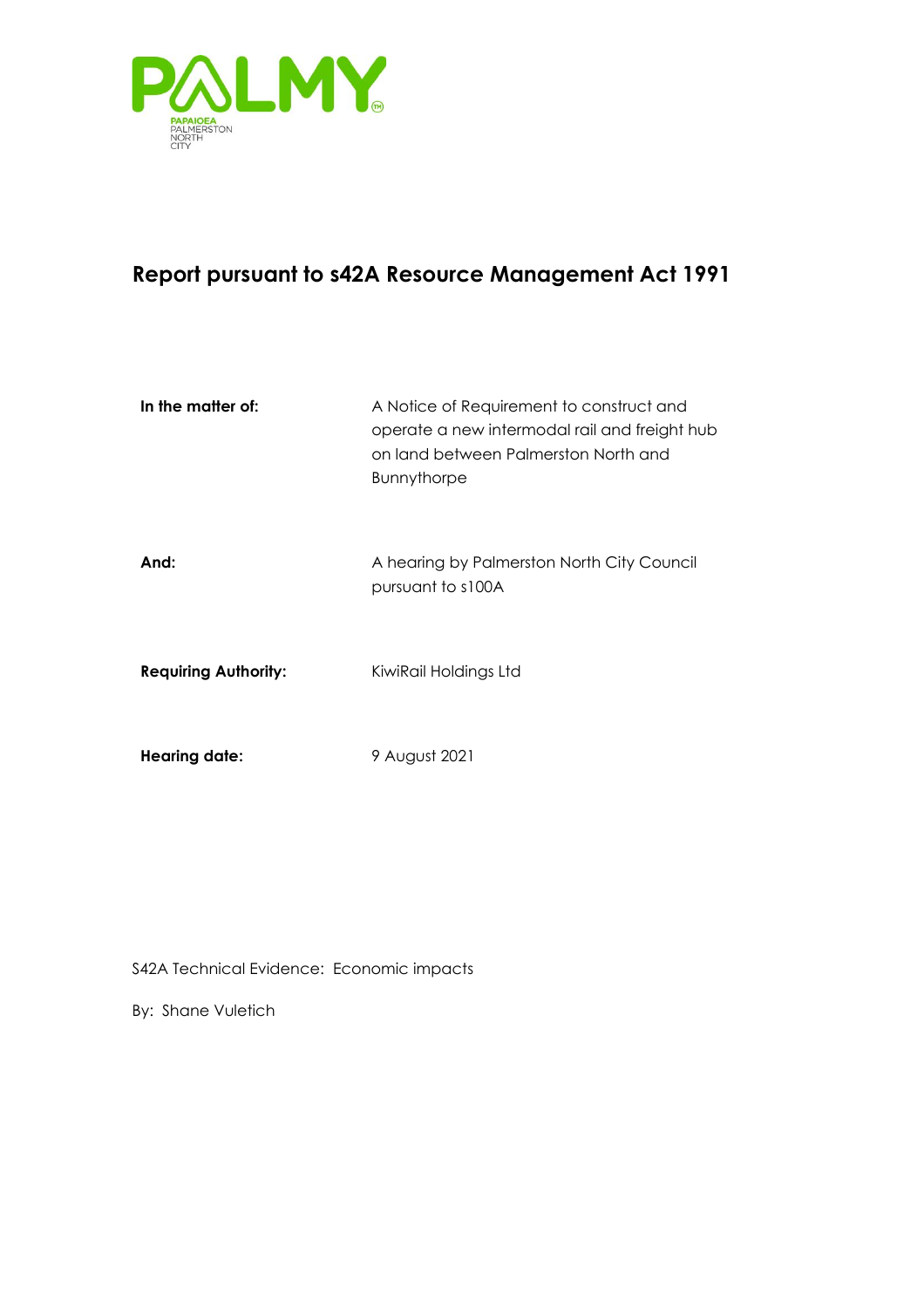PALMY

PAPAIOEA PALMERSTON NORTH CITY

# Report pursuant to s42A Resource Management Act 1991

| | |
|---|---|
| **In the matter of:** | A Notice of Requirement to construct and operate a new intermodal rail and freight hub on land between Palmerston North and Bunnythorpe |
| **And:** | A hearing by Palmerston North City Council pursuant to s100A |
| **Requiring Authority:** | KiwiRail Holdings Ltd |
| **Hearing date:** | 9 August 2021 |

S42A Technical Evidence: Economic impacts

By: Shane Vuletich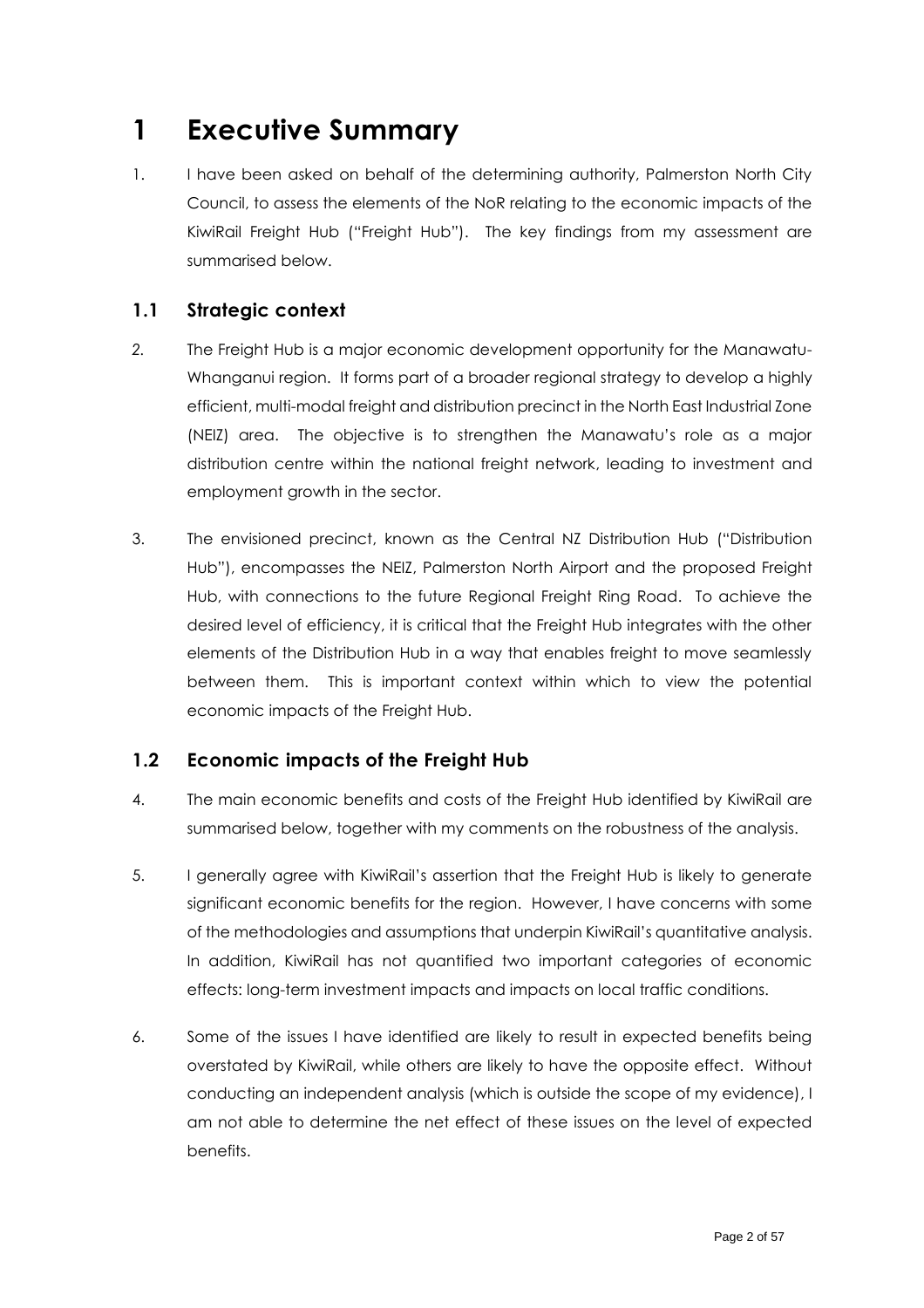# 1 Executive Summary

1. I have been asked on behalf of the determining authority, Palmerston North City Council, to assess the elements of the NoR relating to the economic impacts of the KiwiRail Freight Hub ("Freight Hub"). The key findings from my assessment are summarised below.

## 1.1 Strategic context

2. The Freight Hub is a major economic development opportunity for the Manawatu-Whanganui region. It forms part of a broader regional strategy to develop a highly efficient, multi-modal freight and distribution precinct in the North East Industrial Zone (NEIZ) area. The objective is to strengthen the Manawatu's role as a major distribution centre within the national freight network, leading to investment and employment growth in the sector.

3. The envisioned precinct, known as the Central NZ Distribution Hub ("Distribution Hub"), encompasses the NEIZ, Palmerston North Airport and the proposed Freight Hub, with connections to the future Regional Freight Ring Road. To achieve the desired level of efficiency, it is critical that the Freight Hub integrates with the other elements of the Distribution Hub in a way that enables freight to move seamlessly between them. This is important context within which to view the potential economic impacts of the Freight Hub.

## 1.2 Economic impacts of the Freight Hub

4. The main economic benefits and costs of the Freight Hub identified by KiwiRail are summarised below, together with my comments on the robustness of the analysis.

5. I generally agree with KiwiRail's assertion that the Freight Hub is likely to generate significant economic benefits for the region. However, I have concerns with some of the methodologies and assumptions that underpin KiwiRail's quantitative analysis. In addition, KiwiRail has not quantified two important categories of economic effects: long-term investment impacts and impacts on local traffic conditions.

6. Some of the issues I have identified are likely to result in expected benefits being overstated by KiwiRail, while others are likely to have the opposite effect. Without conducting an independent analysis (which is outside the scope of my evidence), I am not able to determine the net effect of these issues on the level of expected benefits.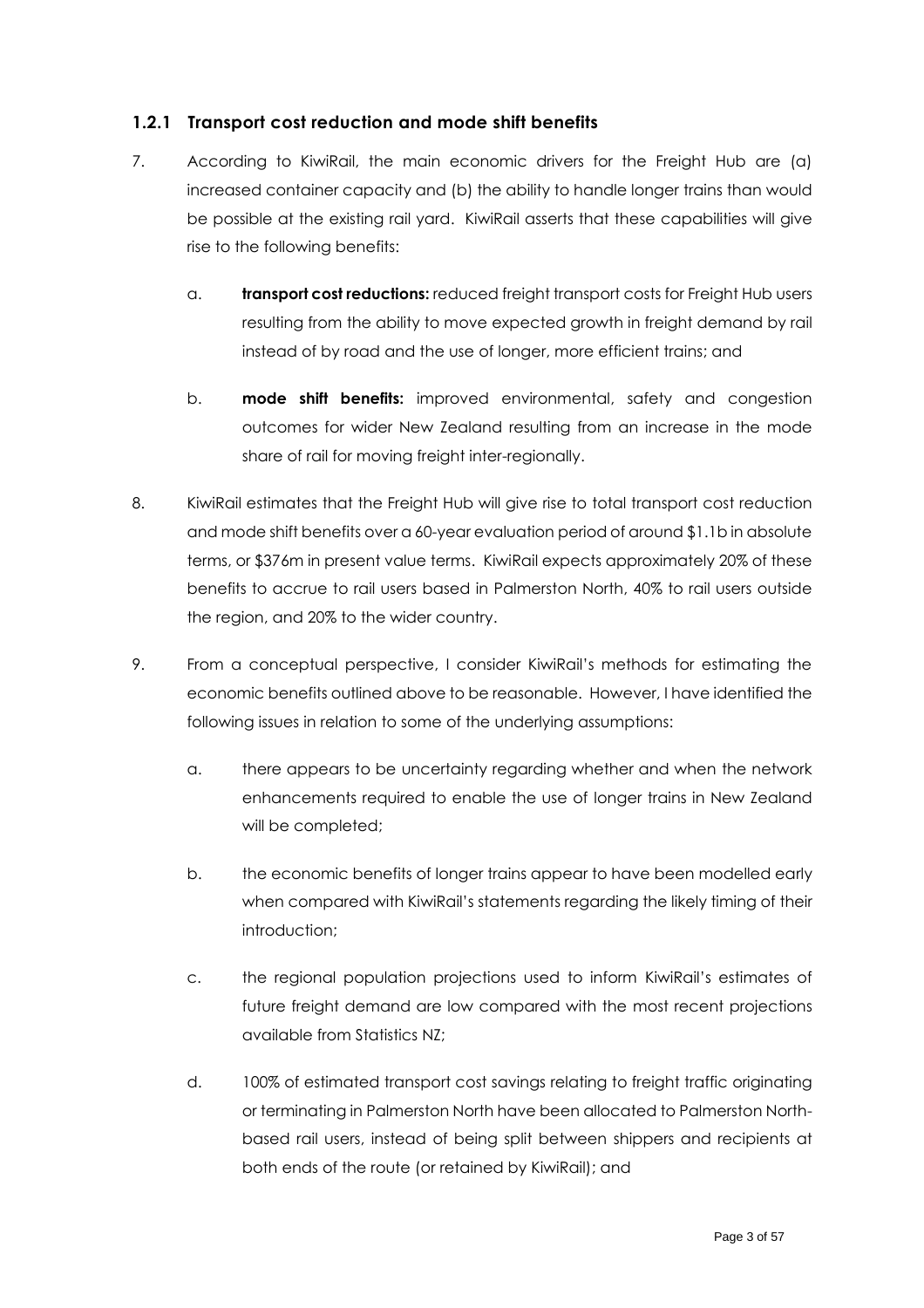### 1.2.1 Transport cost reduction and mode shift benefits

7. According to KiwiRail, the main economic drivers for the Freight Hub are (a) increased container capacity and (b) the ability to handle longer trains than would be possible at the existing rail yard. KiwiRail asserts that these capabilities will give rise to the following benefits:

   a. **transport cost reductions:** reduced freight transport costs for Freight Hub users resulting from the ability to move expected growth in freight demand by rail instead of by road and the use of longer, more efficient trains; and

   b. **mode shift benefits:** improved environmental, safety and congestion outcomes for wider New Zealand resulting from an increase in the mode share of rail for moving freight inter-regionally.

8. KiwiRail estimates that the Freight Hub will give rise to total transport cost reduction and mode shift benefits over a 60-year evaluation period of around $1.1b in absolute terms, or $376m in present value terms. KiwiRail expects approximately 20% of these benefits to accrue to rail users based in Palmerston North, 40% to rail users outside the region, and 20% to the wider country.

9. From a conceptual perspective, I consider KiwiRail's methods for estimating the economic benefits outlined above to be reasonable. However, I have identified the following issues in relation to some of the underlying assumptions:

   a. there appears to be uncertainty regarding whether and when the network enhancements required to enable the use of longer trains in New Zealand will be completed;

   b. the economic benefits of longer trains appear to have been modelled early when compared with KiwiRail's statements regarding the likely timing of their introduction;

   c. the regional population projections used to inform KiwiRail's estimates of future freight demand are low compared with the most recent projections available from Statistics NZ;

   d. 100% of estimated transport cost savings relating to freight traffic originating or terminating in Palmerston North have been allocated to Palmerston North-based rail users, instead of being split between shippers and recipients at both ends of the route (or retained by KiwiRail); and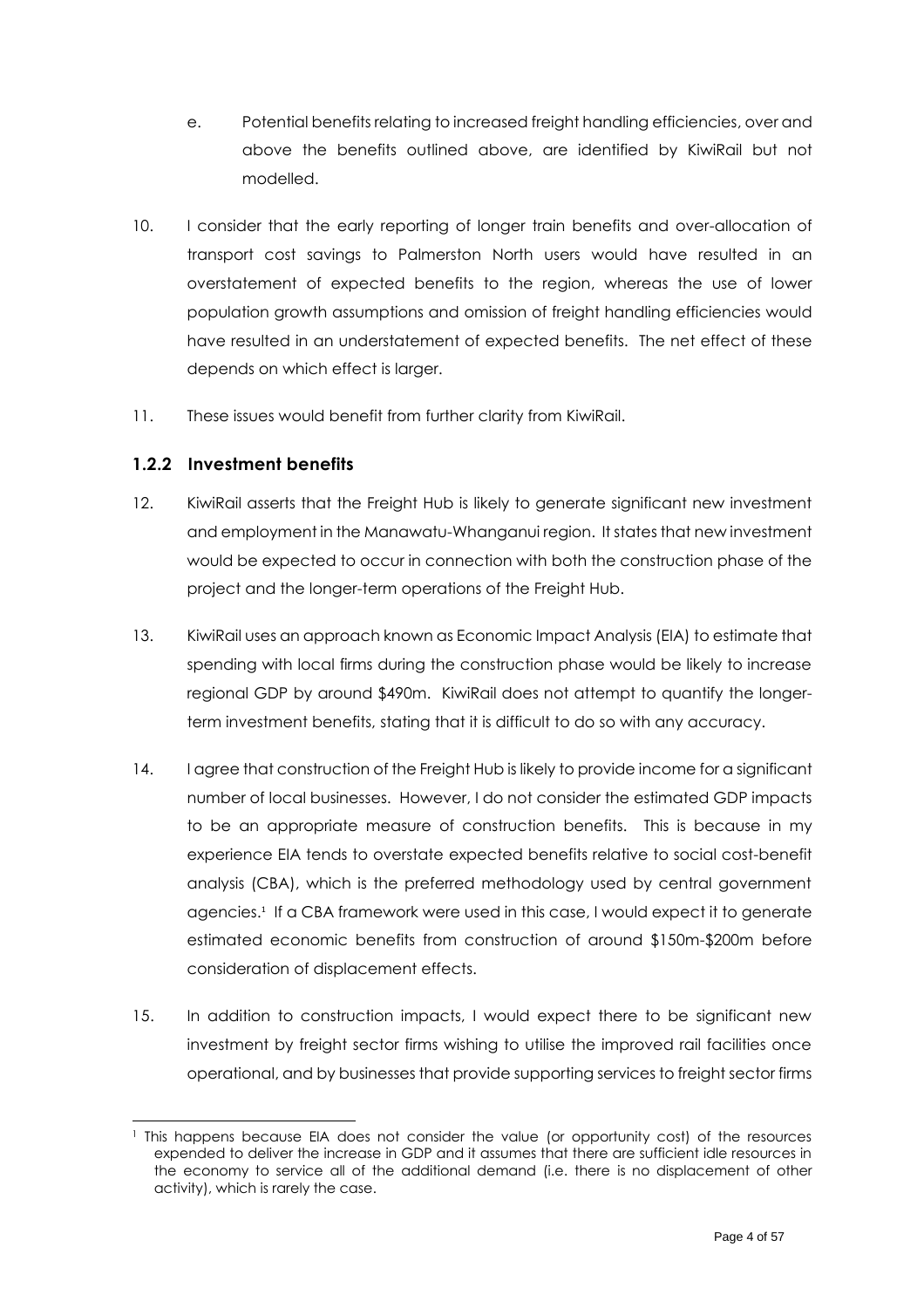e. Potential benefits relating to increased freight handling efficiencies, over and above the benefits outlined above, are identified by KiwiRail but not modelled.

10. I consider that the early reporting of longer train benefits and over-allocation of transport cost savings to Palmerston North users would have resulted in an overstatement of expected benefits to the region, whereas the use of lower population growth assumptions and omission of freight handling efficiencies would have resulted in an understatement of expected benefits. The net effect of these depends on which effect is larger.

11. These issues would benefit from further clarity from KiwiRail.

### 1.2.2 Investment benefits

12. KiwiRail asserts that the Freight Hub is likely to generate significant new investment and employment in the Manawatu-Whanganui region. It states that new investment would be expected to occur in connection with both the construction phase of the project and the longer-term operations of the Freight Hub.

13. KiwiRail uses an approach known as Economic Impact Analysis (EIA) to estimate that spending with local firms during the construction phase would be likely to increase regional GDP by around $490m. KiwiRail does not attempt to quantify the longer-term investment benefits, stating that it is difficult to do so with any accuracy.

14. I agree that construction of the Freight Hub is likely to provide income for a significant number of local businesses. However, I do not consider the estimated GDP impacts to be an appropriate measure of construction benefits. This is because in my experience EIA tends to overstate expected benefits relative to social cost-benefit analysis (CBA), which is the preferred methodology used by central government agencies.[1] If a CBA framework were used in this case, I would expect it to generate estimated economic benefits from construction of around $150m-$200m before consideration of displacement effects.

15. In addition to construction impacts, I would expect there to be significant new investment by freight sector firms wishing to utilise the improved rail facilities once operational, and by businesses that provide supporting services to freight sector firms

---

[1] This happens because EIA does not consider the value (or opportunity cost) of the resources expended to deliver the increase in GDP and it assumes that there are sufficient idle resources in the economy to service all of the additional demand (i.e. there is no displacement of other activity), which is rarely the case.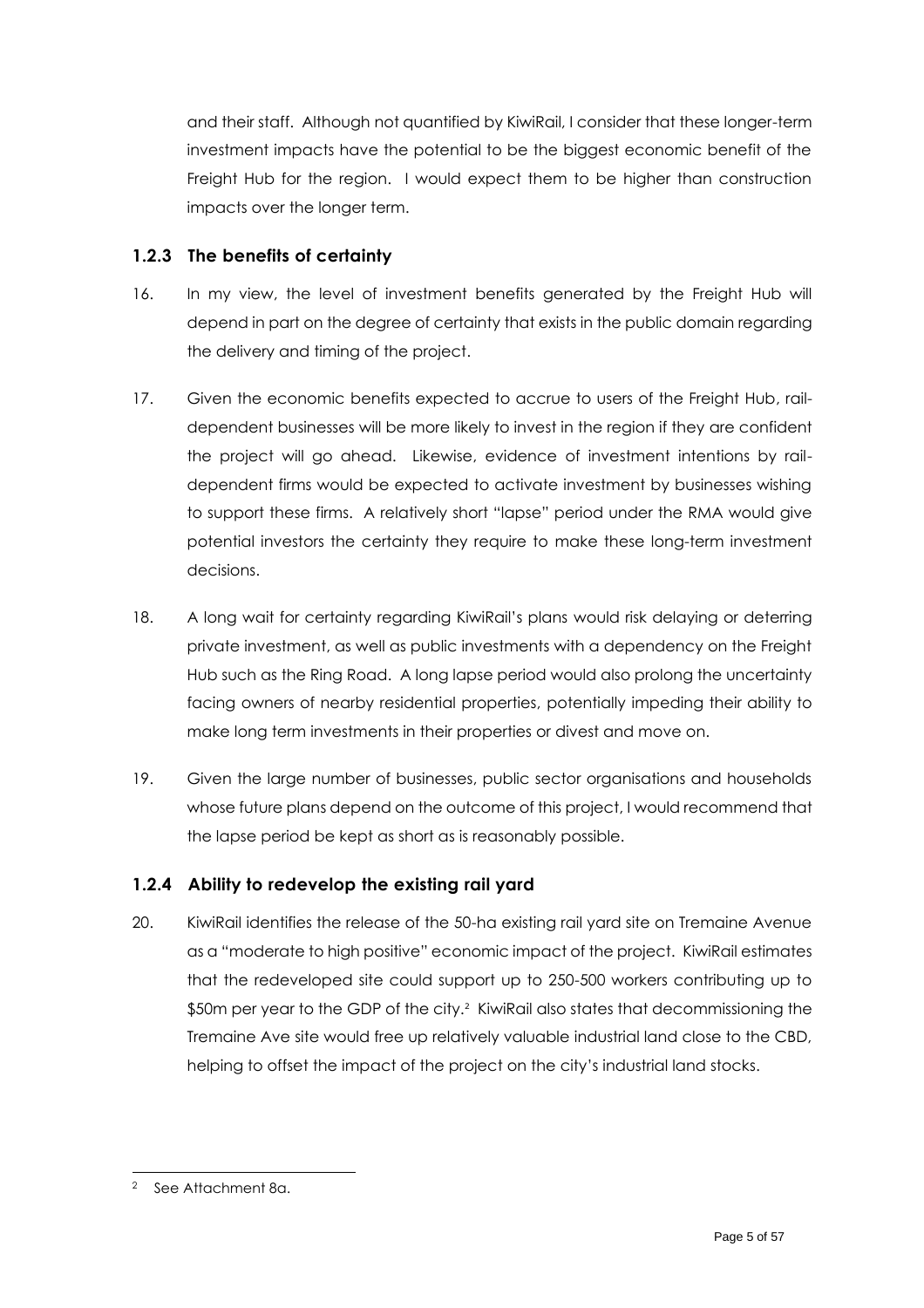and their staff. Although not quantified by KiwiRail, I consider that these longer-term investment impacts have the potential to be the biggest economic benefit of the Freight Hub for the region. I would expect them to be higher than construction impacts over the longer term.

### 1.2.3 The benefits of certainty

16. In my view, the level of investment benefits generated by the Freight Hub will depend in part on the degree of certainty that exists in the public domain regarding the delivery and timing of the project.

17. Given the economic benefits expected to accrue to users of the Freight Hub, rail-dependent businesses will be more likely to invest in the region if they are confident the project will go ahead. Likewise, evidence of investment intentions by rail-dependent firms would be expected to activate investment by businesses wishing to support these firms. A relatively short "lapse" period under the RMA would give potential investors the certainty they require to make these long-term investment decisions.

18. A long wait for certainty regarding KiwiRail's plans would risk delaying or deterring private investment, as well as public investments with a dependency on the Freight Hub such as the Ring Road. A long lapse period would also prolong the uncertainty facing owners of nearby residential properties, potentially impeding their ability to make long term investments in their properties or divest and move on.

19. Given the large number of businesses, public sector organisations and households whose future plans depend on the outcome of this project, I would recommend that the lapse period be kept as short as is reasonably possible.

### 1.2.4 Ability to redevelop the existing rail yard

20. KiwiRail identifies the release of the 50-ha existing rail yard site on Tremaine Avenue as a "moderate to high positive" economic impact of the project. KiwiRail estimates that the redeveloped site could support up to 250-500 workers contributing up to \$50m per year to the GDP of the city.[2] KiwiRail also states that decommissioning the Tremaine Ave site would free up relatively valuable industrial land close to the CBD, helping to offset the impact of the project on the city's industrial land stocks.

---

[2] See Attachment 8a.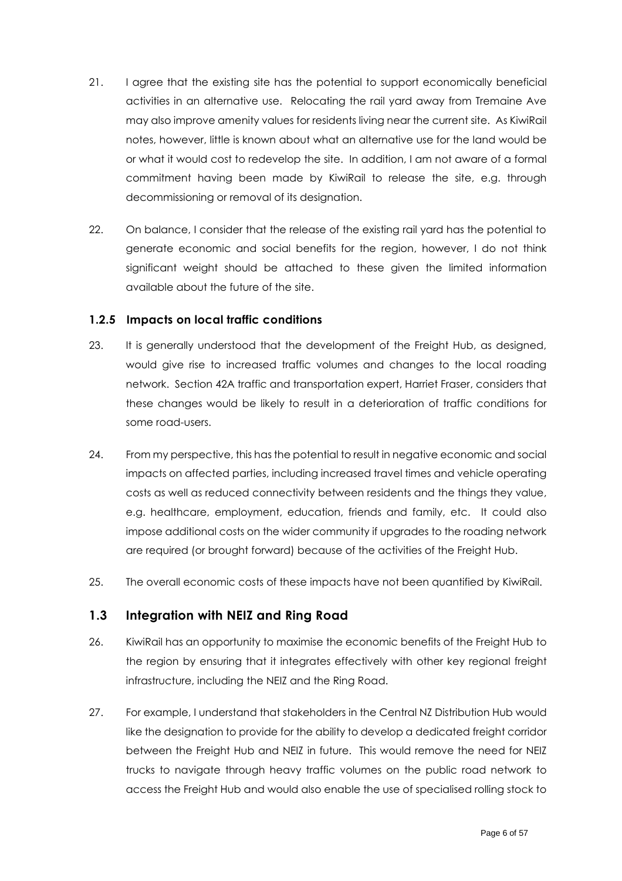21. I agree that the existing site has the potential to support economically beneficial activities in an alternative use. Relocating the rail yard away from Tremaine Ave may also improve amenity values for residents living near the current site. As KiwiRail notes, however, little is known about what an alternative use for the land would be or what it would cost to redevelop the site. In addition, I am not aware of a formal commitment having been made by KiwiRail to release the site, e.g. through decommissioning or removal of its designation.

22. On balance, I consider that the release of the existing rail yard has the potential to generate economic and social benefits for the region, however, I do not think significant weight should be attached to these given the limited information available about the future of the site.

### 1.2.5 Impacts on local traffic conditions

23. It is generally understood that the development of the Freight Hub, as designed, would give rise to increased traffic volumes and changes to the local roading network. Section 42A traffic and transportation expert, Harriet Fraser, considers that these changes would be likely to result in a deterioration of traffic conditions for some road-users.

24. From my perspective, this has the potential to result in negative economic and social impacts on affected parties, including increased travel times and vehicle operating costs as well as reduced connectivity between residents and the things they value, e.g. healthcare, employment, education, friends and family, etc. It could also impose additional costs on the wider community if upgrades to the roading network are required (or brought forward) because of the activities of the Freight Hub.

25. The overall economic costs of these impacts have not been quantified by KiwiRail.

## 1.3 Integration with NEIZ and Ring Road

26. KiwiRail has an opportunity to maximise the economic benefits of the Freight Hub to the region by ensuring that it integrates effectively with other key regional freight infrastructure, including the NEIZ and the Ring Road.

27. For example, I understand that stakeholders in the Central NZ Distribution Hub would like the designation to provide for the ability to develop a dedicated freight corridor between the Freight Hub and NEIZ in future. This would remove the need for NEIZ trucks to navigate through heavy traffic volumes on the public road network to access the Freight Hub and would also enable the use of specialised rolling stock to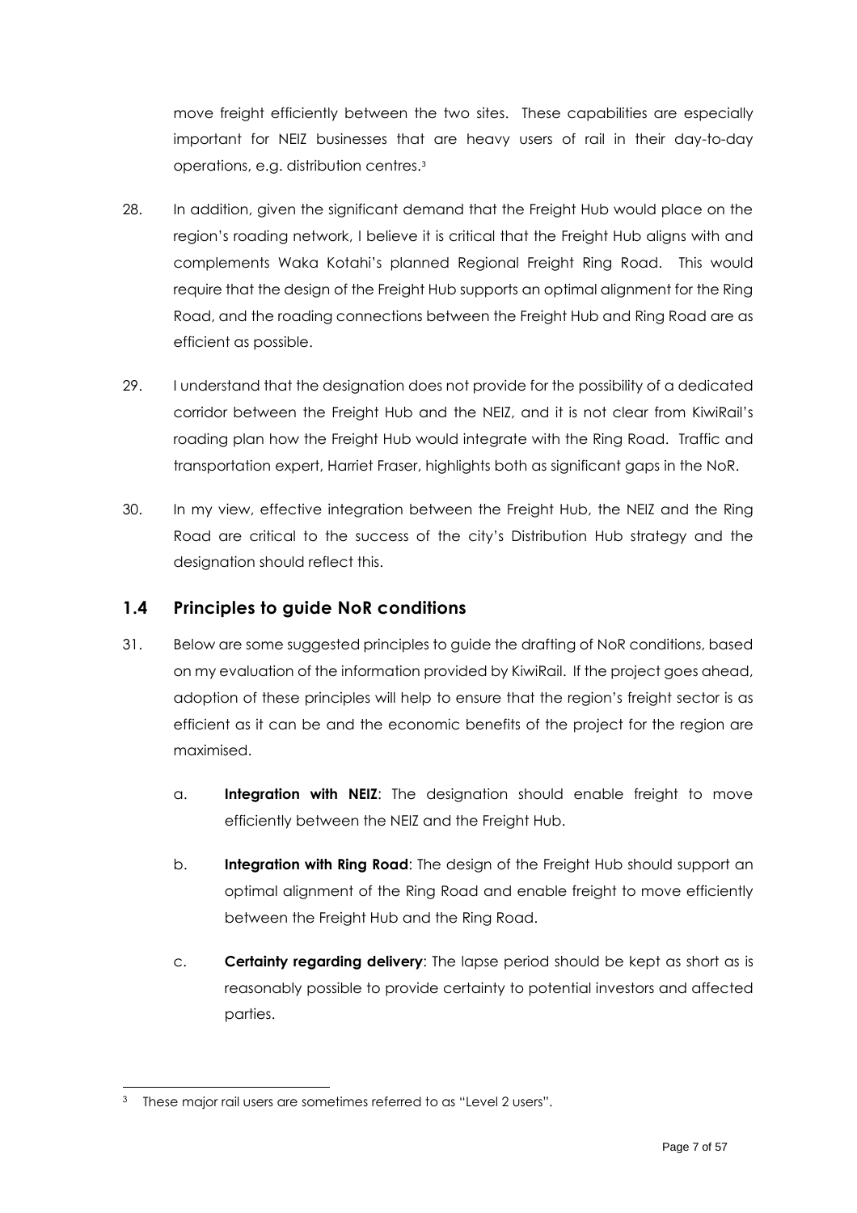move freight efficiently between the two sites. These capabilities are especially important for NEIZ businesses that are heavy users of rail in their day-to-day operations, e.g. distribution centres.[3]

28. In addition, given the significant demand that the Freight Hub would place on the region's roading network, I believe it is critical that the Freight Hub aligns with and complements Waka Kotahi's planned Regional Freight Ring Road. This would require that the design of the Freight Hub supports an optimal alignment for the Ring Road, and the roading connections between the Freight Hub and Ring Road are as efficient as possible.

29. I understand that the designation does not provide for the possibility of a dedicated corridor between the Freight Hub and the NEIZ, and it is not clear from KiwiRail's roading plan how the Freight Hub would integrate with the Ring Road. Traffic and transportation expert, Harriet Fraser, highlights both as significant gaps in the NoR.

30. In my view, effective integration between the Freight Hub, the NEIZ and the Ring Road are critical to the success of the city's Distribution Hub strategy and the designation should reflect this.

## 1.4 Principles to guide NoR conditions

31. Below are some suggested principles to guide the drafting of NoR conditions, based on my evaluation of the information provided by KiwiRail. If the project goes ahead, adoption of these principles will help to ensure that the region's freight sector is as efficient as it can be and the economic benefits of the project for the region are maximised.

    a. **Integration with NEIZ**: The designation should enable freight to move efficiently between the NEIZ and the Freight Hub.

    b. **Integration with Ring Road**: The design of the Freight Hub should support an optimal alignment of the Ring Road and enable freight to move efficiently between the Freight Hub and the Ring Road.

    c. **Certainty regarding delivery**: The lapse period should be kept as short as is reasonably possible to provide certainty to potential investors and affected parties.

[3] These major rail users are sometimes referred to as "Level 2 users".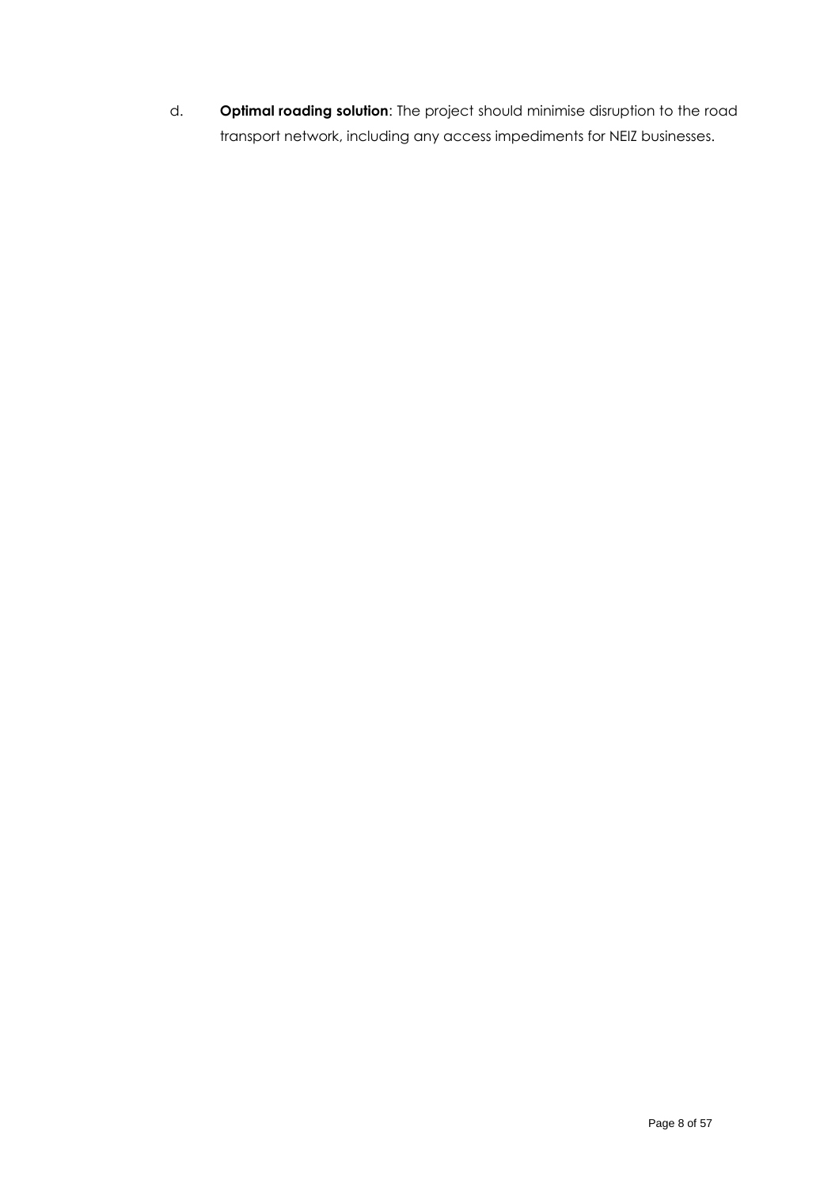d. **Optimal roading solution**: The project should minimise disruption to the road transport network, including any access impediments for NEIZ businesses.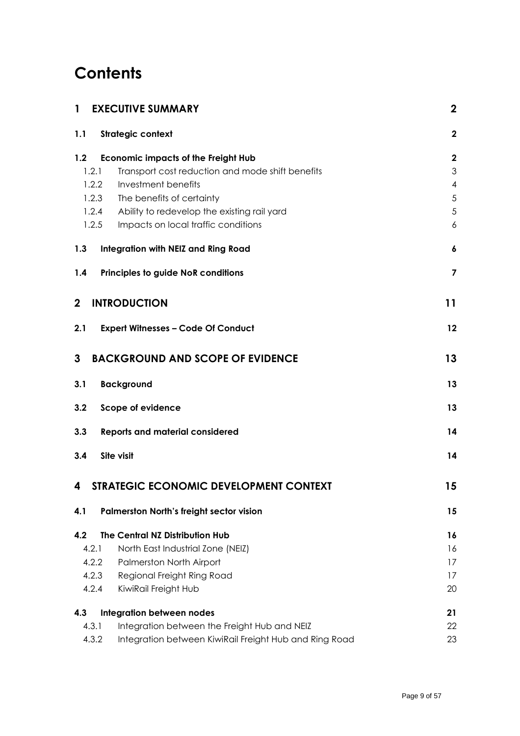# Contents

| | | |
|---|---|---|
| **1** | **EXECUTIVE SUMMARY** | **2** |
| **1.1** | **Strategic context** | **2** |
| **1.2** | **Economic impacts of the Freight Hub** | **2** |
| 1.2.1 | Transport cost reduction and mode shift benefits | 3 |
| 1.2.2 | Investment benefits | 4 |
| 1.2.3 | The benefits of certainty | 5 |
| 1.2.4 | Ability to redevelop the existing rail yard | 5 |
| 1.2.5 | Impacts on local traffic conditions | 6 |
| **1.3** | **Integration with NEIZ and Ring Road** | **6** |
| **1.4** | **Principles to guide NoR conditions** | **7** |
| **2** | **INTRODUCTION** | **11** |
| **2.1** | **Expert Witnesses – Code Of Conduct** | **12** |
| **3** | **BACKGROUND AND SCOPE OF EVIDENCE** | **13** |
| **3.1** | **Background** | **13** |
| **3.2** | **Scope of evidence** | **13** |
| **3.3** | **Reports and material considered** | **14** |
| **3.4** | **Site visit** | **14** |
| **4** | **STRATEGIC ECONOMIC DEVELOPMENT CONTEXT** | **15** |
| **4.1** | **Palmerston North's freight sector vision** | **15** |
| **4.2** | **The Central NZ Distribution Hub** | **16** |
| 4.2.1 | North East Industrial Zone (NEIZ) | 16 |
| 4.2.2 | Palmerston North Airport | 17 |
| 4.2.3 | Regional Freight Ring Road | 17 |
| 4.2.4 | KiwiRail Freight Hub | 20 |
| **4.3** | **Integration between nodes** | **21** |
| 4.3.1 | Integration between the Freight Hub and NEIZ | 22 |
| 4.3.2 | Integration between KiwiRail Freight Hub and Ring Road | 23 |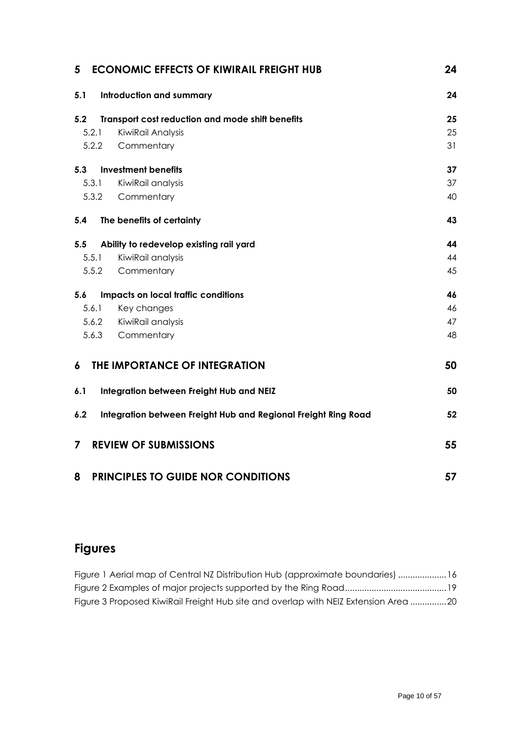| | | |
|---|---|---|
| **5** | **ECONOMIC EFFECTS OF KIWIRAIL FREIGHT HUB** | **24** |
| **5.1** | **Introduction and summary** | **24** |
| **5.2** | **Transport cost reduction and mode shift benefits** | **25** |
| 5.2.1 | KiwiRail Analysis | 25 |
| 5.2.2 | Commentary | 31 |
| **5.3** | **Investment benefits** | **37** |
| 5.3.1 | KiwiRail analysis | 37 |
| 5.3.2 | Commentary | 40 |
| **5.4** | **The benefits of certainty** | **43** |
| **5.5** | **Ability to redevelop existing rail yard** | **44** |
| 5.5.1 | KiwiRail analysis | 44 |
| 5.5.2 | Commentary | 45 |
| **5.6** | **Impacts on local traffic conditions** | **46** |
| 5.6.1 | Key changes | 46 |
| 5.6.2 | KiwiRail analysis | 47 |
| 5.6.3 | Commentary | 48 |
| **6** | **THE IMPORTANCE OF INTEGRATION** | **50** |
| **6.1** | **Integration between Freight Hub and NEIZ** | **50** |
| **6.2** | **Integration between Freight Hub and Regional Freight Ring Road** | **52** |
| **7** | **REVIEW OF SUBMISSIONS** | **55** |
| **8** | **PRINCIPLES TO GUIDE NOR CONDITIONS** | **57** |

## Figures

Figure 1 Aerial map of Central NZ Distribution Hub (approximate boundaries) .................... 16
Figure 2 Examples of major projects supported by the Ring Road .......................................... 19
Figure 3 Proposed KiwiRail Freight Hub site and overlap with NEIZ Extension Area ............... 20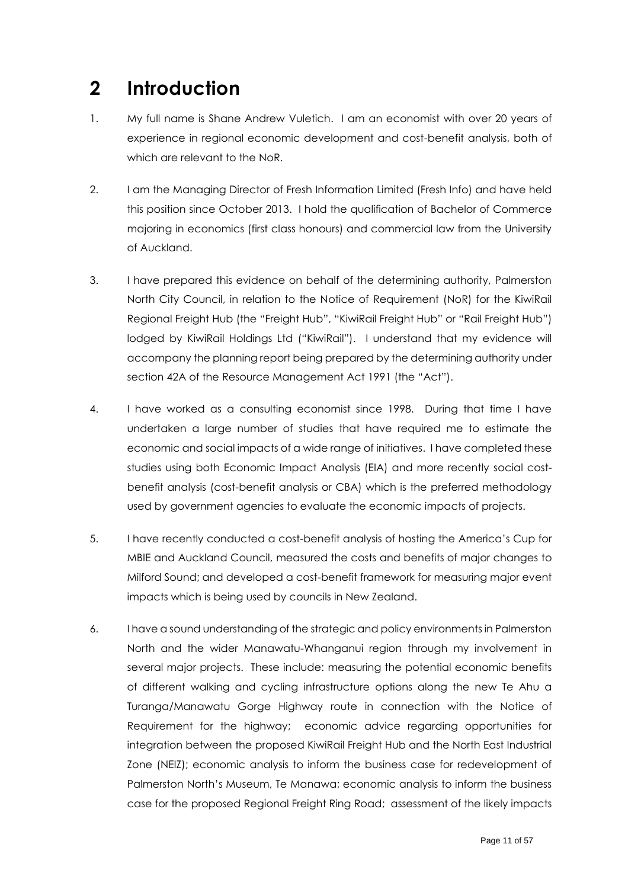# 2 Introduction

1. My full name is Shane Andrew Vuletich. I am an economist with over 20 years of experience in regional economic development and cost-benefit analysis, both of which are relevant to the NoR.

2. I am the Managing Director of Fresh Information Limited (Fresh Info) and have held this position since October 2013. I hold the qualification of Bachelor of Commerce majoring in economics (first class honours) and commercial law from the University of Auckland.

3. I have prepared this evidence on behalf of the determining authority, Palmerston North City Council, in relation to the Notice of Requirement (NoR) for the KiwiRail Regional Freight Hub (the "Freight Hub", "KiwiRail Freight Hub" or "Rail Freight Hub") lodged by KiwiRail Holdings Ltd ("KiwiRail"). I understand that my evidence will accompany the planning report being prepared by the determining authority under section 42A of the Resource Management Act 1991 (the "Act").

4. I have worked as a consulting economist since 1998. During that time I have undertaken a large number of studies that have required me to estimate the economic and social impacts of a wide range of initiatives. I have completed these studies using both Economic Impact Analysis (EIA) and more recently social cost-benefit analysis (cost-benefit analysis or CBA) which is the preferred methodology used by government agencies to evaluate the economic impacts of projects.

5. I have recently conducted a cost-benefit analysis of hosting the America's Cup for MBIE and Auckland Council, measured the costs and benefits of major changes to Milford Sound; and developed a cost-benefit framework for measuring major event impacts which is being used by councils in New Zealand.

6. I have a sound understanding of the strategic and policy environments in Palmerston North and the wider Manawatu-Whanganui region through my involvement in several major projects. These include: measuring the potential economic benefits of different walking and cycling infrastructure options along the new Te Ahu a Turanga/Manawatu Gorge Highway route in connection with the Notice of Requirement for the highway; economic advice regarding opportunities for integration between the proposed KiwiRail Freight Hub and the North East Industrial Zone (NEIZ); economic analysis to inform the business case for redevelopment of Palmerston North's Museum, Te Manawa; economic analysis to inform the business case for the proposed Regional Freight Ring Road; assessment of the likely impacts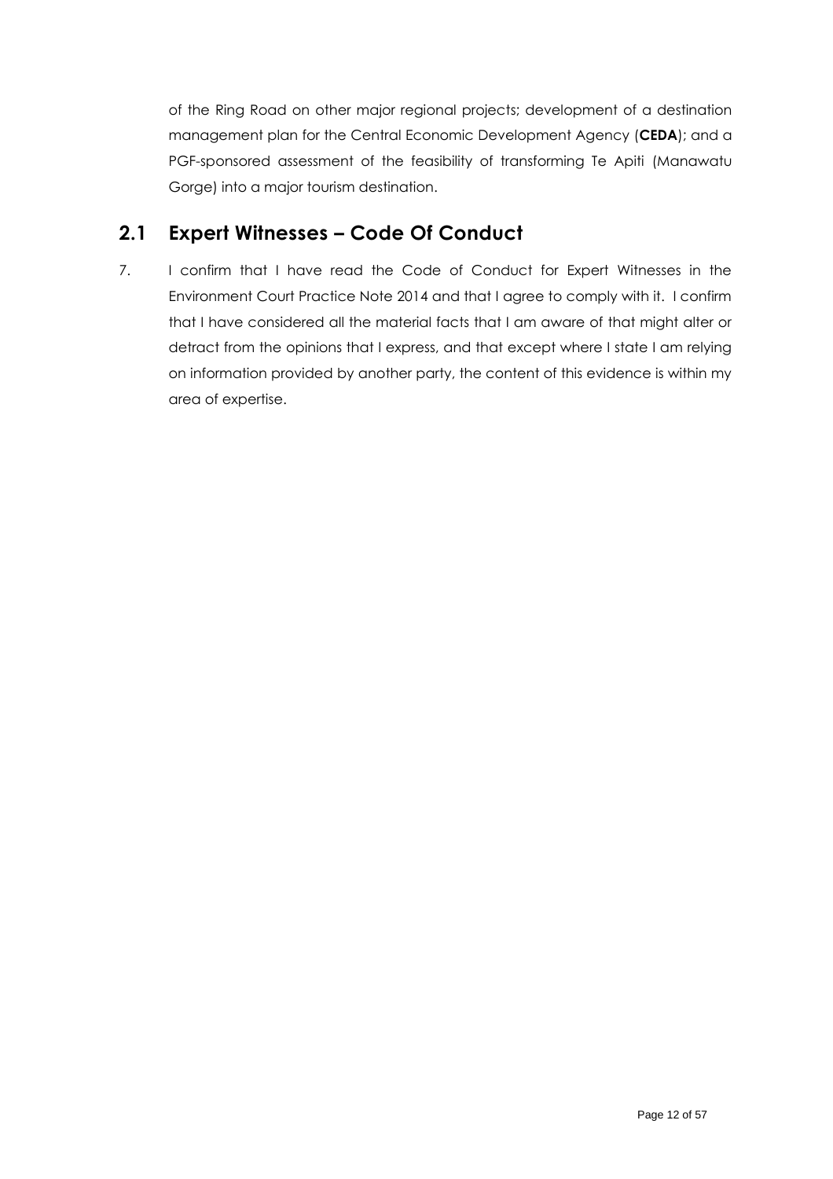of the Ring Road on other major regional projects; development of a destination management plan for the Central Economic Development Agency (**CEDA**); and a PGF-sponsored assessment of the feasibility of transforming Te Apiti (Manawatu Gorge) into a major tourism destination.

## 2.1 Expert Witnesses – Code Of Conduct

7. I confirm that I have read the Code of Conduct for Expert Witnesses in the Environment Court Practice Note 2014 and that I agree to comply with it. I confirm that I have considered all the material facts that I am aware of that might alter or detract from the opinions that I express, and that except where I state I am relying on information provided by another party, the content of this evidence is within my area of expertise.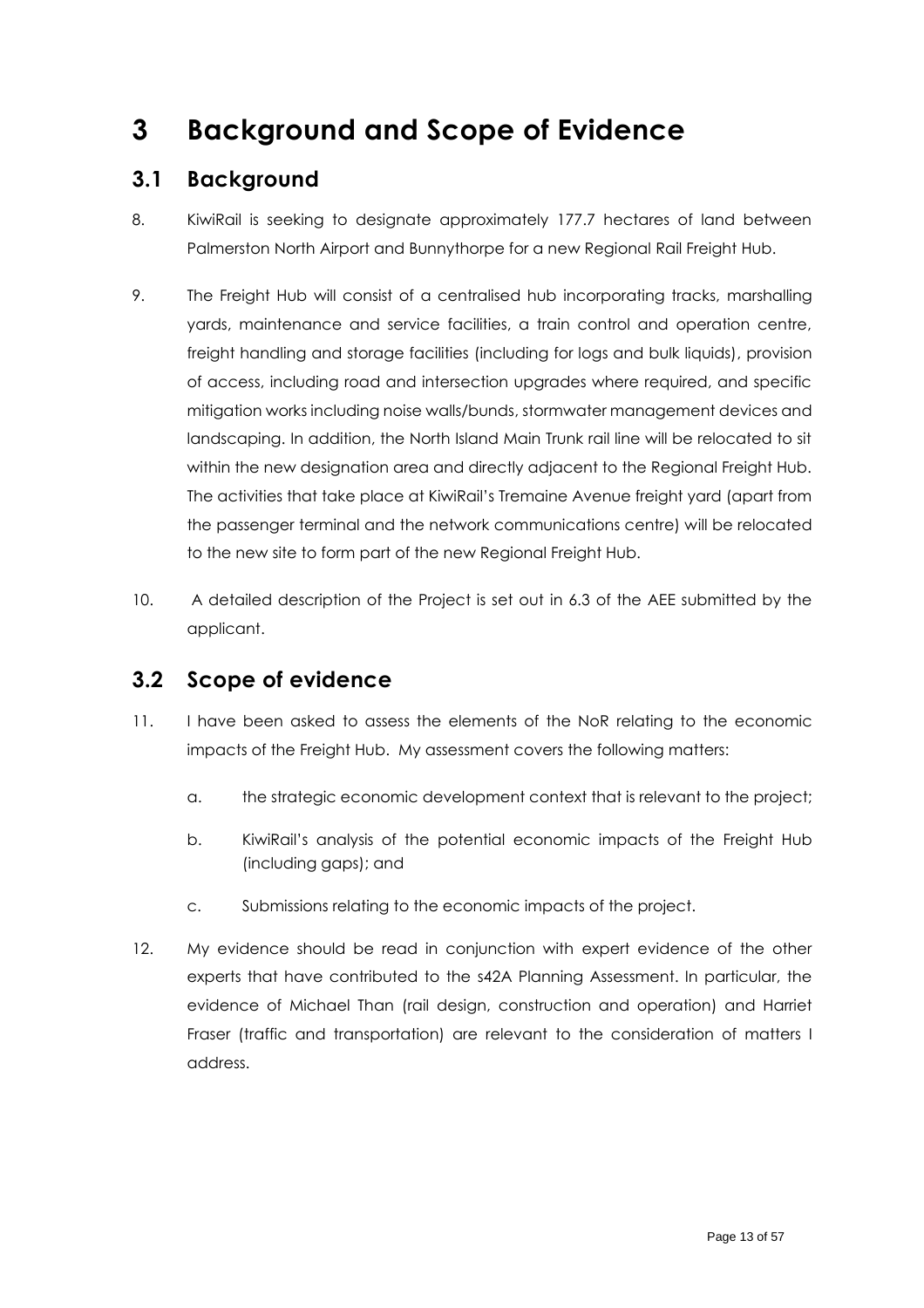# 3 Background and Scope of Evidence

## 3.1 Background

8. KiwiRail is seeking to designate approximately 177.7 hectares of land between Palmerston North Airport and Bunnythorpe for a new Regional Rail Freight Hub.

9. The Freight Hub will consist of a centralised hub incorporating tracks, marshalling yards, maintenance and service facilities, a train control and operation centre, freight handling and storage facilities (including for logs and bulk liquids), provision of access, including road and intersection upgrades where required, and specific mitigation works including noise walls/bunds, stormwater management devices and landscaping. In addition, the North Island Main Trunk rail line will be relocated to sit within the new designation area and directly adjacent to the Regional Freight Hub. The activities that take place at KiwiRail's Tremaine Avenue freight yard (apart from the passenger terminal and the network communications centre) will be relocated to the new site to form part of the new Regional Freight Hub.

10. A detailed description of the Project is set out in 6.3 of the AEE submitted by the applicant.

## 3.2 Scope of evidence

11. I have been asked to assess the elements of the NoR relating to the economic impacts of the Freight Hub. My assessment covers the following matters:

    a. the strategic economic development context that is relevant to the project;

    b. KiwiRail's analysis of the potential economic impacts of the Freight Hub (including gaps); and

    c. Submissions relating to the economic impacts of the project.

12. My evidence should be read in conjunction with expert evidence of the other experts that have contributed to the s42A Planning Assessment. In particular, the evidence of Michael Than (rail design, construction and operation) and Harriet Fraser (traffic and transportation) are relevant to the consideration of matters I address.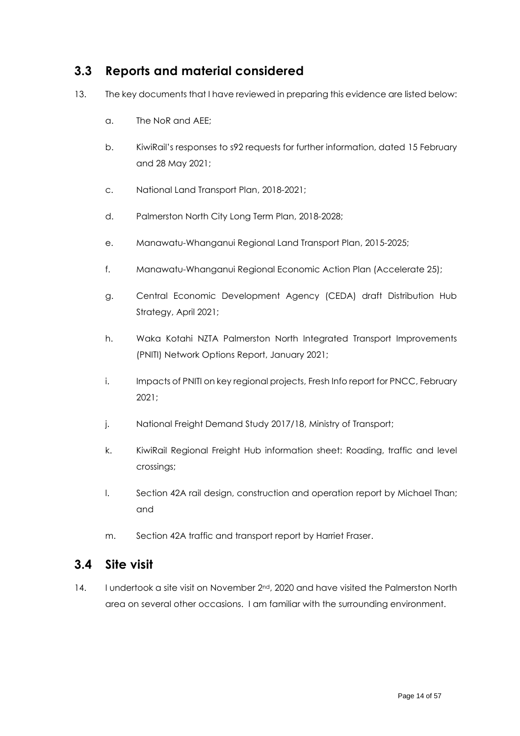## 3.3 Reports and material considered

13. The key documents that I have reviewed in preparing this evidence are listed below:

    a. The NoR and AEE;

    b. KiwiRail's responses to s92 requests for further information, dated 15 February and 28 May 2021;

    c. National Land Transport Plan, 2018-2021;

    d. Palmerston North City Long Term Plan, 2018-2028;

    e. Manawatu-Whanganui Regional Land Transport Plan, 2015-2025;

    f. Manawatu-Whanganui Regional Economic Action Plan (Accelerate 25);

    g. Central Economic Development Agency (CEDA) draft Distribution Hub Strategy, April 2021;

    h. Waka Kotahi NZTA Palmerston North Integrated Transport Improvements (PNITI) Network Options Report, January 2021;

    i. Impacts of PNITI on key regional projects, Fresh Info report for PNCC, February 2021;

    j. National Freight Demand Study 2017/18, Ministry of Transport;

    k. KiwiRail Regional Freight Hub information sheet: Roading, traffic and level crossings;

    l. Section 42A rail design, construction and operation report by Michael Than; and

    m. Section 42A traffic and transport report by Harriet Fraser.

## 3.4 Site visit

14. I undertook a site visit on November 2nd, 2020 and have visited the Palmerston North area on several other occasions. I am familiar with the surrounding environment.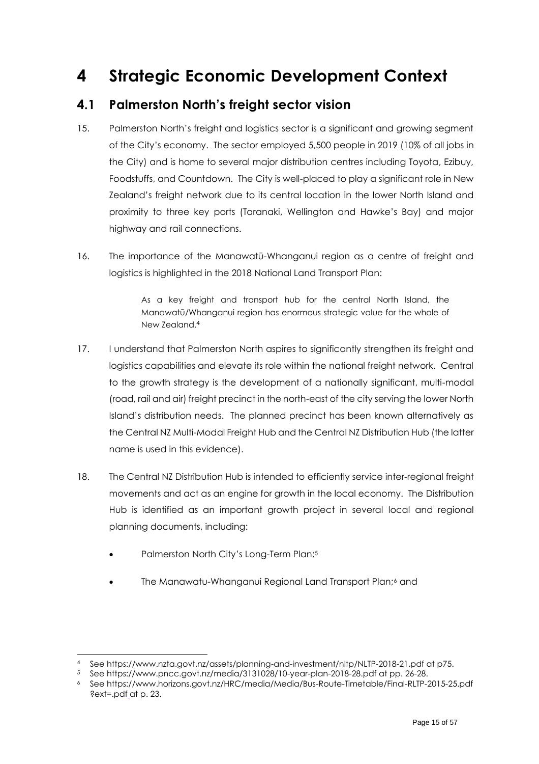# 4 Strategic Economic Development Context

## 4.1 Palmerston North's freight sector vision

15. Palmerston North's freight and logistics sector is a significant and growing segment of the City's economy. The sector employed 5,500 people in 2019 (10% of all jobs in the City) and is home to several major distribution centres including Toyota, Ezibuy, Foodstuffs, and Countdown. The City is well-placed to play a significant role in New Zealand's freight network due to its central location in the lower North Island and proximity to three key ports (Taranaki, Wellington and Hawke's Bay) and major highway and rail connections.

16. The importance of the Manawatū-Whanganui region as a centre of freight and logistics is highlighted in the 2018 National Land Transport Plan:

> As a key freight and transport hub for the central North Island, the Manawatū/Whanganui region has enormous strategic value for the whole of New Zealand.[4]

17. I understand that Palmerston North aspires to significantly strengthen its freight and logistics capabilities and elevate its role within the national freight network. Central to the growth strategy is the development of a nationally significant, multi-modal (road, rail and air) freight precinct in the north-east of the city serving the lower North Island's distribution needs. The planned precinct has been known alternatively as the Central NZ Multi-Modal Freight Hub and the Central NZ Distribution Hub (the latter name is used in this evidence).

18. The Central NZ Distribution Hub is intended to efficiently service inter-regional freight movements and act as an engine for growth in the local economy. The Distribution Hub is identified as an important growth project in several local and regional planning documents, including:

- Palmerston North City's Long-Term Plan;[5]
- The Manawatu-Whanganui Regional Land Transport Plan;[6] and

---

[4] See https://www.nzta.govt.nz/assets/planning-and-investment/nltp/NLTP-2018-21.pdf at p75.

[5] See https://www.pncc.govt.nz/media/3131028/10-year-plan-2018-28.pdf at pp. 26-28.

[6] See https://www.horizons.govt.nz/HRC/media/Media/Bus-Route-Timetable/Final-RLTP-2015-25.pdf ?ext=.pdf at p. 23.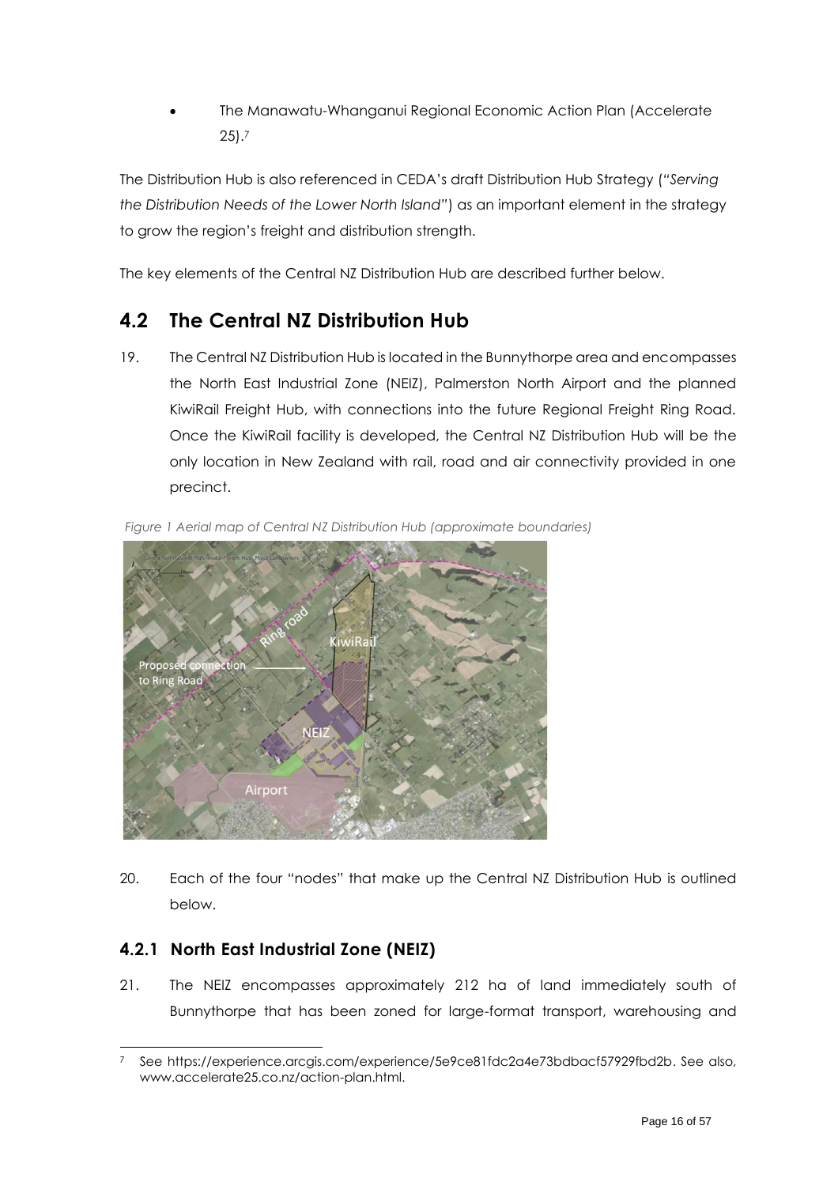- The Manawatu-Whanganui Regional Economic Action Plan (Accelerate 25).[7]

The Distribution Hub is also referenced in CEDA's draft Distribution Hub Strategy (*"Serving the Distribution Needs of the Lower North Island"*) as an important element in the strategy to grow the region's freight and distribution strength.

The key elements of the Central NZ Distribution Hub are described further below.

## 4.2 The Central NZ Distribution Hub

19. The Central NZ Distribution Hub is located in the Bunnythorpe area and encompasses the North East Industrial Zone (NEIZ), Palmerston North Airport and the planned KiwiRail Freight Hub, with connections into the future Regional Freight Ring Road. Once the KiwiRail facility is developed, the Central NZ Distribution Hub will be the only location in New Zealand with rail, road and air connectivity provided in one precinct.

*Figure 1 Aerial map of Central NZ Distribution Hub (approximate boundaries)*

20. Each of the four "nodes" that make up the Central NZ Distribution Hub is outlined below.

### 4.2.1 North East Industrial Zone (NEIZ)

21. The NEIZ encompasses approximately 212 ha of land immediately south of Bunnythorpe that has been zoned for large-format transport, warehousing and

---

[7] See https://experience.arcgis.com/experience/5e9ce81fdc2a4e73bdbacf57929fbd2b. See also, www.accelerate25.co.nz/action-plan.html.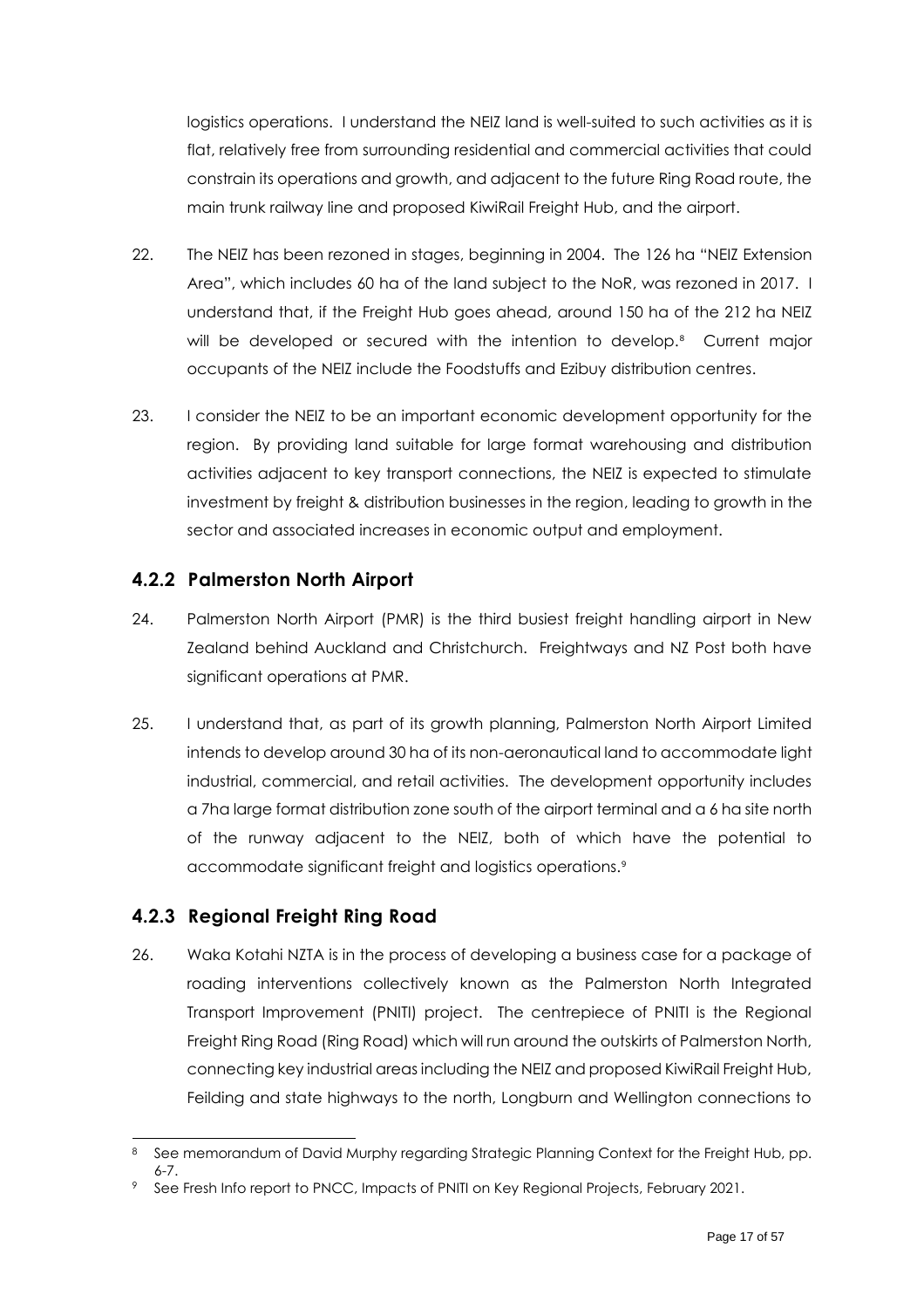logistics operations. I understand the NEIZ land is well-suited to such activities as it is flat, relatively free from surrounding residential and commercial activities that could constrain its operations and growth, and adjacent to the future Ring Road route, the main trunk railway line and proposed KiwiRail Freight Hub, and the airport.

22. The NEIZ has been rezoned in stages, beginning in 2004. The 126 ha "NEIZ Extension Area", which includes 60 ha of the land subject to the NoR, was rezoned in 2017. I understand that, if the Freight Hub goes ahead, around 150 ha of the 212 ha NEIZ will be developed or secured with the intention to develop.[8] Current major occupants of the NEIZ include the Foodstuffs and Ezibuy distribution centres.

23. I consider the NEIZ to be an important economic development opportunity for the region. By providing land suitable for large format warehousing and distribution activities adjacent to key transport connections, the NEIZ is expected to stimulate investment by freight & distribution businesses in the region, leading to growth in the sector and associated increases in economic output and employment.

### 4.2.2 Palmerston North Airport

24. Palmerston North Airport (PMR) is the third busiest freight handling airport in New Zealand behind Auckland and Christchurch. Freightways and NZ Post both have significant operations at PMR.

25. I understand that, as part of its growth planning, Palmerston North Airport Limited intends to develop around 30 ha of its non-aeronautical land to accommodate light industrial, commercial, and retail activities. The development opportunity includes a 7ha large format distribution zone south of the airport terminal and a 6 ha site north of the runway adjacent to the NEIZ, both of which have the potential to accommodate significant freight and logistics operations.[9]

### 4.2.3 Regional Freight Ring Road

26. Waka Kotahi NZTA is in the process of developing a business case for a package of roading interventions collectively known as the Palmerston North Integrated Transport Improvement (PNITI) project. The centrepiece of PNITI is the Regional Freight Ring Road (Ring Road) which will run around the outskirts of Palmerston North, connecting key industrial areas including the NEIZ and proposed KiwiRail Freight Hub, Feilding and state highways to the north, Longburn and Wellington connections to

---

[8] See memorandum of David Murphy regarding Strategic Planning Context for the Freight Hub, pp. 6-7.

[9] See Fresh Info report to PNCC, Impacts of PNITI on Key Regional Projects, February 2021.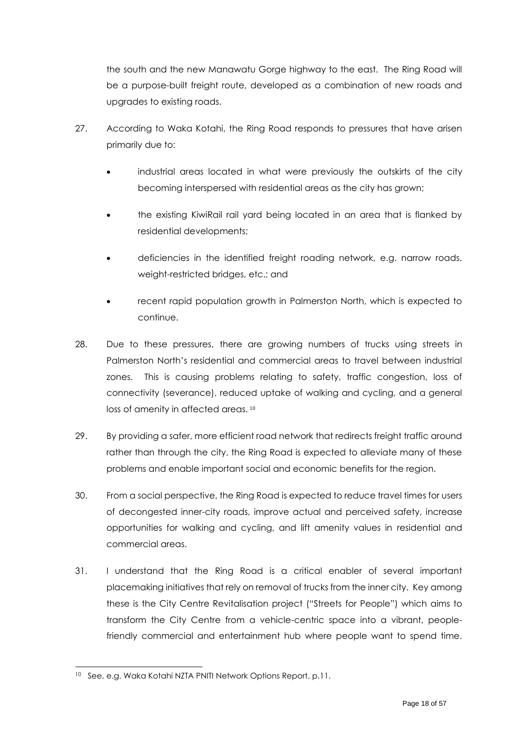the south and the new Manawatu Gorge highway to the east. The Ring Road will be a purpose-built freight route, developed as a combination of new roads and upgrades to existing roads.

27. According to Waka Kotahi, the Ring Road responds to pressures that have arisen primarily due to:

   - industrial areas located in what were previously the outskirts of the city becoming interspersed with residential areas as the city has grown;
   - the existing KiwiRail rail yard being located in an area that is flanked by residential developments;
   - deficiencies in the identified freight roading network, e.g. narrow roads, weight-restricted bridges, etc.; and
   - recent rapid population growth in Palmerston North, which is expected to continue.

28. Due to these pressures, there are growing numbers of trucks using streets in Palmerston North's residential and commercial areas to travel between industrial zones. This is causing problems relating to safety, traffic congestion, loss of connectivity (severance), reduced uptake of walking and cycling, and a general loss of amenity in affected areas. [10]

29. By providing a safer, more efficient road network that redirects freight traffic around rather than through the city, the Ring Road is expected to alleviate many of these problems and enable important social and economic benefits for the region.

30. From a social perspective, the Ring Road is expected to reduce travel times for users of decongested inner-city roads, improve actual and perceived safety, increase opportunities for walking and cycling, and lift amenity values in residential and commercial areas.

31. I understand that the Ring Road is a critical enabler of several important placemaking initiatives that rely on removal of trucks from the inner city. Key among these is the City Centre Revitalisation project ("Streets for People") which aims to transform the City Centre from a vehicle-centric space into a vibrant, people-friendly commercial and entertainment hub where people want to spend time.

---

[10] See, e.g. Waka Kotahi NZTA PNITI Network Options Report, p.11.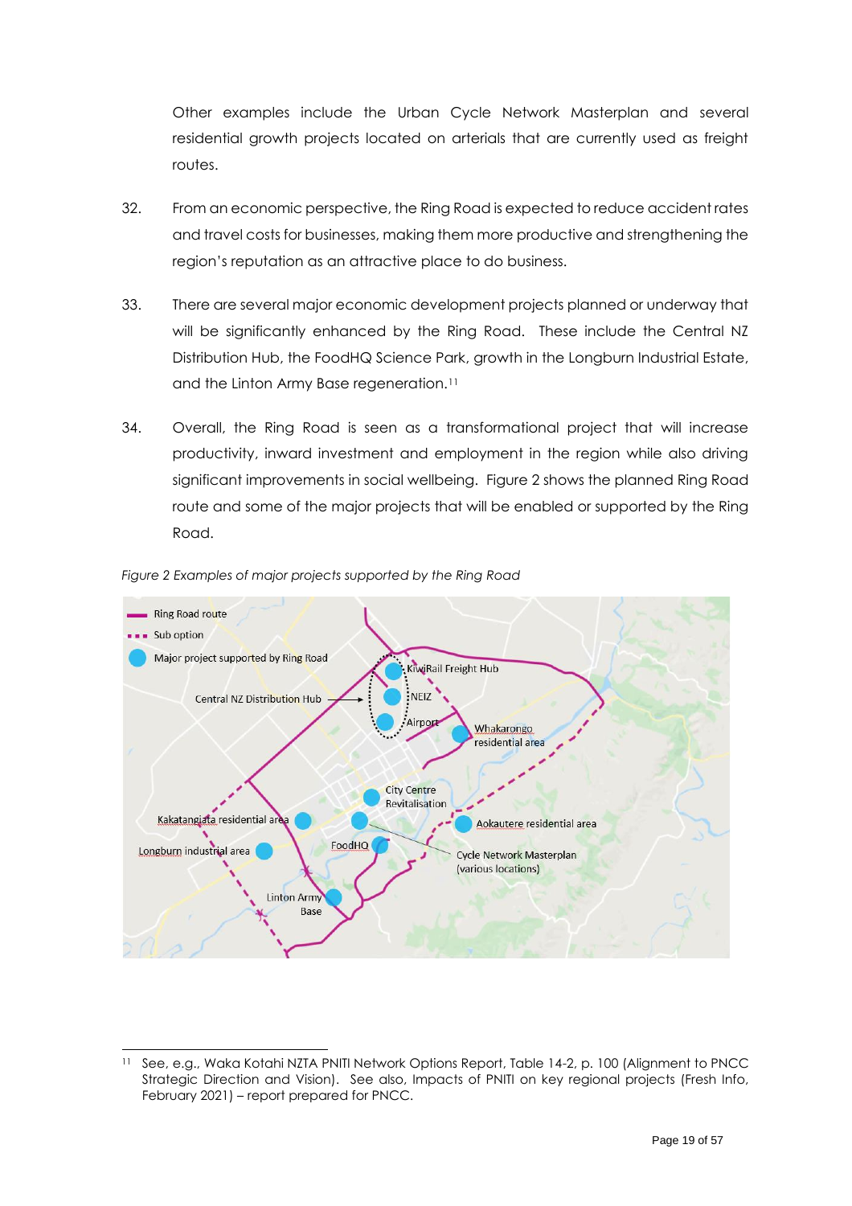Other examples include the Urban Cycle Network Masterplan and several residential growth projects located on arterials that are currently used as freight routes.

32. From an economic perspective, the Ring Road is expected to reduce accident rates and travel costs for businesses, making them more productive and strengthening the region's reputation as an attractive place to do business.

33. There are several major economic development projects planned or underway that will be significantly enhanced by the Ring Road. These include the Central NZ Distribution Hub, the FoodHQ Science Park, growth in the Longburn Industrial Estate, and the Linton Army Base regeneration.[11]

34. Overall, the Ring Road is seen as a transformational project that will increase productivity, inward investment and employment in the region while also driving significant improvements in social wellbeing. Figure 2 shows the planned Ring Road route and some of the major projects that will be enabled or supported by the Ring Road.

*Figure 2 Examples of major projects supported by the Ring Road*

[11] See, e.g., Waka Kotahi NZTA PNITI Network Options Report, Table 14-2, p. 100 (Alignment to PNCC Strategic Direction and Vision). See also, Impacts of PNITI on key regional projects (Fresh Info, February 2021) – report prepared for PNCC.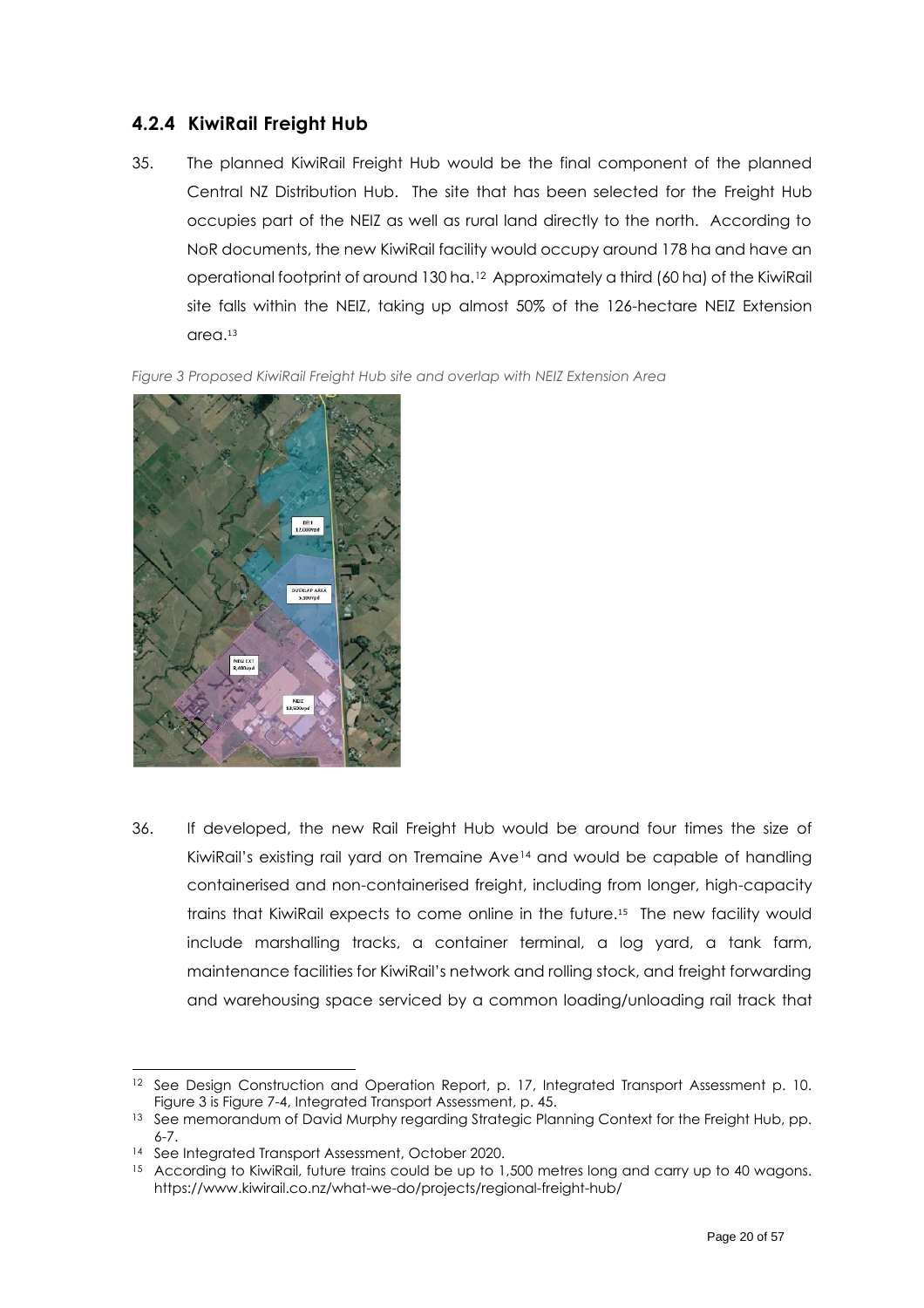### 4.2.4 KiwiRail Freight Hub

35. The planned KiwiRail Freight Hub would be the final component of the planned Central NZ Distribution Hub. The site that has been selected for the Freight Hub occupies part of the NEIZ as well as rural land directly to the north. According to NoR documents, the new KiwiRail facility would occupy around 178 ha and have an operational footprint of around 130 ha.[12] Approximately a third (60 ha) of the KiwiRail site falls within the NEIZ, taking up almost 50% of the 126-hectare NEIZ Extension area.[13]

*Figure 3 Proposed KiwiRail Freight Hub site and overlap with NEIZ Extension Area*

36. If developed, the new Rail Freight Hub would be around four times the size of KiwiRail's existing rail yard on Tremaine Ave[14] and would be capable of handling containerised and non-containerised freight, including from longer, high-capacity trains that KiwiRail expects to come online in the future.[15] The new facility would include marshalling tracks, a container terminal, a log yard, a tank farm, maintenance facilities for KiwiRail's network and rolling stock, and freight forwarding and warehousing space serviced by a common loading/unloading rail track that

---

[12] See Design Construction and Operation Report, p. 17, Integrated Transport Assessment p. 10. Figure 3 is Figure 7-4, Integrated Transport Assessment, p. 45.

[13] See memorandum of David Murphy regarding Strategic Planning Context for the Freight Hub, pp. 6-7.

[14] See Integrated Transport Assessment, October 2020.

[15] According to KiwiRail, future trains could be up to 1,500 metres long and carry up to 40 wagons. https://www.kiwirail.co.nz/what-we-do/projects/regional-freight-hub/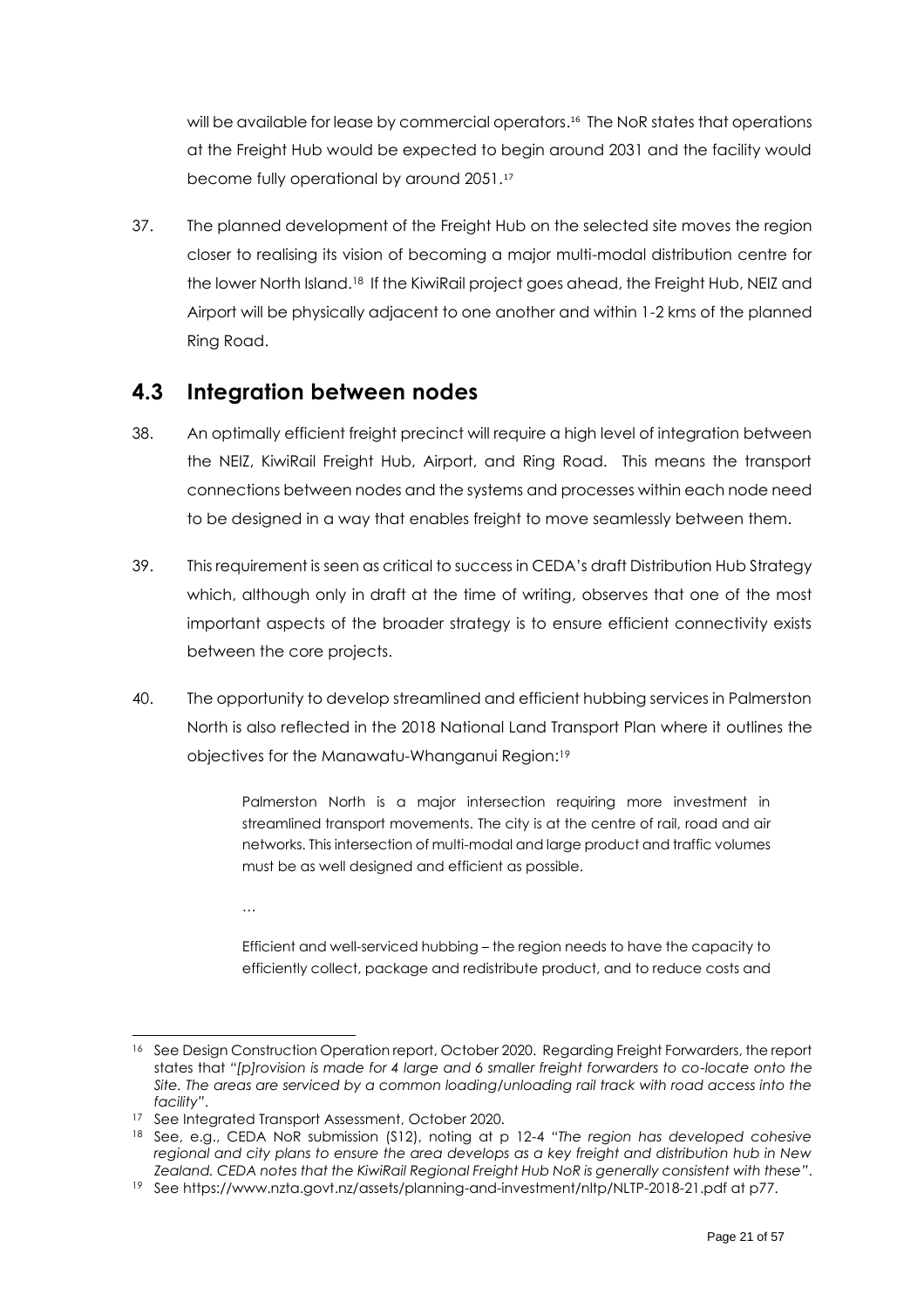will be available for lease by commercial operators.[16] The NoR states that operations at the Freight Hub would be expected to begin around 2031 and the facility would become fully operational by around 2051.[17]

37. The planned development of the Freight Hub on the selected site moves the region closer to realising its vision of becoming a major multi-modal distribution centre for the lower North Island.[18] If the KiwiRail project goes ahead, the Freight Hub, NEIZ and Airport will be physically adjacent to one another and within 1-2 kms of the planned Ring Road.

## 4.3 Integration between nodes

38. An optimally efficient freight precinct will require a high level of integration between the NEIZ, KiwiRail Freight Hub, Airport, and Ring Road. This means the transport connections between nodes and the systems and processes within each node need to be designed in a way that enables freight to move seamlessly between them.

39. This requirement is seen as critical to success in CEDA's draft Distribution Hub Strategy which, although only in draft at the time of writing, observes that one of the most important aspects of the broader strategy is to ensure efficient connectivity exists between the core projects.

40. The opportunity to develop streamlined and efficient hubbing services in Palmerston North is also reflected in the 2018 National Land Transport Plan where it outlines the objectives for the Manawatu-Whanganui Region:[19]

> Palmerston North is a major intersection requiring more investment in streamlined transport movements. The city is at the centre of rail, road and air networks. This intersection of multi-modal and large product and traffic volumes must be as well designed and efficient as possible.
>
> …
>
> Efficient and well-serviced hubbing – the region needs to have the capacity to efficiently collect, package and redistribute product, and to reduce costs and

---

[16] See Design Construction Operation report, October 2020. Regarding Freight Forwarders, the report states that *"[p]rovision is made for 4 large and 6 smaller freight forwarders to co-locate onto the Site. The areas are serviced by a common loading/unloading rail track with road access into the facility"*.

[17] See Integrated Transport Assessment, October 2020.

[18] See, e.g., CEDA NoR submission (S12), noting at p 12-4 *"The region has developed cohesive regional and city plans to ensure the area develops as a key freight and distribution hub in New Zealand. CEDA notes that the KiwiRail Regional Freight Hub NoR is generally consistent with these"*.

[19] See https://www.nzta.govt.nz/assets/planning-and-investment/nltp/NLTP-2018-21.pdf at p77.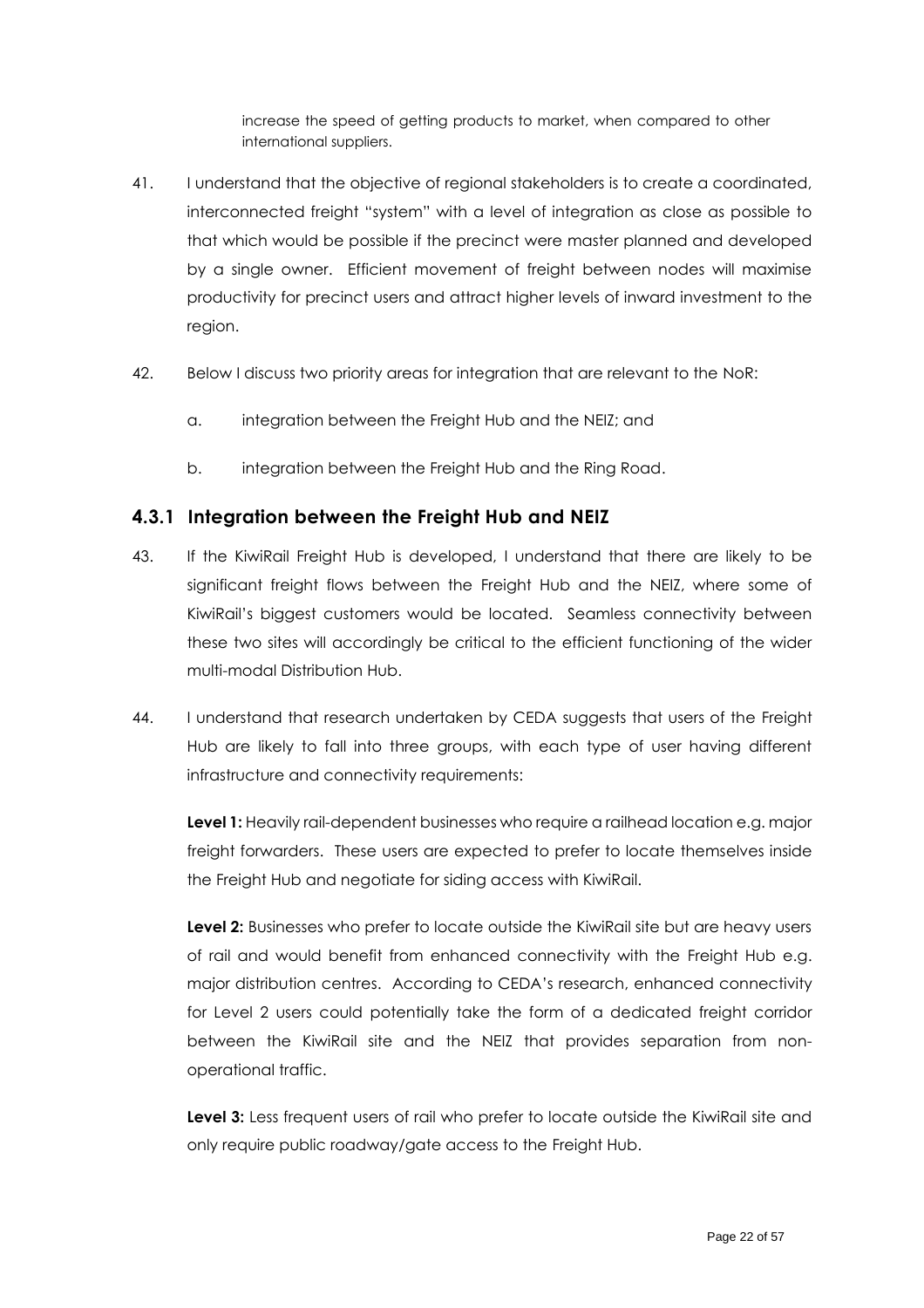increase the speed of getting products to market, when compared to other international suppliers.

41. I understand that the objective of regional stakeholders is to create a coordinated, interconnected freight "system" with a level of integration as close as possible to that which would be possible if the precinct were master planned and developed by a single owner. Efficient movement of freight between nodes will maximise productivity for precinct users and attract higher levels of inward investment to the region.

42. Below I discuss two priority areas for integration that are relevant to the NoR:

    a. integration between the Freight Hub and the NEIZ; and

    b. integration between the Freight Hub and the Ring Road.

### 4.3.1 Integration between the Freight Hub and NEIZ

43. If the KiwiRail Freight Hub is developed, I understand that there are likely to be significant freight flows between the Freight Hub and the NEIZ, where some of KiwiRail's biggest customers would be located. Seamless connectivity between these two sites will accordingly be critical to the efficient functioning of the wider multi-modal Distribution Hub.

44. I understand that research undertaken by CEDA suggests that users of the Freight Hub are likely to fall into three groups, with each type of user having different infrastructure and connectivity requirements:

    **Level 1:** Heavily rail-dependent businesses who require a railhead location e.g. major freight forwarders. These users are expected to prefer to locate themselves inside the Freight Hub and negotiate for siding access with KiwiRail.

    **Level 2:** Businesses who prefer to locate outside the KiwiRail site but are heavy users of rail and would benefit from enhanced connectivity with the Freight Hub e.g. major distribution centres. According to CEDA's research, enhanced connectivity for Level 2 users could potentially take the form of a dedicated freight corridor between the KiwiRail site and the NEIZ that provides separation from non-operational traffic.

    **Level 3:** Less frequent users of rail who prefer to locate outside the KiwiRail site and only require public roadway/gate access to the Freight Hub.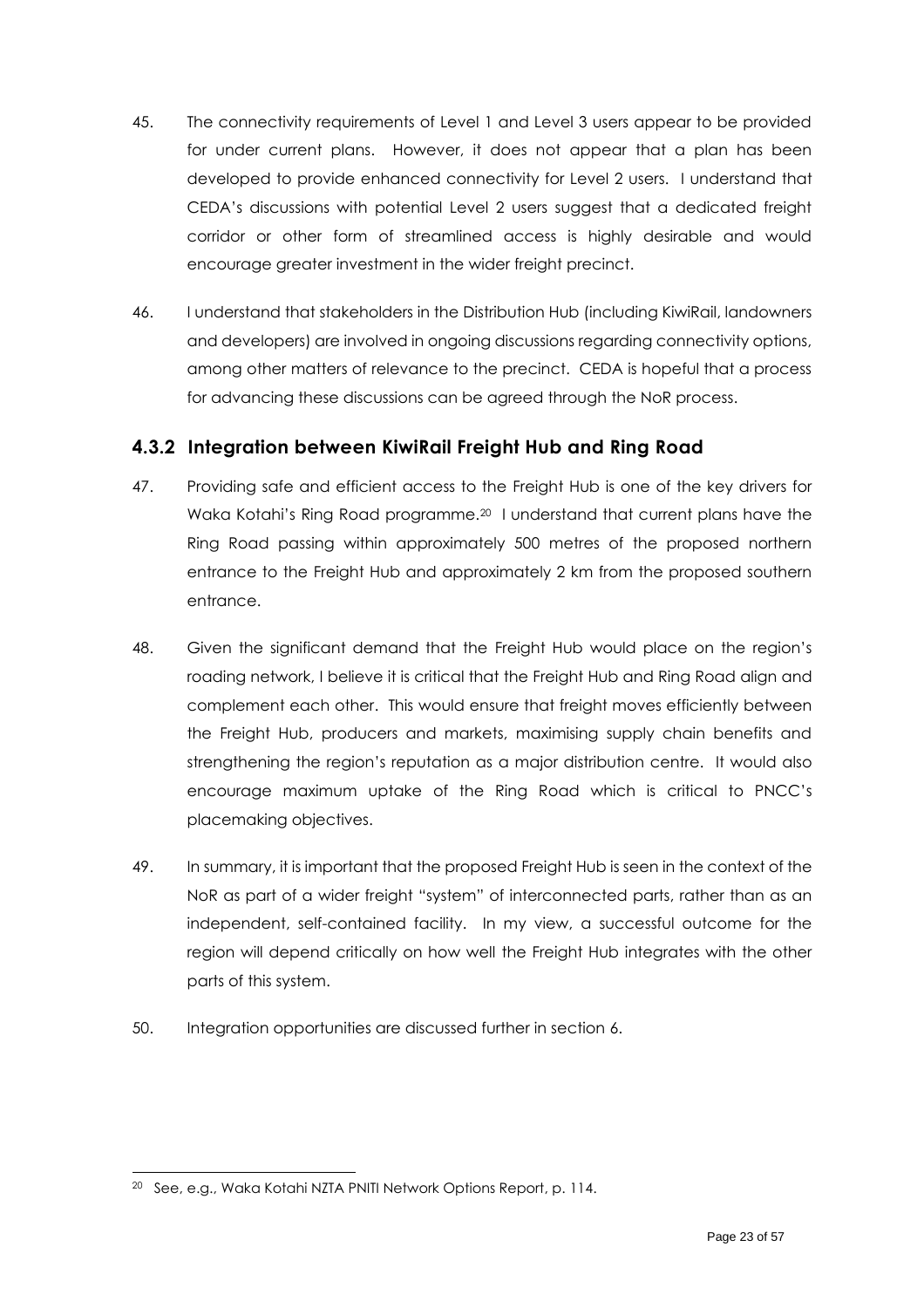45. The connectivity requirements of Level 1 and Level 3 users appear to be provided for under current plans. However, it does not appear that a plan has been developed to provide enhanced connectivity for Level 2 users. I understand that CEDA's discussions with potential Level 2 users suggest that a dedicated freight corridor or other form of streamlined access is highly desirable and would encourage greater investment in the wider freight precinct.

46. I understand that stakeholders in the Distribution Hub (including KiwiRail, landowners and developers) are involved in ongoing discussions regarding connectivity options, among other matters of relevance to the precinct. CEDA is hopeful that a process for advancing these discussions can be agreed through the NoR process.

### 4.3.2 Integration between KiwiRail Freight Hub and Ring Road

47. Providing safe and efficient access to the Freight Hub is one of the key drivers for Waka Kotahi's Ring Road programme.[20] I understand that current plans have the Ring Road passing within approximately 500 metres of the proposed northern entrance to the Freight Hub and approximately 2 km from the proposed southern entrance.

48. Given the significant demand that the Freight Hub would place on the region's roading network, I believe it is critical that the Freight Hub and Ring Road align and complement each other. This would ensure that freight moves efficiently between the Freight Hub, producers and markets, maximising supply chain benefits and strengthening the region's reputation as a major distribution centre. It would also encourage maximum uptake of the Ring Road which is critical to PNCC's placemaking objectives.

49. In summary, it is important that the proposed Freight Hub is seen in the context of the NoR as part of a wider freight "system" of interconnected parts, rather than as an independent, self-contained facility. In my view, a successful outcome for the region will depend critically on how well the Freight Hub integrates with the other parts of this system.

50. Integration opportunities are discussed further in section 6.

---

[20] See, e.g., Waka Kotahi NZTA PNITI Network Options Report, p. 114.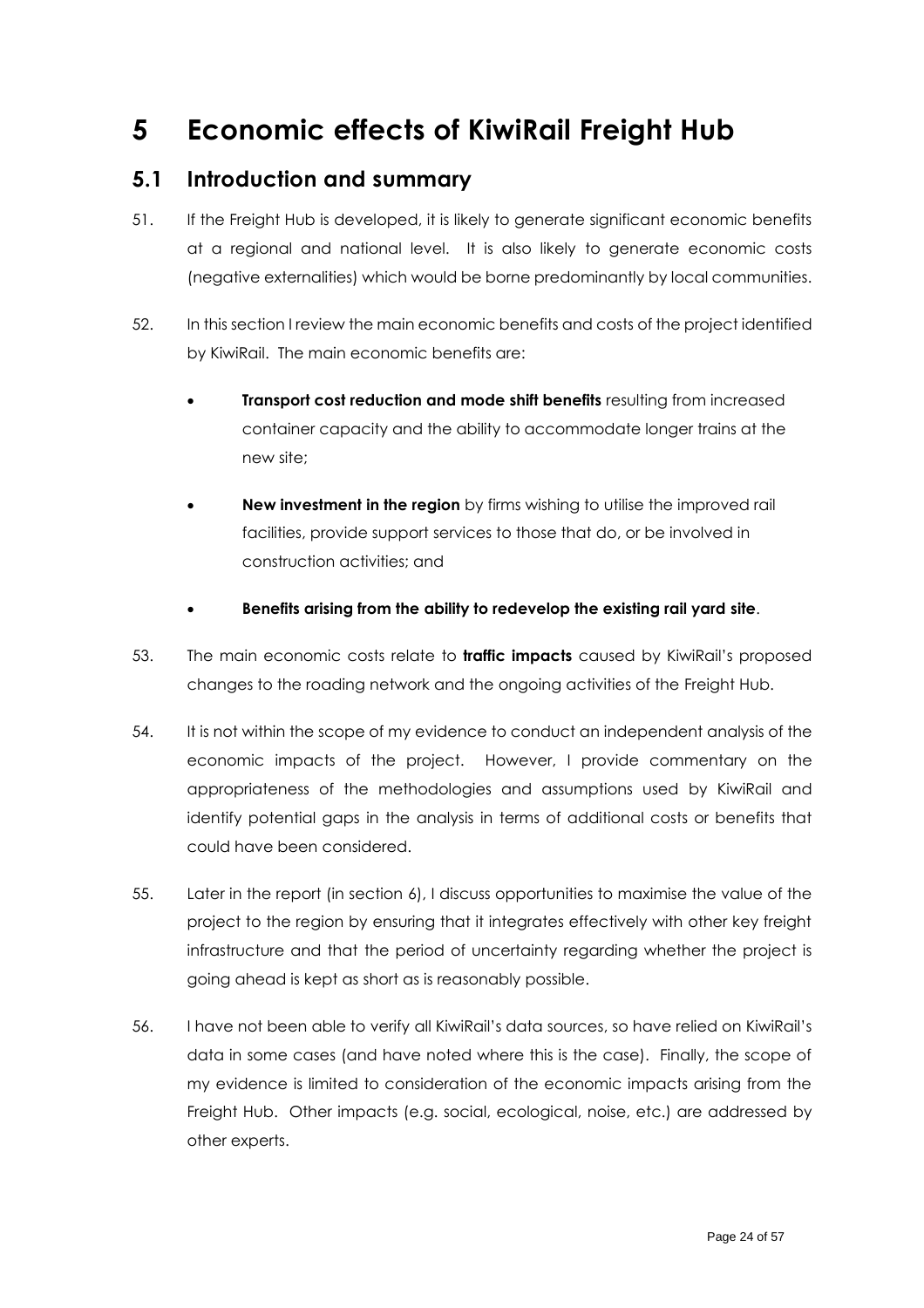# 5 Economic effects of KiwiRail Freight Hub

## 5.1 Introduction and summary

51. If the Freight Hub is developed, it is likely to generate significant economic benefits at a regional and national level. It is also likely to generate economic costs (negative externalities) which would be borne predominantly by local communities.

52. In this section I review the main economic benefits and costs of the project identified by KiwiRail. The main economic benefits are:

- **Transport cost reduction and mode shift benefits** resulting from increased container capacity and the ability to accommodate longer trains at the new site;
- **New investment in the region** by firms wishing to utilise the improved rail facilities, provide support services to those that do, or be involved in construction activities; and
- **Benefits arising from the ability to redevelop the existing rail yard site**.

53. The main economic costs relate to **traffic impacts** caused by KiwiRail's proposed changes to the roading network and the ongoing activities of the Freight Hub.

54. It is not within the scope of my evidence to conduct an independent analysis of the economic impacts of the project. However, I provide commentary on the appropriateness of the methodologies and assumptions used by KiwiRail and identify potential gaps in the analysis in terms of additional costs or benefits that could have been considered.

55. Later in the report (in section 6), I discuss opportunities to maximise the value of the project to the region by ensuring that it integrates effectively with other key freight infrastructure and that the period of uncertainty regarding whether the project is going ahead is kept as short as is reasonably possible.

56. I have not been able to verify all KiwiRail's data sources, so have relied on KiwiRail's data in some cases (and have noted where this is the case). Finally, the scope of my evidence is limited to consideration of the economic impacts arising from the Freight Hub. Other impacts (e.g. social, ecological, noise, etc.) are addressed by other experts.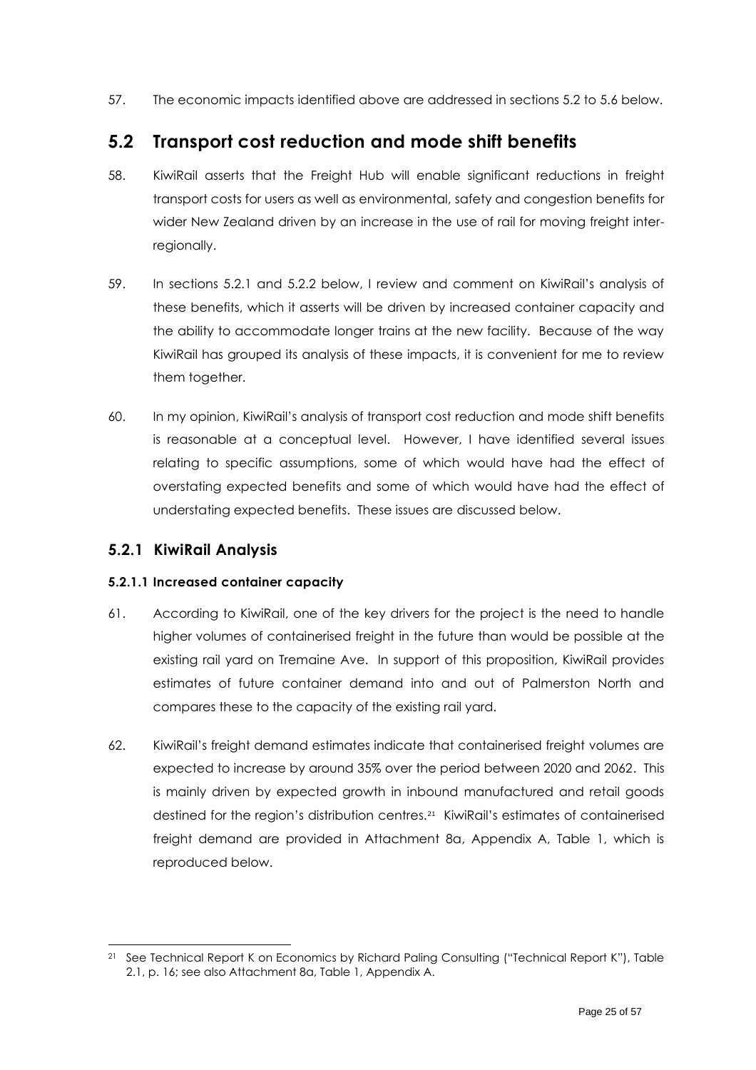57. The economic impacts identified above are addressed in sections 5.2 to 5.6 below.

## 5.2 Transport cost reduction and mode shift benefits

58. KiwiRail asserts that the Freight Hub will enable significant reductions in freight transport costs for users as well as environmental, safety and congestion benefits for wider New Zealand driven by an increase in the use of rail for moving freight inter-regionally.

59. In sections 5.2.1 and 5.2.2 below, I review and comment on KiwiRail's analysis of these benefits, which it asserts will be driven by increased container capacity and the ability to accommodate longer trains at the new facility. Because of the way KiwiRail has grouped its analysis of these impacts, it is convenient for me to review them together.

60. In my opinion, KiwiRail's analysis of transport cost reduction and mode shift benefits is reasonable at a conceptual level. However, I have identified several issues relating to specific assumptions, some of which would have had the effect of overstating expected benefits and some of which would have had the effect of understating expected benefits. These issues are discussed below.

### 5.2.1 KiwiRail Analysis

#### 5.2.1.1 Increased container capacity

61. According to KiwiRail, one of the key drivers for the project is the need to handle higher volumes of containerised freight in the future than would be possible at the existing rail yard on Tremaine Ave. In support of this proposition, KiwiRail provides estimates of future container demand into and out of Palmerston North and compares these to the capacity of the existing rail yard.

62. KiwiRail's freight demand estimates indicate that containerised freight volumes are expected to increase by around 35% over the period between 2020 and 2062. This is mainly driven by expected growth in inbound manufactured and retail goods destined for the region's distribution centres.[21] KiwiRail's estimates of containerised freight demand are provided in Attachment 8a, Appendix A, Table 1, which is reproduced below.

[21] See Technical Report K on Economics by Richard Paling Consulting ("Technical Report K"), Table 2.1, p. 16; see also Attachment 8a, Table 1, Appendix A.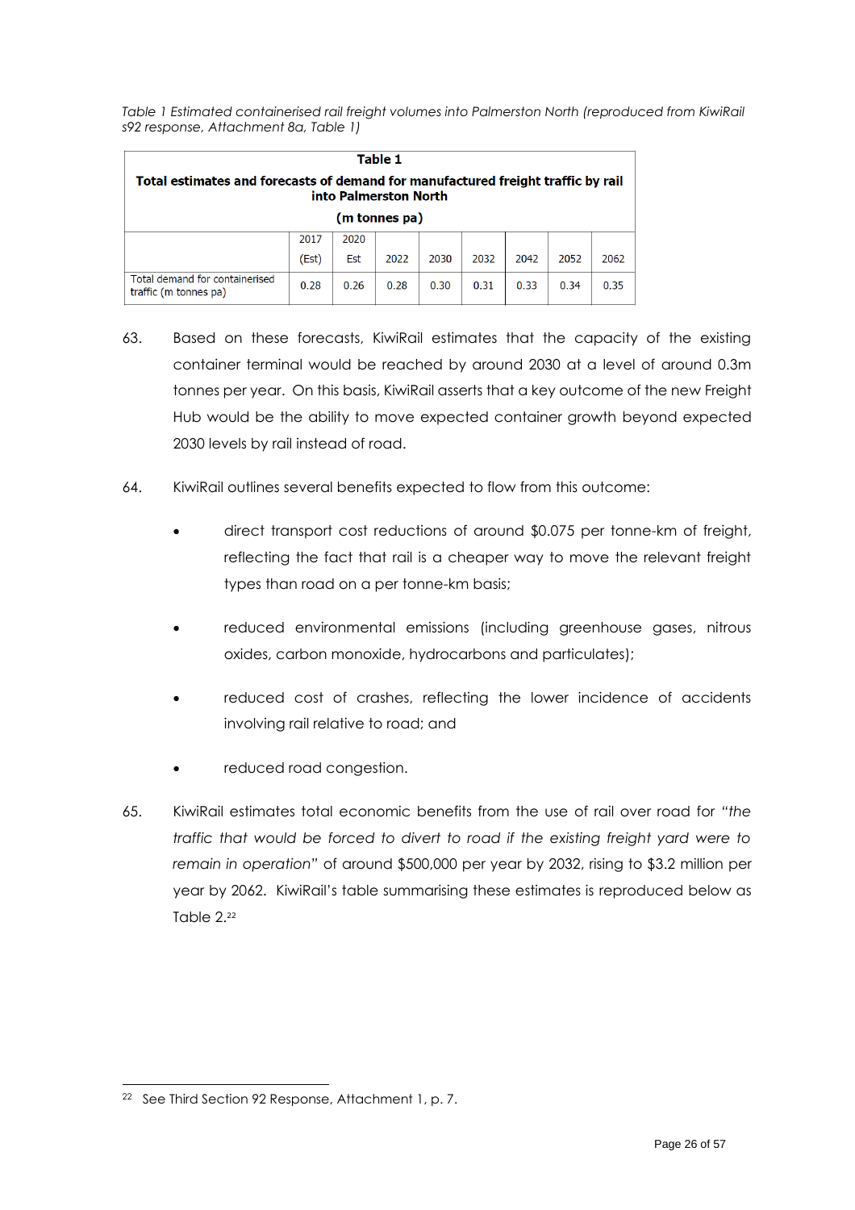*Table 1 Estimated containerised rail freight volumes into Palmerston North (reproduced from KiwiRail s92 response, Attachment 8a, Table 1)*

| Table 1<br>Total estimates and forecasts of demand for manufactured freight traffic by rail into Palmerston North<br>(m tonnes pa) | | | | | | | | |
|---|---|---|---|---|---|---|---|---|
| | 2017 (Est) | 2020 Est | 2022 | 2030 | 2032 | 2042 | 2052 | 2062 |
| Total demand for containerised traffic (m tonnes pa) | 0.28 | 0.26 | 0.28 | 0.30 | 0.31 | 0.33 | 0.34 | 0.35 |

63. Based on these forecasts, KiwiRail estimates that the capacity of the existing container terminal would be reached by around 2030 at a level of around 0.3m tonnes per year. On this basis, KiwiRail asserts that a key outcome of the new Freight Hub would be the ability to move expected container growth beyond expected 2030 levels by rail instead of road.

64. KiwiRail outlines several benefits expected to flow from this outcome:

   - direct transport cost reductions of around \$0.075 per tonne-km of freight, reflecting the fact that rail is a cheaper way to move the relevant freight types than road on a per tonne-km basis;
   - reduced environmental emissions (including greenhouse gases, nitrous oxides, carbon monoxide, hydrocarbons and particulates);
   - reduced cost of crashes, reflecting the lower incidence of accidents involving rail relative to road; and
   - reduced road congestion.

65. KiwiRail estimates total economic benefits from the use of rail over road for *"the traffic that would be forced to divert to road if the existing freight yard were to remain in operation"* of around \$500,000 per year by 2032, rising to \$3.2 million per year by 2062. KiwiRail's table summarising these estimates is reproduced below as Table 2.[22]

[22] See Third Section 92 Response, Attachment 1, p. 7.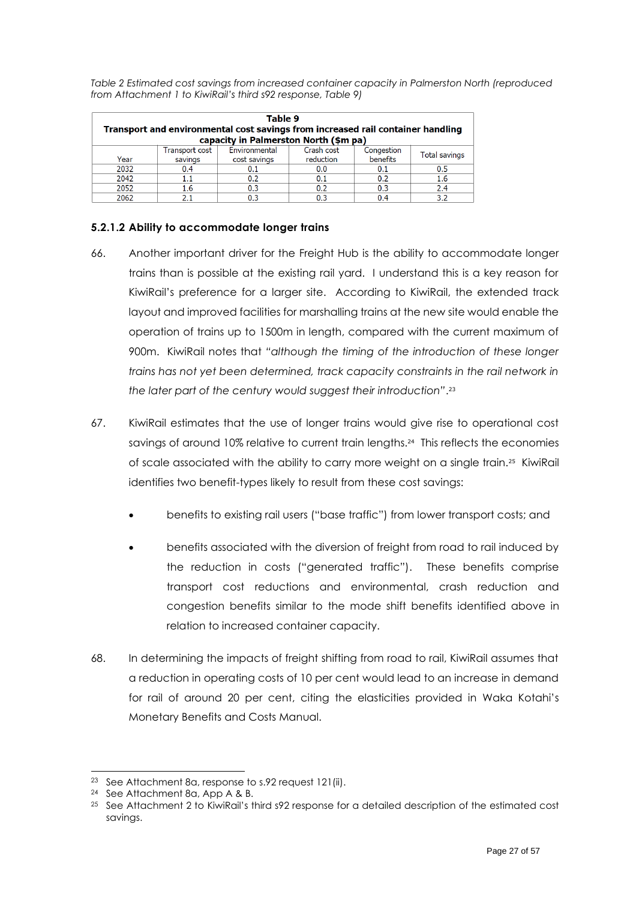*Table 2 Estimated cost savings from increased container capacity in Palmerston North (reproduced from Attachment 1 to KiwiRail's third s92 response, Table 9)*

| **Table 9 Transport and environmental cost savings from increased rail container handling capacity in Palmerston North ($m pa)** | | | | | |
|---|---|---|---|---|---|
| Year | Transport cost savings | Environmental cost savings | Crash cost reduction | Congestion benefits | Total savings |
| 2032 | 0.4 | 0.1 | 0.0 | 0.1 | 0.5 |
| 2042 | 1.1 | 0.2 | 0.1 | 0.2 | 1.6 |
| 2052 | 1.6 | 0.3 | 0.2 | 0.3 | 2.4 |
| 2062 | 2.1 | 0.3 | 0.3 | 0.4 | 3.2 |

#### 5.2.1.2 Ability to accommodate longer trains

66. Another important driver for the Freight Hub is the ability to accommodate longer trains than is possible at the existing rail yard. I understand this is a key reason for KiwiRail's preference for a larger site. According to KiwiRail, the extended track layout and improved facilities for marshalling trains at the new site would enable the operation of trains up to 1500m in length, compared with the current maximum of 900m. KiwiRail notes that *"although the timing of the introduction of these longer trains has not yet been determined, track capacity constraints in the rail network in the later part of the century would suggest their introduction"*.[23]

67. KiwiRail estimates that the use of longer trains would give rise to operational cost savings of around 10% relative to current train lengths.[24] This reflects the economies of scale associated with the ability to carry more weight on a single train.[25] KiwiRail identifies two benefit-types likely to result from these cost savings:

    - benefits to existing rail users ("base traffic") from lower transport costs; and
    - benefits associated with the diversion of freight from road to rail induced by the reduction in costs ("generated traffic"). These benefits comprise transport cost reductions and environmental, crash reduction and congestion benefits similar to the mode shift benefits identified above in relation to increased container capacity.

68. In determining the impacts of freight shifting from road to rail, KiwiRail assumes that a reduction in operating costs of 10 per cent would lead to an increase in demand for rail of around 20 per cent, citing the elasticities provided in Waka Kotahi's Monetary Benefits and Costs Manual.

---

[23] See Attachment 8a, response to s.92 request 121(ii).

[24] See Attachment 8a, App A & B.

[25] See Attachment 2 to KiwiRail's third s92 response for a detailed description of the estimated cost savings.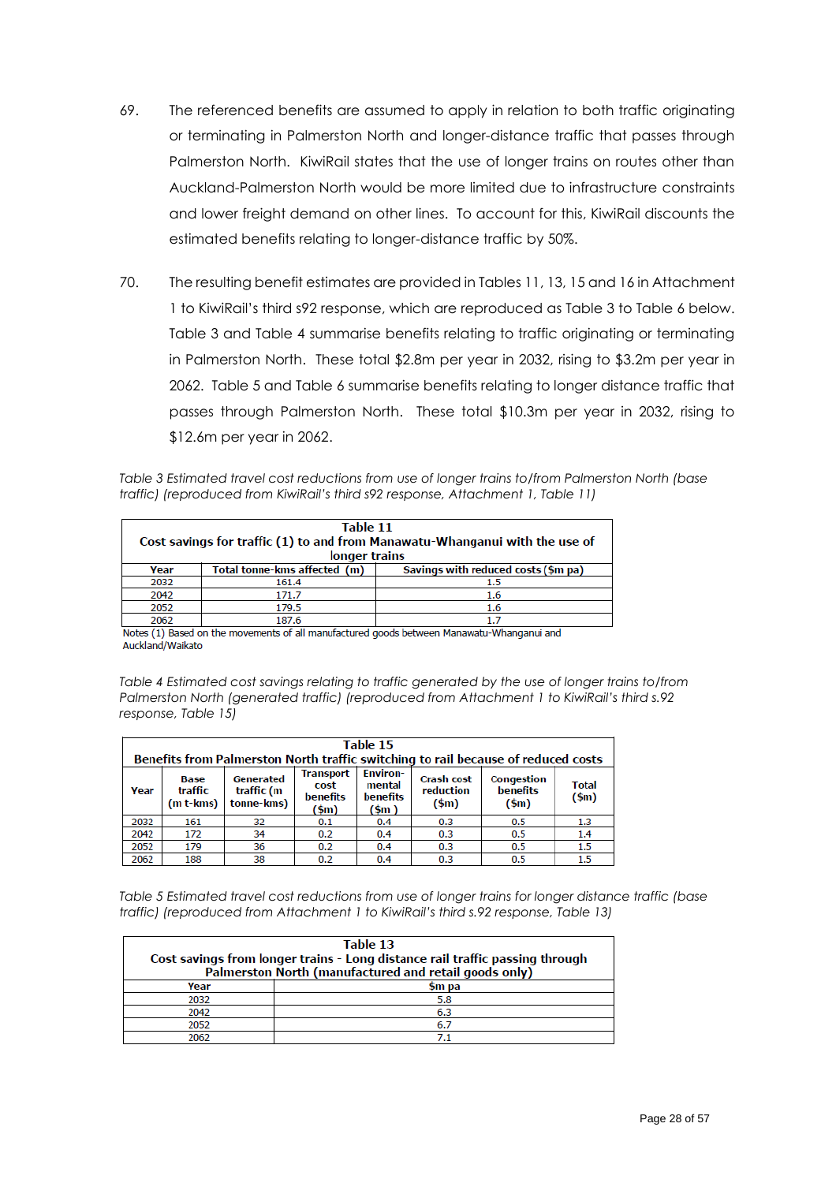69. The referenced benefits are assumed to apply in relation to both traffic originating or terminating in Palmerston North and longer-distance traffic that passes through Palmerston North. KiwiRail states that the use of longer trains on routes other than Auckland-Palmerston North would be more limited due to infrastructure constraints and lower freight demand on other lines. To account for this, KiwiRail discounts the estimated benefits relating to longer-distance traffic by 50%.

70. The resulting benefit estimates are provided in Tables 11, 13, 15 and 16 in Attachment 1 to KiwiRail's third s92 response, which are reproduced as Table 3 to Table 6 below. Table 3 and Table 4 summarise benefits relating to traffic originating or terminating in Palmerston North. These total $2.8m per year in 2032, rising to $3.2m per year in 2062. Table 5 and Table 6 summarise benefits relating to longer distance traffic that passes through Palmerston North. These total $10.3m per year in 2032, rising to $12.6m per year in 2062.

*Table 3 Estimated travel cost reductions from use of longer trains to/from Palmerston North (base traffic) (reproduced from KiwiRail's third s92 response, Attachment 1, Table 11)*

**Table 11**
**Cost savings for traffic (1) to and from Manawatu-Whanganui with the use of longer trains**

| Year | Total tonne-kms affected (m) | Savings with reduced costs ($m pa) |
|---|---|---|
| 2032 | 161.4 | 1.5 |
| 2042 | 171.7 | 1.6 |
| 2052 | 179.5 | 1.6 |
| 2062 | 187.6 | 1.7 |

Notes (1) Based on the movements of all manufactured goods between Manawatu-Whanganui and Auckland/Waikato

*Table 4 Estimated cost savings relating to traffic generated by the use of longer trains to/from Palmerston North (generated traffic) (reproduced from Attachment 1 to KiwiRail's third s.92 response, Table 15)*

**Table 15**
**Benefits from Palmerston North traffic switching to rail because of reduced costs**

| Year | Base traffic (m t-kms) | Generated traffic (m tonne-kms) | Transport cost benefits ($m) | Environ-mental benefits ($m ) | Crash cost reduction ($m) | Congestion benefits ($m) | Total ($m) |
|---|---|---|---|---|---|---|---|
| 2032 | 161 | 32 | 0.1 | 0.4 | 0.3 | 0.5 | 1.3 |
| 2042 | 172 | 34 | 0.2 | 0.4 | 0.3 | 0.5 | 1.4 |
| 2052 | 179 | 36 | 0.2 | 0.4 | 0.3 | 0.5 | 1.5 |
| 2062 | 188 | 38 | 0.2 | 0.4 | 0.3 | 0.5 | 1.5 |

*Table 5 Estimated travel cost reductions from use of longer trains for longer distance traffic (base traffic) (reproduced from Attachment 1 to KiwiRail's third s.92 response, Table 13)*

**Table 13**
**Cost savings from longer trains - Long distance rail traffic passing through Palmerston North (manufactured and retail goods only)**

| Year | $m pa |
|---|---|
| 2032 | 5.8 |
| 2042 | 6.3 |
| 2052 | 6.7 |
| 2062 | 7.1 |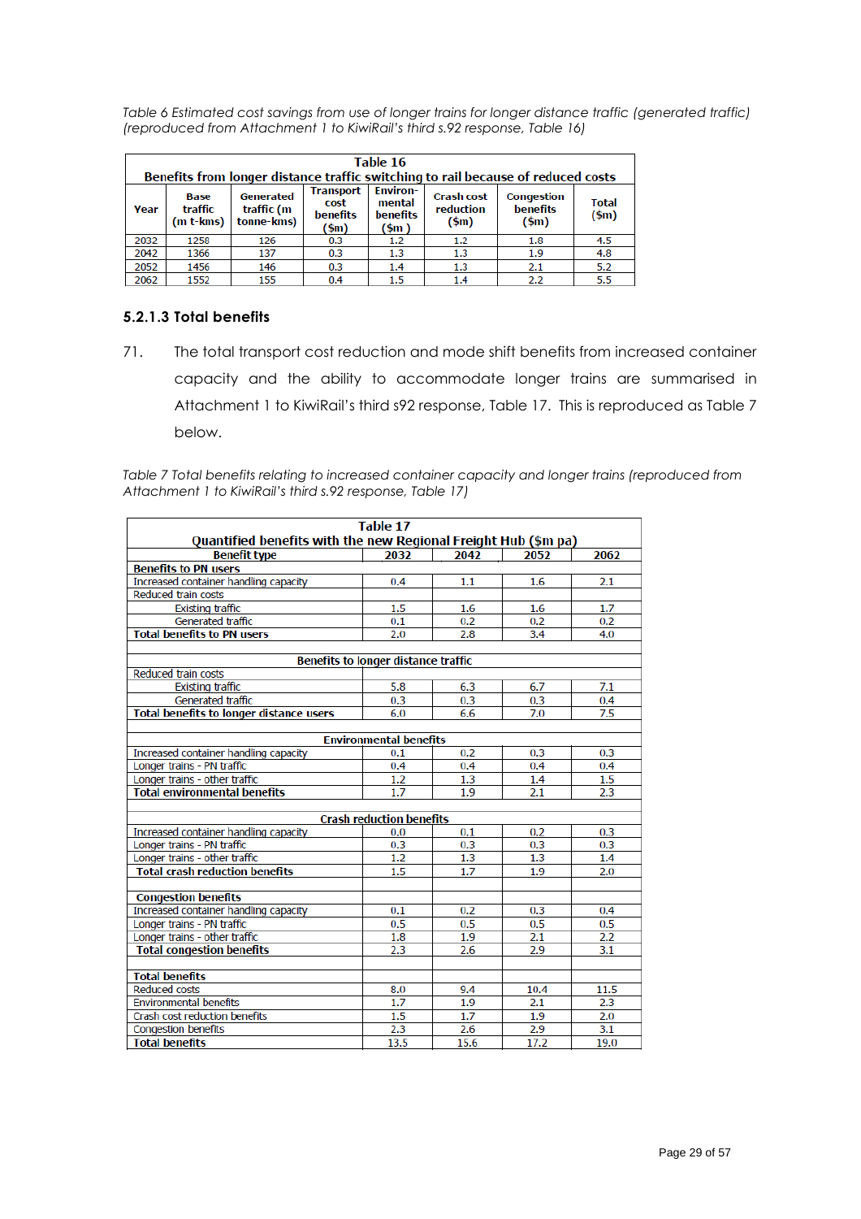*Table 6 Estimated cost savings from use of longer trains for longer distance traffic (generated traffic) (reproduced from Attachment 1 to KiwiRail's third s.92 response, Table 16)*

| Table 16 Benefits from longer distance traffic switching to rail because of reduced costs | | | | | | | |
|---|---|---|---|---|---|---|---|
| Year | Base traffic (m t-kms) | Generated traffic (m tonne-kms) | Transport cost benefits ($m) | Environ-mental benefits ($m ) | Crash cost reduction ($m) | Congestion benefits ($m) | Total ($m) |
| 2032 | 1258 | 126 | 0.3 | 1.2 | 1.2 | 1.8 | 4.5 |
| 2042 | 1366 | 137 | 0.3 | 1.3 | 1.3 | 1.9 | 4.8 |
| 2052 | 1456 | 146 | 0.3 | 1.4 | 1.3 | 2.1 | 5.2 |
| 2062 | 1552 | 155 | 0.4 | 1.5 | 1.4 | 2.2 | 5.5 |

### 5.2.1.3 Total benefits

71. The total transport cost reduction and mode shift benefits from increased container capacity and the ability to accommodate longer trains are summarised in Attachment 1 to KiwiRail's third s92 response, Table 17. This is reproduced as Table 7 below.

*Table 7 Total benefits relating to increased container capacity and longer trains (reproduced from Attachment 1 to KiwiRail's third s.92 response, Table 17)*

| Table 17 Quantified benefits with the new Regional Freight Hub ($m pa) | | | | |
|---|---|---|---|---|
| **Benefit type** | **2032** | **2042** | **2052** | **2062** |
| **Benefits to PN users** | | | | |
| Increased container handling capacity | 0.4 | 1.1 | 1.6 | 2.1 |
| Reduced train costs | | | | |
| Existing traffic | 1.5 | 1.6 | 1.6 | 1.7 |
| Generated traffic | 0.1 | 0.2 | 0.2 | 0.2 |
| **Total benefits to PN users** | 2.0 | 2.8 | 3.4 | 4.0 |
| **Benefits to longer distance traffic** | | | | |
| Reduced train costs | | | | |
| Existing traffic | 5.8 | 6.3 | 6.7 | 7.1 |
| Generated traffic | 0.3 | 0.3 | 0.3 | 0.4 |
| **Total benefits to longer distance users** | 6.0 | 6.6 | 7.0 | 7.5 |
| **Environmental benefits** | | | | |
| Increased container handling capacity | 0.1 | 0.2 | 0.3 | 0.3 |
| Longer trains - PN traffic | 0.4 | 0.4 | 0.4 | 0.4 |
| Longer trains - other traffic | 1.2 | 1.3 | 1.4 | 1.5 |
| **Total environmental benefits** | 1.7 | 1.9 | 2.1 | 2.3 |
| **Crash reduction benefits** | | | | |
| Increased container handling capacity | 0.0 | 0.1 | 0.2 | 0.3 |
| Longer trains - PN traffic | 0.3 | 0.3 | 0.3 | 0.3 |
| Longer trains - other traffic | 1.2 | 1.3 | 1.3 | 1.4 |
| **Total crash reduction benefits** | 1.5 | 1.7 | 1.9 | 2.0 |
| **Congestion benefits** | | | | |
| Increased container handling capacity | 0.1 | 0.2 | 0.3 | 0.4 |
| Longer trains - PN traffic | 0.5 | 0.5 | 0.5 | 0.5 |
| Longer trains - other traffic | 1.8 | 1.9 | 2.1 | 2.2 |
| **Total congestion benefits** | 2.3 | 2.6 | 2.9 | 3.1 |
| **Total benefits** | | | | |
| Reduced costs | 8.0 | 9.4 | 10.4 | 11.5 |
| Environmental benefits | 1.7 | 1.9 | 2.1 | 2.3 |
| Crash cost reduction benefits | 1.5 | 1.7 | 1.9 | 2.0 |
| Congestion benefits | 2.3 | 2.6 | 2.9 | 3.1 |
| **Total benefits** | 13.5 | 15.6 | 17.2 | 19.0 |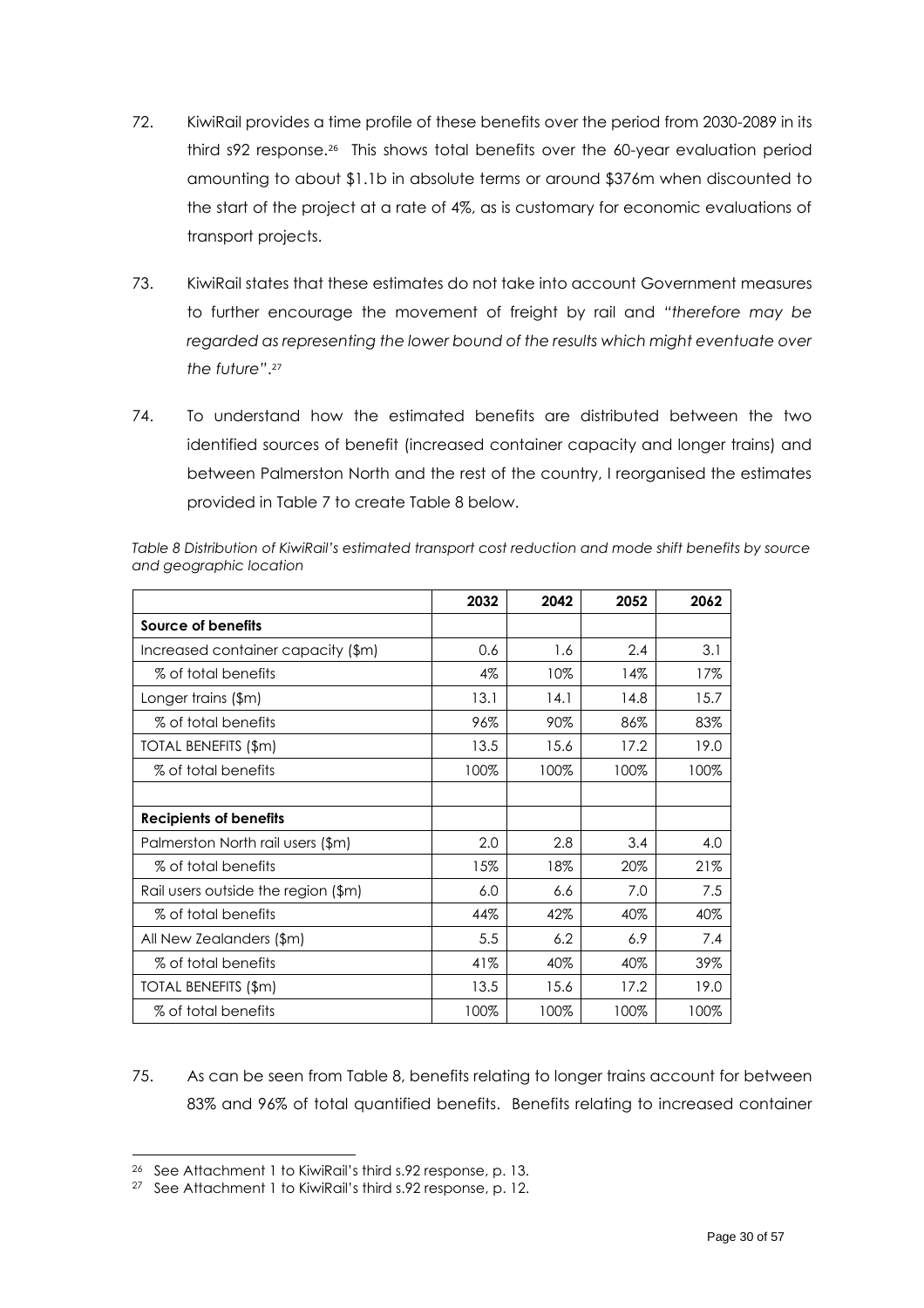72. KiwiRail provides a time profile of these benefits over the period from 2030-2089 in its third s92 response.[26] This shows total benefits over the 60-year evaluation period amounting to about $1.1b in absolute terms or around $376m when discounted to the start of the project at a rate of 4%, as is customary for economic evaluations of transport projects.

73. KiwiRail states that these estimates do not take into account Government measures to further encourage the movement of freight by rail and *"therefore may be regarded as representing the lower bound of the results which might eventuate over the future"*.[27]

74. To understand how the estimated benefits are distributed between the two identified sources of benefit (increased container capacity and longer trains) and between Palmerston North and the rest of the country, I reorganised the estimates provided in Table 7 to create Table 8 below.

*Table 8 Distribution of KiwiRail's estimated transport cost reduction and mode shift benefits by source and geographic location*

| | 2032 | 2042 | 2052 | 2062 |
|---|---|---|---|---|
| **Source of benefits** | | | | |
| Increased container capacity ($m) | 0.6 | 1.6 | 2.4 | 3.1 |
| % of total benefits | 4% | 10% | 14% | 17% |
| Longer trains ($m) | 13.1 | 14.1 | 14.8 | 15.7 |
| % of total benefits | 96% | 90% | 86% | 83% |
| TOTAL BENEFITS ($m) | 13.5 | 15.6 | 17.2 | 19.0 |
| % of total benefits | 100% | 100% | 100% | 100% |
| | | | | |
| **Recipients of benefits** | | | | |
| Palmerston North rail users ($m) | 2.0 | 2.8 | 3.4 | 4.0 |
| % of total benefits | 15% | 18% | 20% | 21% |
| Rail users outside the region ($m) | 6.0 | 6.6 | 7.0 | 7.5 |
| % of total benefits | 44% | 42% | 40% | 40% |
| All New Zealanders ($m) | 5.5 | 6.2 | 6.9 | 7.4 |
| % of total benefits | 41% | 40% | 40% | 39% |
| TOTAL BENEFITS ($m) | 13.5 | 15.6 | 17.2 | 19.0 |
| % of total benefits | 100% | 100% | 100% | 100% |

75. As can be seen from Table 8, benefits relating to longer trains account for between 83% and 96% of total quantified benefits. Benefits relating to increased container

[26] See Attachment 1 to KiwiRail's third s.92 response, p. 13.

[27] See Attachment 1 to KiwiRail's third s.92 response, p. 12.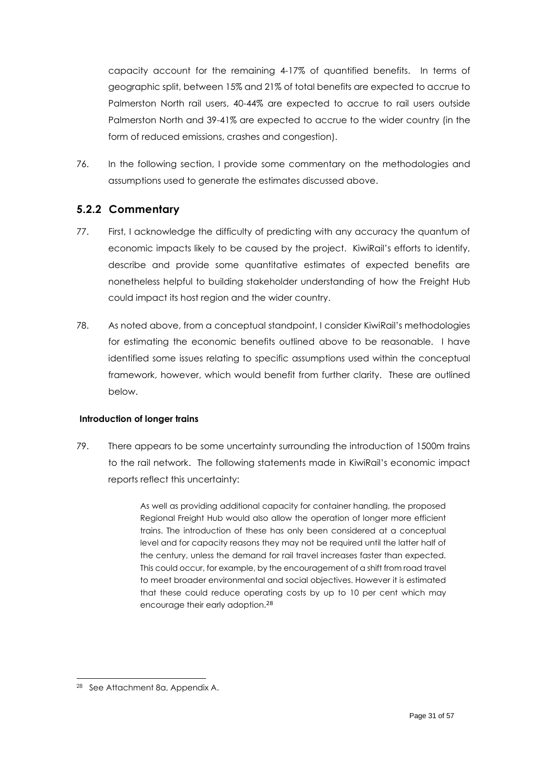capacity account for the remaining 4-17% of quantified benefits. In terms of geographic split, between 15% and 21% of total benefits are expected to accrue to Palmerston North rail users, 40-44% are expected to accrue to rail users outside Palmerston North and 39-41% are expected to accrue to the wider country (in the form of reduced emissions, crashes and congestion).

76. In the following section, I provide some commentary on the methodologies and assumptions used to generate the estimates discussed above.

### 5.2.2 Commentary

77. First, I acknowledge the difficulty of predicting with any accuracy the quantum of economic impacts likely to be caused by the project. KiwiRail's efforts to identify, describe and provide some quantitative estimates of expected benefits are nonetheless helpful to building stakeholder understanding of how the Freight Hub could impact its host region and the wider country.

78. As noted above, from a conceptual standpoint, I consider KiwiRail's methodologies for estimating the economic benefits outlined above to be reasonable. I have identified some issues relating to specific assumptions used within the conceptual framework, however, which would benefit from further clarity. These are outlined below.

**Introduction of longer trains**

79. There appears to be some uncertainty surrounding the introduction of 1500m trains to the rail network. The following statements made in KiwiRail's economic impact reports reflect this uncertainty:

> As well as providing additional capacity for container handling, the proposed Regional Freight Hub would also allow the operation of longer more efficient trains. The introduction of these has only been considered at a conceptual level and for capacity reasons they may not be required until the latter half of the century, unless the demand for rail travel increases faster than expected. This could occur, for example, by the encouragement of a shift from road travel to meet broader environmental and social objectives. However it is estimated that these could reduce operating costs by up to 10 per cent which may encourage their early adoption.[28]

[28] See Attachment 8a, Appendix A.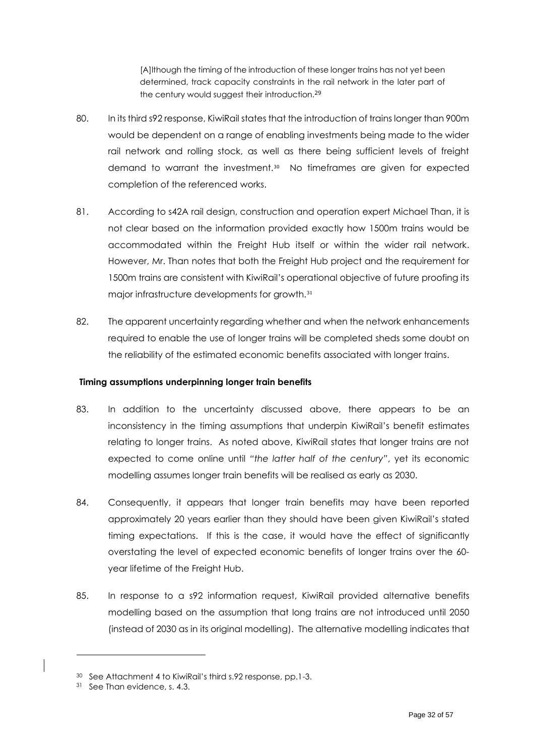> [A]lthough the timing of the introduction of these longer trains has not yet been determined, track capacity constraints in the rail network in the later part of the century would suggest their introduction.[29]

80. In its third s92 response, KiwiRail states that the introduction of trains longer than 900m would be dependent on a range of enabling investments being made to the wider rail network and rolling stock, as well as there being sufficient levels of freight demand to warrant the investment.[30] No timeframes are given for expected completion of the referenced works.

81. According to s42A rail design, construction and operation expert Michael Than, it is not clear based on the information provided exactly how 1500m trains would be accommodated within the Freight Hub itself or within the wider rail network. However, Mr. Than notes that both the Freight Hub project and the requirement for 1500m trains are consistent with KiwiRail's operational objective of future proofing its major infrastructure developments for growth.[31]

82. The apparent uncertainty regarding whether and when the network enhancements required to enable the use of longer trains will be completed sheds some doubt on the reliability of the estimated economic benefits associated with longer trains.

**Timing assumptions underpinning longer train benefits**

83. In addition to the uncertainty discussed above, there appears to be an inconsistency in the timing assumptions that underpin KiwiRail's benefit estimates relating to longer trains. As noted above, KiwiRail states that longer trains are not expected to come online until *"the latter half of the century"*, yet its economic modelling assumes longer train benefits will be realised as early as 2030.

84. Consequently, it appears that longer train benefits may have been reported approximately 20 years earlier than they should have been given KiwiRail's stated timing expectations. If this is the case, it would have the effect of significantly overstating the level of expected economic benefits of longer trains over the 60-year lifetime of the Freight Hub.

85. In response to a s92 information request, KiwiRail provided alternative benefits modelling based on the assumption that long trains are not introduced until 2050 (instead of 2030 as in its original modelling). The alternative modelling indicates that

---

[30] See Attachment 4 to KiwiRail's third s.92 response, pp.1-3.

[31] See Than evidence, s. 4.3.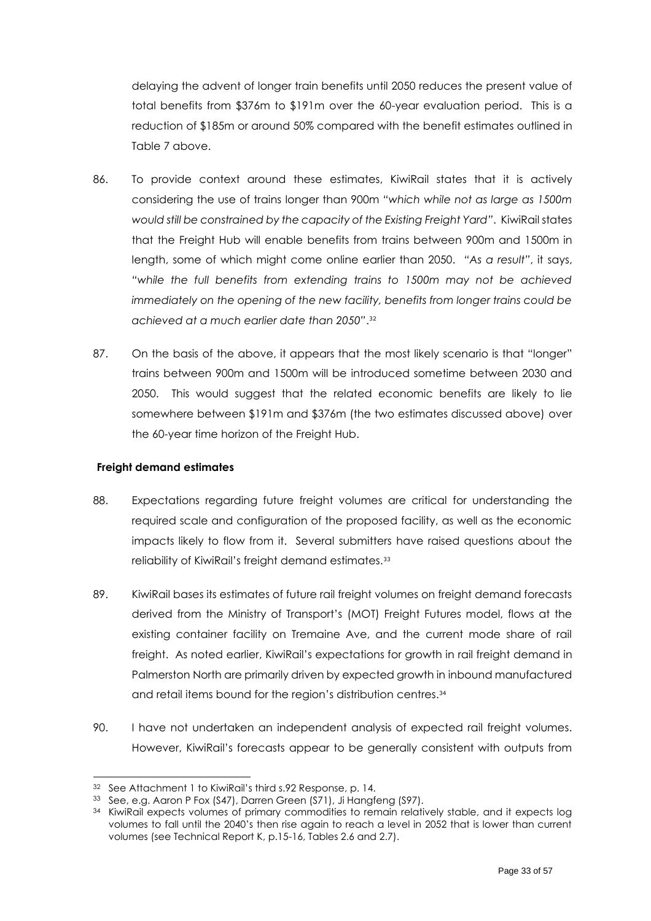delaying the advent of longer train benefits until 2050 reduces the present value of total benefits from $376m to $191m over the 60-year evaluation period. This is a reduction of $185m or around 50% compared with the benefit estimates outlined in Table 7 above.

86. To provide context around these estimates, KiwiRail states that it is actively considering the use of trains longer than 900m *"which while not as large as 1500m would still be constrained by the capacity of the Existing Freight Yard"*. KiwiRail states that the Freight Hub will enable benefits from trains between 900m and 1500m in length, some of which might come online earlier than 2050. *"As a result"*, it says, *"while the full benefits from extending trains to 1500m may not be achieved immediately on the opening of the new facility, benefits from longer trains could be achieved at a much earlier date than 2050"*.[32]

87. On the basis of the above, it appears that the most likely scenario is that "longer" trains between 900m and 1500m will be introduced sometime between 2030 and 2050. This would suggest that the related economic benefits are likely to lie somewhere between $191m and $376m (the two estimates discussed above) over the 60-year time horizon of the Freight Hub.

**Freight demand estimates**

88. Expectations regarding future freight volumes are critical for understanding the required scale and configuration of the proposed facility, as well as the economic impacts likely to flow from it. Several submitters have raised questions about the reliability of KiwiRail's freight demand estimates.[33]

89. KiwiRail bases its estimates of future rail freight volumes on freight demand forecasts derived from the Ministry of Transport's (MOT) Freight Futures model, flows at the existing container facility on Tremaine Ave, and the current mode share of rail freight. As noted earlier, KiwiRail's expectations for growth in rail freight demand in Palmerston North are primarily driven by expected growth in inbound manufactured and retail items bound for the region's distribution centres.[34]

90. I have not undertaken an independent analysis of expected rail freight volumes. However, KiwiRail's forecasts appear to be generally consistent with outputs from

---

[32] See Attachment 1 to KiwiRail's third s.92 Response, p. 14.

[33] See, e.g. Aaron P Fox (S47), Darren Green (S71), Ji Hangfeng (S97).

[34] KiwiRail expects volumes of primary commodities to remain relatively stable, and it expects log volumes to fall until the 2040's then rise again to reach a level in 2052 that is lower than current volumes (see Technical Report K, p.15-16, Tables 2.6 and 2.7).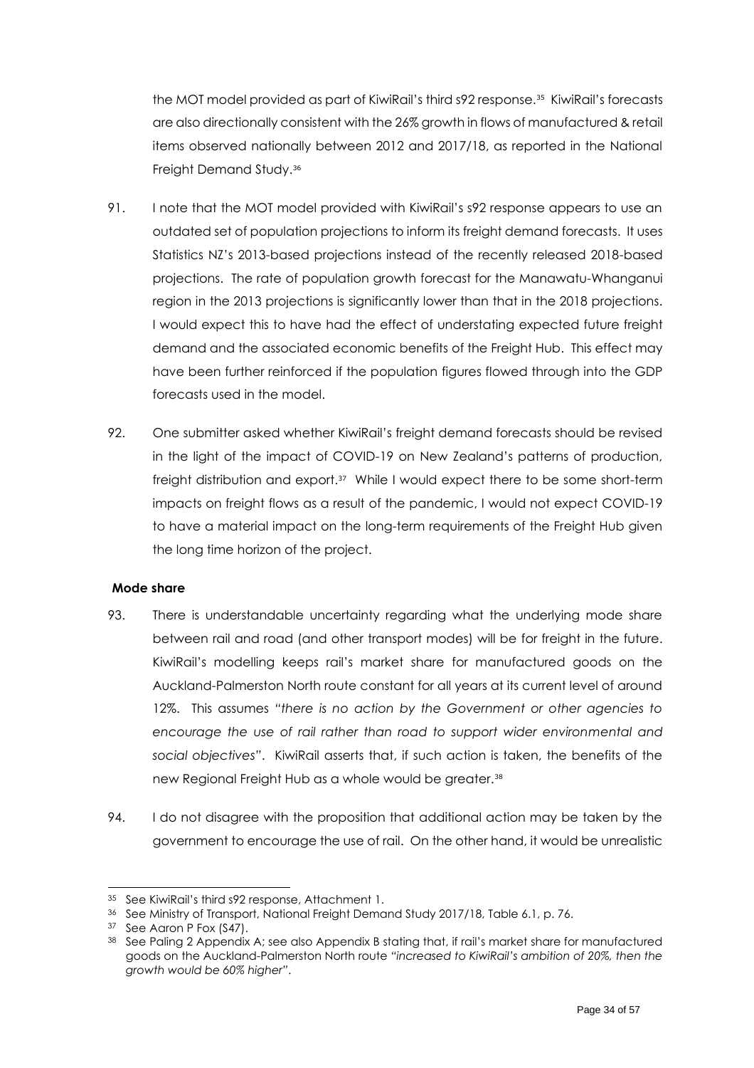the MOT model provided as part of KiwiRail's third s92 response.[35] KiwiRail's forecasts are also directionally consistent with the 26% growth in flows of manufactured & retail items observed nationally between 2012 and 2017/18, as reported in the National Freight Demand Study.[36]

91. I note that the MOT model provided with KiwiRail's s92 response appears to use an outdated set of population projections to inform its freight demand forecasts. It uses Statistics NZ's 2013-based projections instead of the recently released 2018-based projections. The rate of population growth forecast for the Manawatu-Whanganui region in the 2013 projections is significantly lower than that in the 2018 projections. I would expect this to have had the effect of understating expected future freight demand and the associated economic benefits of the Freight Hub. This effect may have been further reinforced if the population figures flowed through into the GDP forecasts used in the model.

92. One submitter asked whether KiwiRail's freight demand forecasts should be revised in the light of the impact of COVID-19 on New Zealand's patterns of production, freight distribution and export.[37] While I would expect there to be some short-term impacts on freight flows as a result of the pandemic, I would not expect COVID-19 to have a material impact on the long-term requirements of the Freight Hub given the long time horizon of the project.

**Mode share**

93. There is understandable uncertainty regarding what the underlying mode share between rail and road (and other transport modes) will be for freight in the future. KiwiRail's modelling keeps rail's market share for manufactured goods on the Auckland-Palmerston North route constant for all years at its current level of around 12%. This assumes *"there is no action by the Government or other agencies to encourage the use of rail rather than road to support wider environmental and social objectives"*. KiwiRail asserts that, if such action is taken, the benefits of the new Regional Freight Hub as a whole would be greater.[38]

94. I do not disagree with the proposition that additional action may be taken by the government to encourage the use of rail. On the other hand, it would be unrealistic

---

[35] See KiwiRail's third s92 response, Attachment 1.

[36] See Ministry of Transport, National Freight Demand Study 2017/18, Table 6.1, p. 76.

[37] See Aaron P Fox (S47).

[38] See Paling 2 Appendix A; see also Appendix B stating that, if rail's market share for manufactured goods on the Auckland-Palmerston North route *"increased to KiwiRail's ambition of 20%, then the growth would be 60% higher"*.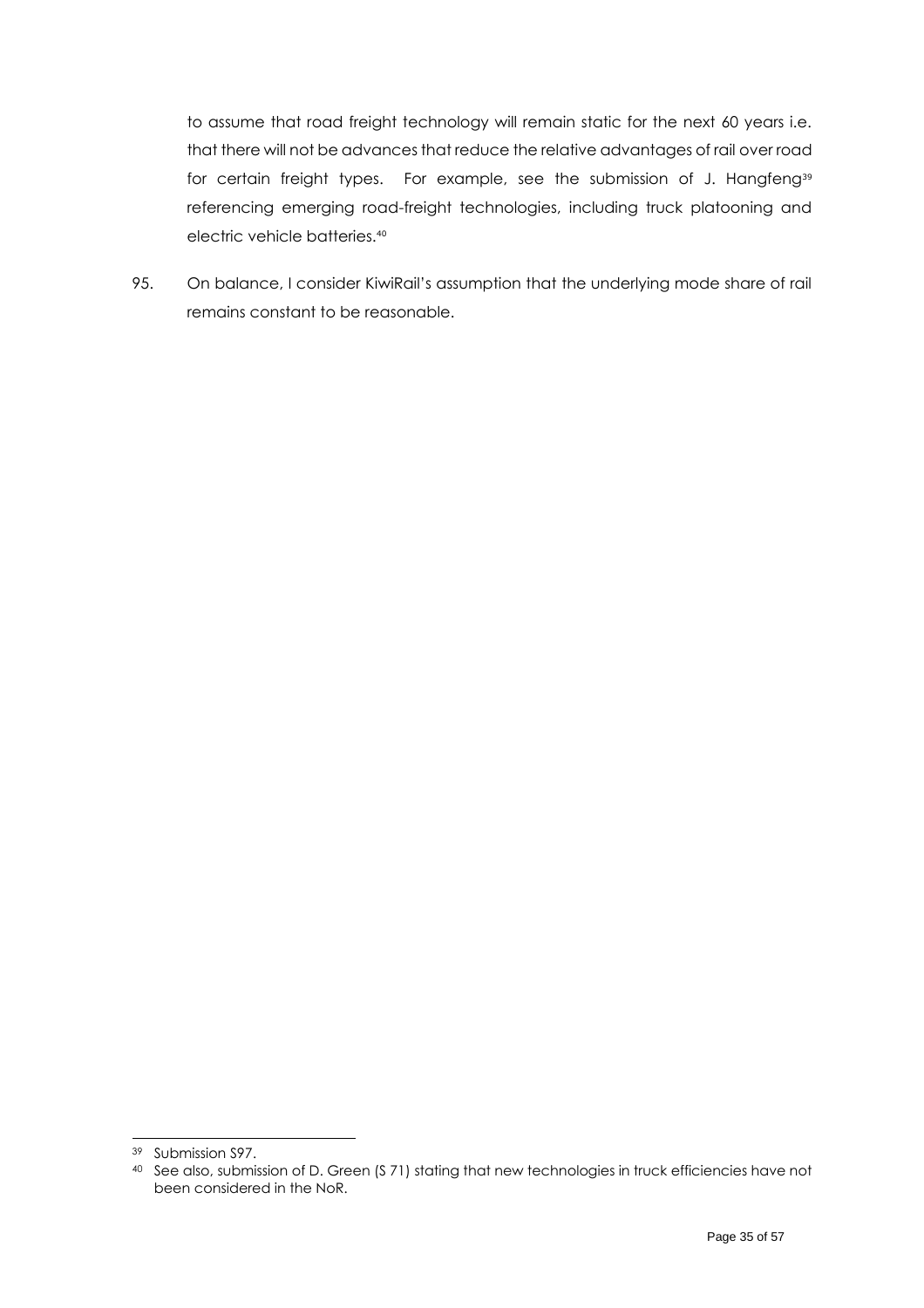to assume that road freight technology will remain static for the next 60 years i.e. that there will not be advances that reduce the relative advantages of rail over road for certain freight types. For example, see the submission of J. Hangfeng[39] referencing emerging road-freight technologies, including truck platooning and electric vehicle batteries.[40]

95. On balance, I consider KiwiRail's assumption that the underlying mode share of rail remains constant to be reasonable.

---

[39] Submission S97.

[40] See also, submission of D. Green (S 71) stating that new technologies in truck efficiencies have not been considered in the NoR.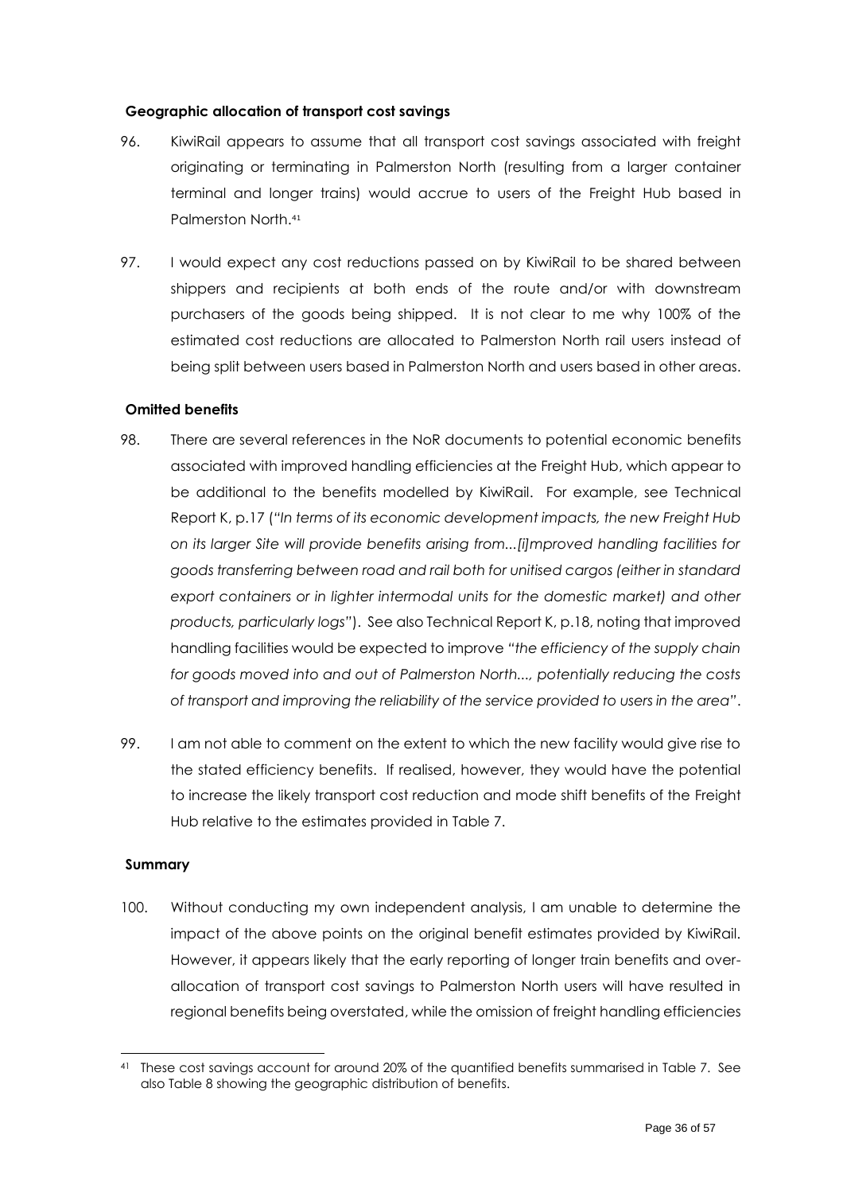### Geographic allocation of transport cost savings

96. KiwiRail appears to assume that all transport cost savings associated with freight originating or terminating in Palmerston North (resulting from a larger container terminal and longer trains) would accrue to users of the Freight Hub based in Palmerston North.[41]

97. I would expect any cost reductions passed on by KiwiRail to be shared between shippers and recipients at both ends of the route and/or with downstream purchasers of the goods being shipped. It is not clear to me why 100% of the estimated cost reductions are allocated to Palmerston North rail users instead of being split between users based in Palmerston North and users based in other areas.

### Omitted benefits

98. There are several references in the NoR documents to potential economic benefits associated with improved handling efficiencies at the Freight Hub, which appear to be additional to the benefits modelled by KiwiRail. For example, see Technical Report K, p.17 (*"In terms of its economic development impacts, the new Freight Hub on its larger Site will provide benefits arising from...[i]mproved handling facilities for goods transferring between road and rail both for unitised cargos (either in standard export containers or in lighter intermodal units for the domestic market) and other products, particularly logs"*). See also Technical Report K, p.18, noting that improved handling facilities would be expected to improve *"the efficiency of the supply chain for goods moved into and out of Palmerston North..., potentially reducing the costs of transport and improving the reliability of the service provided to users in the area"*.

99. I am not able to comment on the extent to which the new facility would give rise to the stated efficiency benefits. If realised, however, they would have the potential to increase the likely transport cost reduction and mode shift benefits of the Freight Hub relative to the estimates provided in Table 7.

### Summary

100. Without conducting my own independent analysis, I am unable to determine the impact of the above points on the original benefit estimates provided by KiwiRail. However, it appears likely that the early reporting of longer train benefits and over-allocation of transport cost savings to Palmerston North users will have resulted in regional benefits being overstated, while the omission of freight handling efficiencies

---

[41] These cost savings account for around 20% of the quantified benefits summarised in Table 7. See also Table 8 showing the geographic distribution of benefits.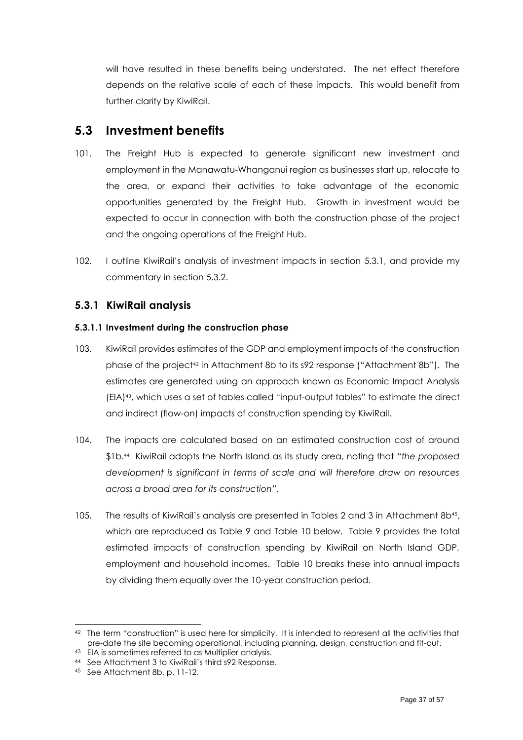will have resulted in these benefits being understated. The net effect therefore depends on the relative scale of each of these impacts. This would benefit from further clarity by KiwiRail.

## 5.3 Investment benefits

101. The Freight Hub is expected to generate significant new investment and employment in the Manawatu-Whanganui region as businesses start up, relocate to the area, or expand their activities to take advantage of the economic opportunities generated by the Freight Hub. Growth in investment would be expected to occur in connection with both the construction phase of the project and the ongoing operations of the Freight Hub.

102. I outline KiwiRail's analysis of investment impacts in section 5.3.1, and provide my commentary in section 5.3.2.

### 5.3.1 KiwiRail analysis

#### 5.3.1.1 Investment during the construction phase

103. KiwiRail provides estimates of the GDP and employment impacts of the construction phase of the project[42] in Attachment 8b to its s92 response ("Attachment 8b"). The estimates are generated using an approach known as Economic Impact Analysis (EIA)[43], which uses a set of tables called "input-output tables" to estimate the direct and indirect (flow-on) impacts of construction spending by KiwiRail.

104. The impacts are calculated based on an estimated construction cost of around $1b.[44] KiwiRail adopts the North Island as its study area, noting that *"the proposed development is significant in terms of scale and will therefore draw on resources across a broad area for its construction"*.

105. The results of KiwiRail's analysis are presented in Tables 2 and 3 in Attachment 8b[45], which are reproduced as Table 9 and Table 10 below. Table 9 provides the total estimated impacts of construction spending by KiwiRail on North Island GDP, employment and household incomes. Table 10 breaks these into annual impacts by dividing them equally over the 10-year construction period.

---

[42] The term "construction" is used here for simplicity. It is intended to represent all the activities that pre-date the site becoming operational, including planning, design, construction and fit-out.

[43] EIA is sometimes referred to as Multiplier analysis.

[44] See Attachment 3 to KiwiRail's third s92 Response.

[45] See Attachment 8b, p. 11-12.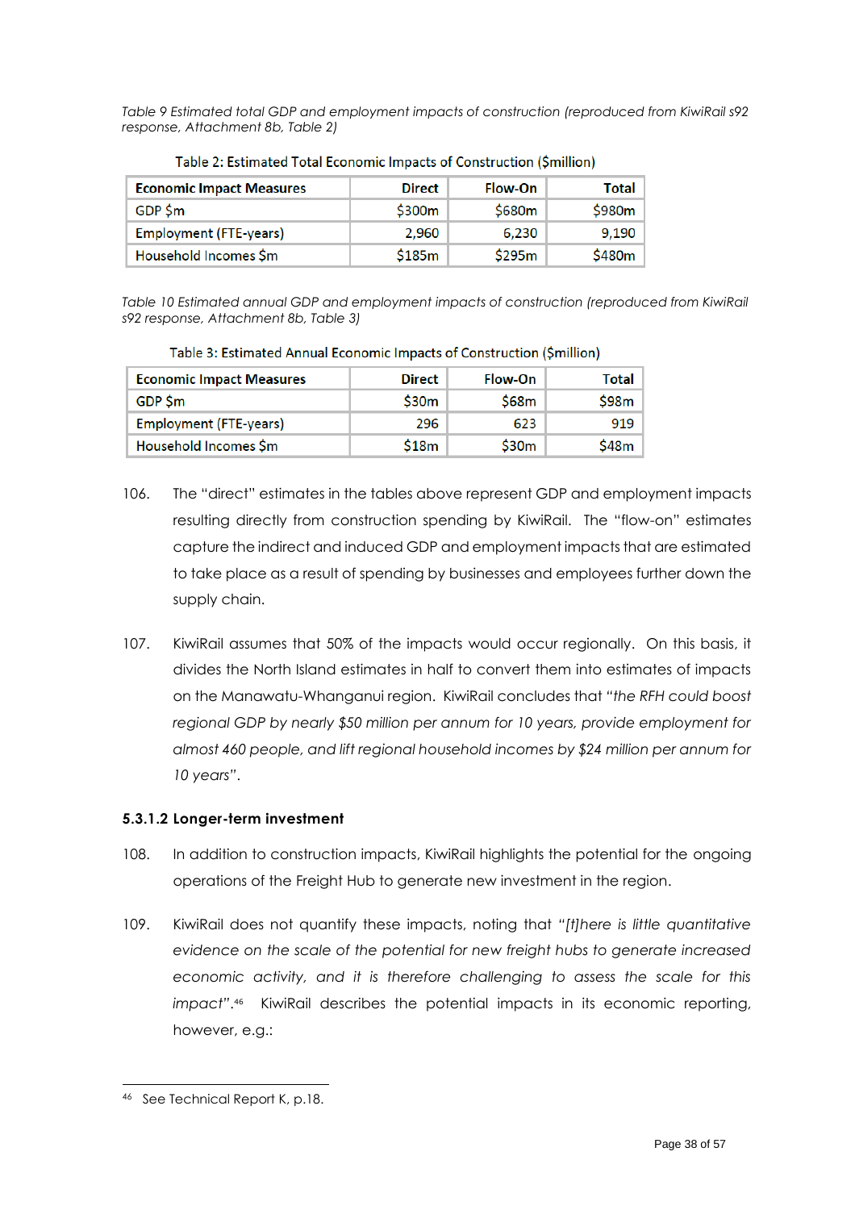*Table 9 Estimated total GDP and employment impacts of construction (reproduced from KiwiRail s92 response, Attachment 8b, Table 2)*

Table 2: Estimated Total Economic Impacts of Construction ($million)

| Economic Impact Measures | Direct | Flow-On | Total |
|---|---|---|---|
| GDP $m | $300m | $680m | $980m |
| Employment (FTE-years) | 2,960 | 6,230 | 9,190 |
| Household Incomes $m | $185m | $295m | $480m |

*Table 10 Estimated annual GDP and employment impacts of construction (reproduced from KiwiRail s92 response, Attachment 8b, Table 3)*

Table 3: Estimated Annual Economic Impacts of Construction ($million)

| Economic Impact Measures | Direct | Flow-On | Total |
|---|---|---|---|
| GDP $m | $30m | $68m | $98m |
| Employment (FTE-years) | 296 | 623 | 919 |
| Household Incomes $m | $18m | $30m | $48m |

106. The "direct" estimates in the tables above represent GDP and employment impacts resulting directly from construction spending by KiwiRail. The "flow-on" estimates capture the indirect and induced GDP and employment impacts that are estimated to take place as a result of spending by businesses and employees further down the supply chain.

107. KiwiRail assumes that 50% of the impacts would occur regionally. On this basis, it divides the North Island estimates in half to convert them into estimates of impacts on the Manawatu-Whanganui region. KiwiRail concludes that *"the RFH could boost regional GDP by nearly $50 million per annum for 10 years, provide employment for almost 460 people, and lift regional household incomes by $24 million per annum for 10 years"*.

#### 5.3.1.2 Longer-term investment

108. In addition to construction impacts, KiwiRail highlights the potential for the ongoing operations of the Freight Hub to generate new investment in the region.

109. KiwiRail does not quantify these impacts, noting that *"[t]here is little quantitative evidence on the scale of the potential for new freight hubs to generate increased economic activity, and it is therefore challenging to assess the scale for this impact"*.[46] KiwiRail describes the potential impacts in its economic reporting, however, e.g.:

---

[46] See Technical Report K, p.18.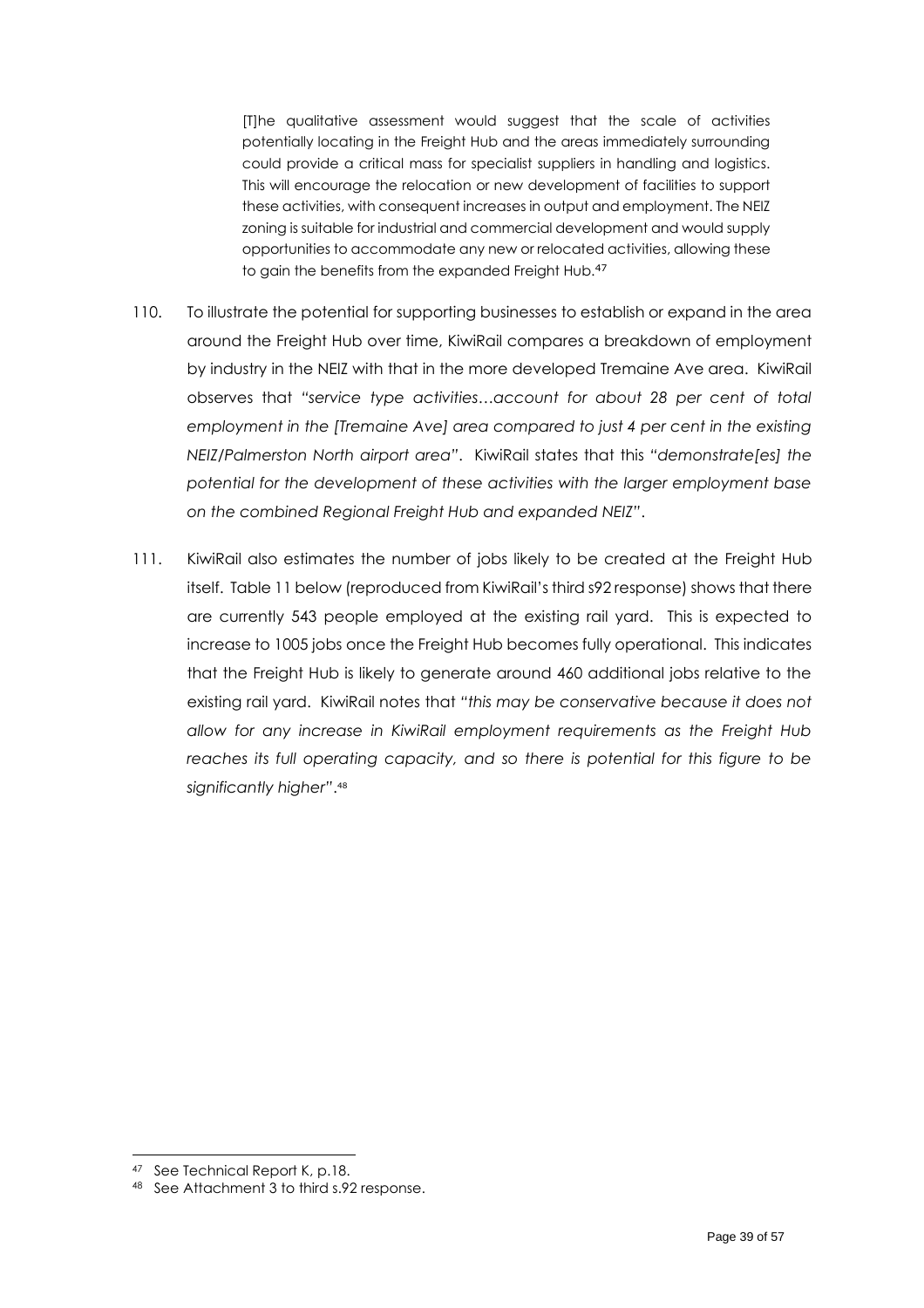> [T]he qualitative assessment would suggest that the scale of activities potentially locating in the Freight Hub and the areas immediately surrounding could provide a critical mass for specialist suppliers in handling and logistics. This will encourage the relocation or new development of facilities to support these activities, with consequent increases in output and employment. The NEIZ zoning is suitable for industrial and commercial development and would supply opportunities to accommodate any new or relocated activities, allowing these to gain the benefits from the expanded Freight Hub.[47]

110. To illustrate the potential for supporting businesses to establish or expand in the area around the Freight Hub over time, KiwiRail compares a breakdown of employment by industry in the NEIZ with that in the more developed Tremaine Ave area. KiwiRail observes that *"service type activities…account for about 28 per cent of total employment in the [Tremaine Ave] area compared to just 4 per cent in the existing NEIZ/Palmerston North airport area"*. KiwiRail states that this *"demonstrate[es] the potential for the development of these activities with the larger employment base on the combined Regional Freight Hub and expanded NEIZ"*.

111. KiwiRail also estimates the number of jobs likely to be created at the Freight Hub itself. Table 11 below (reproduced from KiwiRail's third s92 response) shows that there are currently 543 people employed at the existing rail yard. This is expected to increase to 1005 jobs once the Freight Hub becomes fully operational. This indicates that the Freight Hub is likely to generate around 460 additional jobs relative to the existing rail yard. KiwiRail notes that *"this may be conservative because it does not allow for any increase in KiwiRail employment requirements as the Freight Hub reaches its full operating capacity, and so there is potential for this figure to be significantly higher"*.[48]

---

[47] See Technical Report K, p.18.

[48] See Attachment 3 to third s.92 response.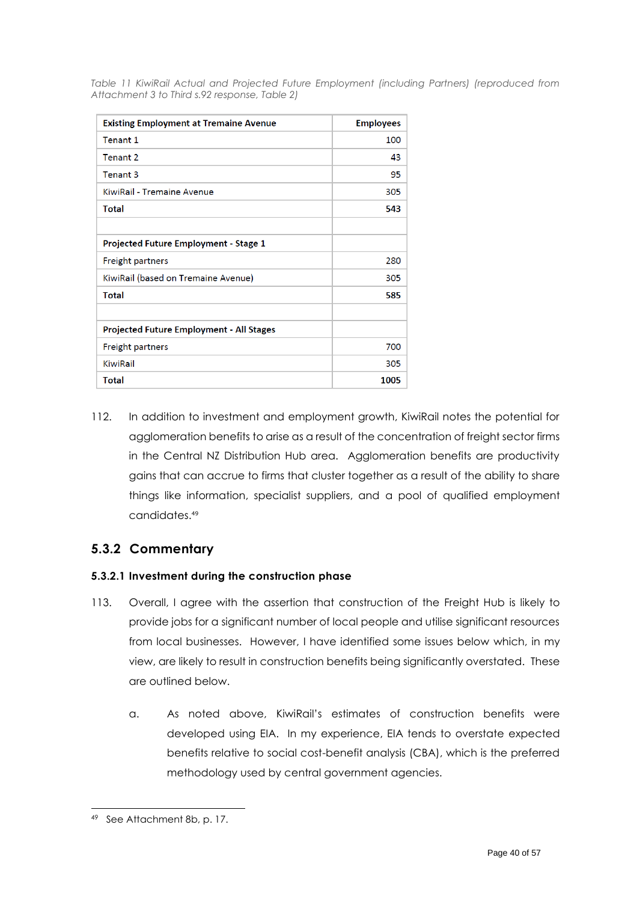*Table 11 KiwiRail Actual and Projected Future Employment (including Partners) (reproduced from Attachment 3 to Third s.92 response, Table 2)*

| **Existing Employment at Tremaine Avenue** | **Employees** |
|---|---|
| Tenant 1 | 100 |
| Tenant 2 | 43 |
| Tenant 3 | 95 |
| KiwiRail - Tremaine Avenue | 305 |
| **Total** | **543** |
| | |
| **Projected Future Employment - Stage 1** | |
| Freight partners | 280 |
| KiwiRail (based on Tremaine Avenue) | 305 |
| **Total** | **585** |
| | |
| **Projected Future Employment - All Stages** | |
| Freight partners | 700 |
| KiwiRail | 305 |
| **Total** | **1005** |

112. In addition to investment and employment growth, KiwiRail notes the potential for agglomeration benefits to arise as a result of the concentration of freight sector firms in the Central NZ Distribution Hub area. Agglomeration benefits are productivity gains that can accrue to firms that cluster together as a result of the ability to share things like information, specialist suppliers, and a pool of qualified employment candidates.[49]

## 5.3.2 Commentary

### 5.3.2.1 Investment during the construction phase

113. Overall, I agree with the assertion that construction of the Freight Hub is likely to provide jobs for a significant number of local people and utilise significant resources from local businesses. However, I have identified some issues below which, in my view, are likely to result in construction benefits being significantly overstated. These are outlined below.

    a. As noted above, KiwiRail's estimates of construction benefits were developed using EIA. In my experience, EIA tends to overstate expected benefits relative to social cost-benefit analysis (CBA), which is the preferred methodology used by central government agencies.

[49] See Attachment 8b, p. 17.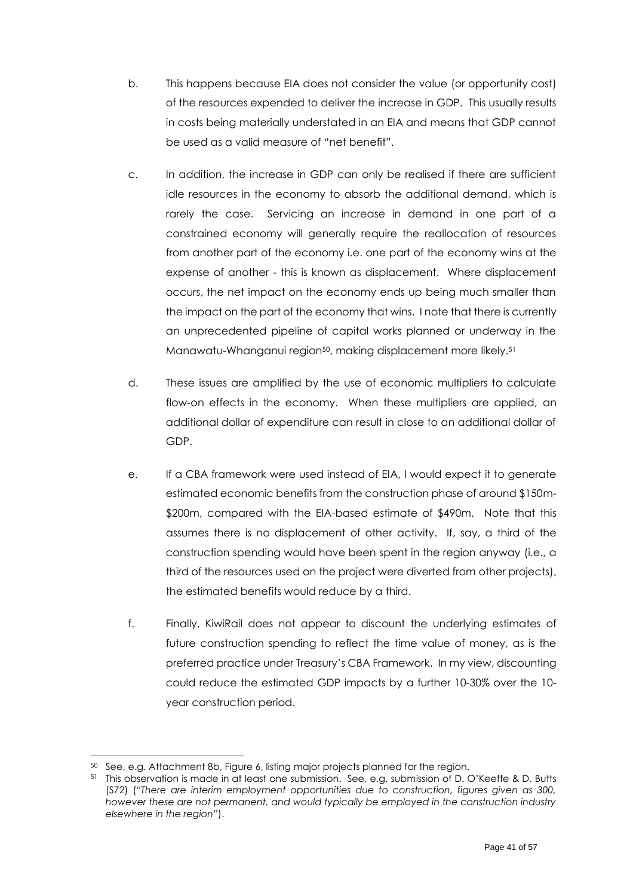b. This happens because EIA does not consider the value (or opportunity cost) of the resources expended to deliver the increase in GDP. This usually results in costs being materially understated in an EIA and means that GDP cannot be used as a valid measure of "net benefit".

c. In addition, the increase in GDP can only be realised if there are sufficient idle resources in the economy to absorb the additional demand, which is rarely the case. Servicing an increase in demand in one part of a constrained economy will generally require the reallocation of resources from another part of the economy i.e. one part of the economy wins at the expense of another - this is known as displacement. Where displacement occurs, the net impact on the economy ends up being much smaller than the impact on the part of the economy that wins. I note that there is currently an unprecedented pipeline of capital works planned or underway in the Manawatu-Whanganui region[50], making displacement more likely.[51]

d. These issues are amplified by the use of economic multipliers to calculate flow-on effects in the economy. When these multipliers are applied, an additional dollar of expenditure can result in close to an additional dollar of GDP.

e. If a CBA framework were used instead of EIA, I would expect it to generate estimated economic benefits from the construction phase of around $150m-$200m, compared with the EIA-based estimate of $490m. Note that this assumes there is no displacement of other activity. If, say, a third of the construction spending would have been spent in the region anyway (i.e., a third of the resources used on the project were diverted from other projects), the estimated benefits would reduce by a third.

f. Finally, KiwiRail does not appear to discount the underlying estimates of future construction spending to reflect the time value of money, as is the preferred practice under Treasury's CBA Framework. In my view, discounting could reduce the estimated GDP impacts by a further 10-30% over the 10-year construction period.

---

[50] See, e.g. Attachment 8b, Figure 6, listing major projects planned for the region.

[51] This observation is made in at least one submission. See, e.g. submission of D. O'Keeffe & D. Butts (S72) (*"There are interim employment opportunities due to construction, figures given as 300, however these are not permanent, and would typically be employed in the construction industry elsewhere in the region"*).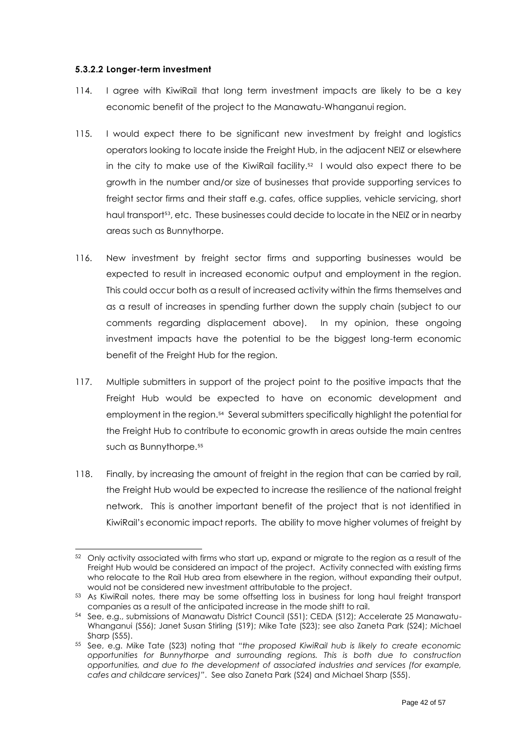#### 5.3.2.2 Longer-term investment

114. I agree with KiwiRail that long term investment impacts are likely to be a key economic benefit of the project to the Manawatu-Whanganui region.

115. I would expect there to be significant new investment by freight and logistics operators looking to locate inside the Freight Hub, in the adjacent NEIZ or elsewhere in the city to make use of the KiwiRail facility.[52] I would also expect there to be growth in the number and/or size of businesses that provide supporting services to freight sector firms and their staff e.g. cafes, office supplies, vehicle servicing, short haul transport[53], etc. These businesses could decide to locate in the NEIZ or in nearby areas such as Bunnythorpe.

116. New investment by freight sector firms and supporting businesses would be expected to result in increased economic output and employment in the region. This could occur both as a result of increased activity within the firms themselves and as a result of increases in spending further down the supply chain (subject to our comments regarding displacement above). In my opinion, these ongoing investment impacts have the potential to be the biggest long-term economic benefit of the Freight Hub for the region.

117. Multiple submitters in support of the project point to the positive impacts that the Freight Hub would be expected to have on economic development and employment in the region.[54] Several submitters specifically highlight the potential for the Freight Hub to contribute to economic growth in areas outside the main centres such as Bunnythorpe.[55]

118. Finally, by increasing the amount of freight in the region that can be carried by rail, the Freight Hub would be expected to increase the resilience of the national freight network. This is another important benefit of the project that is not identified in KiwiRail's economic impact reports. The ability to move higher volumes of freight by

---

[52] Only activity associated with firms who start up, expand or migrate to the region as a result of the Freight Hub would be considered an impact of the project. Activity connected with existing firms who relocate to the Rail Hub area from elsewhere in the region, without expanding their output, would not be considered new investment attributable to the project.

[53] As KiwiRail notes, there may be some offsetting loss in business for long haul freight transport companies as a result of the anticipated increase in the mode shift to rail.

[54] See, e.g., submissions of Manawatu District Council (S51); CEDA (S12); Accelerate 25 Manawatu-Whanganui (S56); Janet Susan Stirling (S19); Mike Tate (S23); see also Zaneta Park (S24); Michael Sharp (S55).

[55] See, e.g. Mike Tate (S23) noting that *"the proposed KiwiRail hub is likely to create economic opportunities for Bunnythorpe and surrounding regions. This is both due to construction opportunities, and due to the development of associated industries and services (for example, cafes and childcare services)"*. See also Zaneta Park (S24) and Michael Sharp (S55).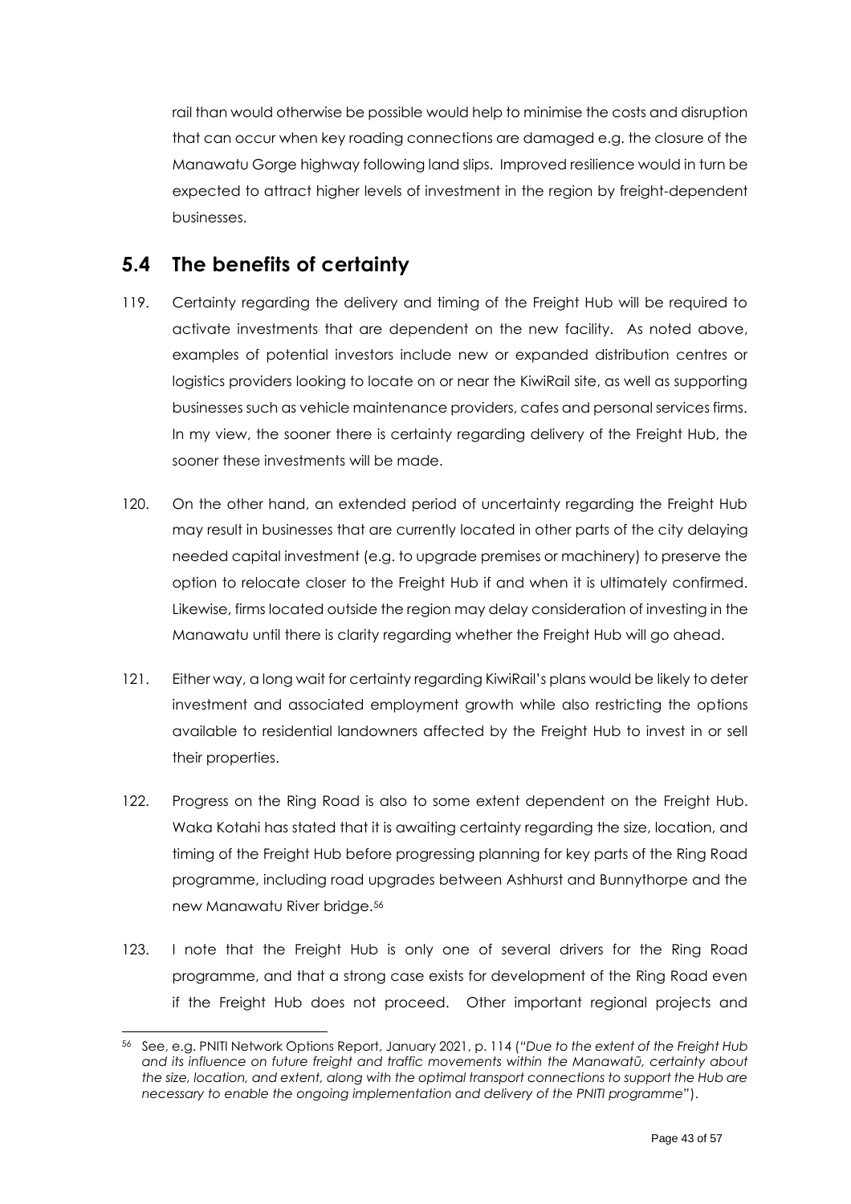rail than would otherwise be possible would help to minimise the costs and disruption that can occur when key roading connections are damaged e.g. the closure of the Manawatu Gorge highway following land slips. Improved resilience would in turn be expected to attract higher levels of investment in the region by freight-dependent businesses.

## 5.4 The benefits of certainty

119. Certainty regarding the delivery and timing of the Freight Hub will be required to activate investments that are dependent on the new facility. As noted above, examples of potential investors include new or expanded distribution centres or logistics providers looking to locate on or near the KiwiRail site, as well as supporting businesses such as vehicle maintenance providers, cafes and personal services firms. In my view, the sooner there is certainty regarding delivery of the Freight Hub, the sooner these investments will be made.

120. On the other hand, an extended period of uncertainty regarding the Freight Hub may result in businesses that are currently located in other parts of the city delaying needed capital investment (e.g. to upgrade premises or machinery) to preserve the option to relocate closer to the Freight Hub if and when it is ultimately confirmed. Likewise, firms located outside the region may delay consideration of investing in the Manawatu until there is clarity regarding whether the Freight Hub will go ahead.

121. Either way, a long wait for certainty regarding KiwiRail's plans would be likely to deter investment and associated employment growth while also restricting the options available to residential landowners affected by the Freight Hub to invest in or sell their properties.

122. Progress on the Ring Road is also to some extent dependent on the Freight Hub. Waka Kotahi has stated that it is awaiting certainty regarding the size, location, and timing of the Freight Hub before progressing planning for key parts of the Ring Road programme, including road upgrades between Ashhurst and Bunnythorpe and the new Manawatu River bridge.[56]

123. I note that the Freight Hub is only one of several drivers for the Ring Road programme, and that a strong case exists for development of the Ring Road even if the Freight Hub does not proceed. Other important regional projects and

---

[56] See, e.g. PNITI Network Options Report, January 2021, p. 114 (*"Due to the extent of the Freight Hub and its influence on future freight and traffic movements within the Manawatū, certainty about the size, location, and extent, along with the optimal transport connections to support the Hub are necessary to enable the ongoing implementation and delivery of the PNITI programme"*).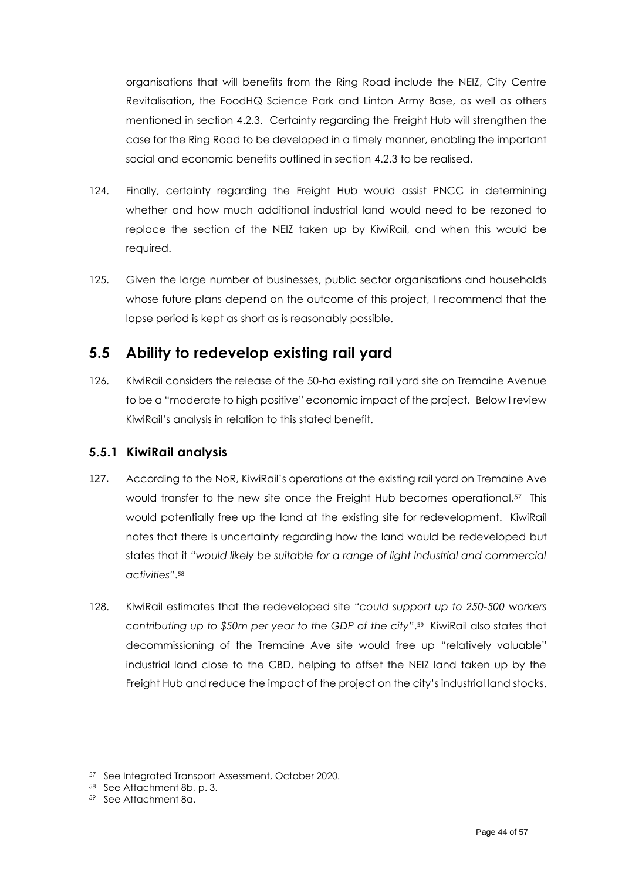organisations that will benefits from the Ring Road include the NEIZ, City Centre Revitalisation, the FoodHQ Science Park and Linton Army Base, as well as others mentioned in section 4.2.3. Certainty regarding the Freight Hub will strengthen the case for the Ring Road to be developed in a timely manner, enabling the important social and economic benefits outlined in section 4.2.3 to be realised.

124. Finally, certainty regarding the Freight Hub would assist PNCC in determining whether and how much additional industrial land would need to be rezoned to replace the section of the NEIZ taken up by KiwiRail, and when this would be required.

125. Given the large number of businesses, public sector organisations and households whose future plans depend on the outcome of this project, I recommend that the lapse period is kept as short as is reasonably possible.

## 5.5 Ability to redevelop existing rail yard

126. KiwiRail considers the release of the 50-ha existing rail yard site on Tremaine Avenue to be a "moderate to high positive" economic impact of the project. Below I review KiwiRail's analysis in relation to this stated benefit.

### 5.5.1 KiwiRail analysis

127. According to the NoR, KiwiRail's operations at the existing rail yard on Tremaine Ave would transfer to the new site once the Freight Hub becomes operational.[57] This would potentially free up the land at the existing site for redevelopment. KiwiRail notes that there is uncertainty regarding how the land would be redeveloped but states that it *"would likely be suitable for a range of light industrial and commercial activities"*.[58]

128. KiwiRail estimates that the redeveloped site *"could support up to 250-500 workers contributing up to $50m per year to the GDP of the city"*.[59] KiwiRail also states that decommissioning of the Tremaine Ave site would free up "relatively valuable" industrial land close to the CBD, helping to offset the NEIZ land taken up by the Freight Hub and reduce the impact of the project on the city's industrial land stocks.

---

[57] See Integrated Transport Assessment, October 2020.

[58] See Attachment 8b, p. 3.

[59] See Attachment 8a.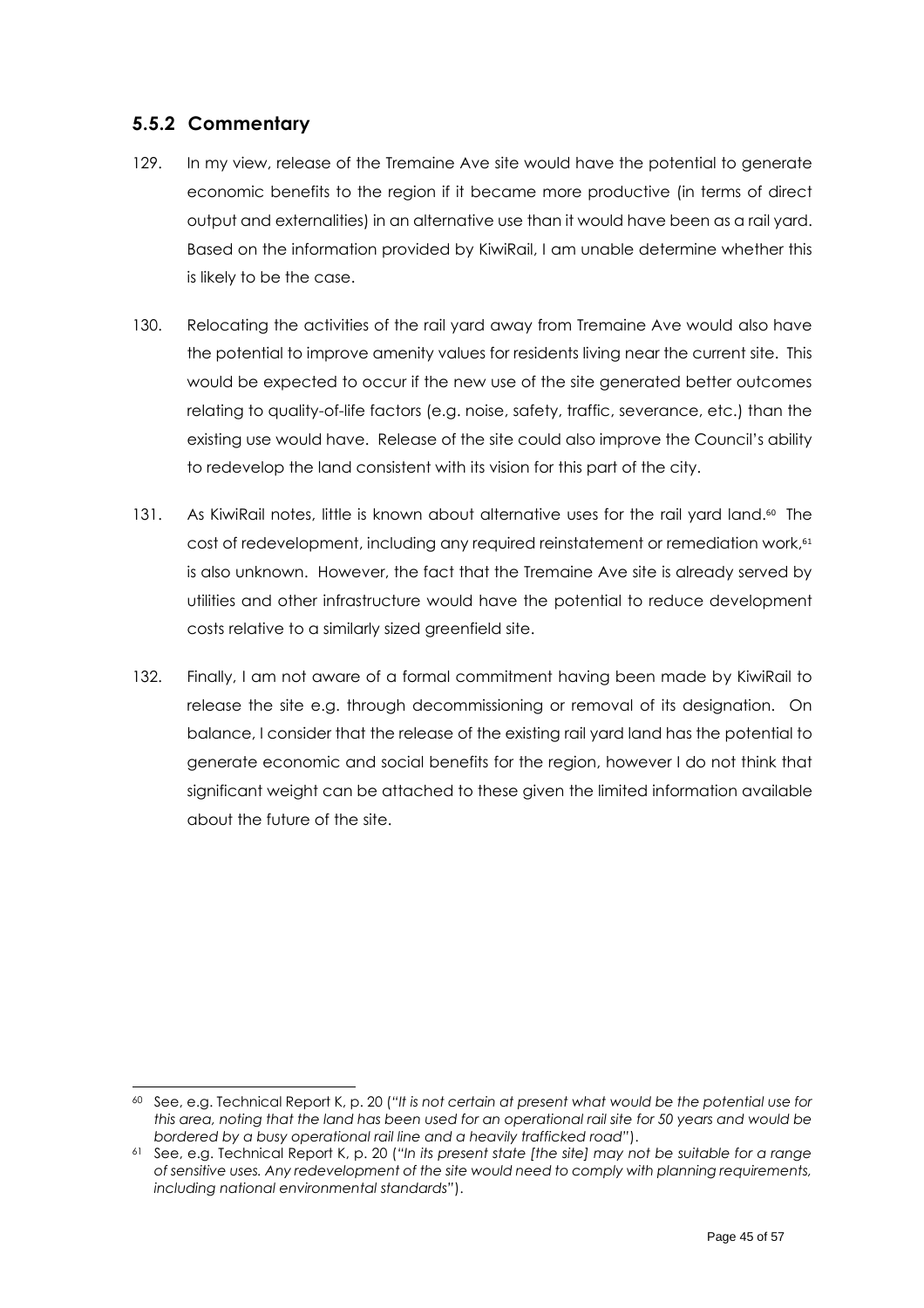### 5.5.2 Commentary

129. In my view, release of the Tremaine Ave site would have the potential to generate economic benefits to the region if it became more productive (in terms of direct output and externalities) in an alternative use than it would have been as a rail yard. Based on the information provided by KiwiRail, I am unable determine whether this is likely to be the case.

130. Relocating the activities of the rail yard away from Tremaine Ave would also have the potential to improve amenity values for residents living near the current site. This would be expected to occur if the new use of the site generated better outcomes relating to quality-of-life factors (e.g. noise, safety, traffic, severance, etc.) than the existing use would have. Release of the site could also improve the Council's ability to redevelop the land consistent with its vision for this part of the city.

131. As KiwiRail notes, little is known about alternative uses for the rail yard land.[60] The cost of redevelopment, including any required reinstatement or remediation work,[61] is also unknown. However, the fact that the Tremaine Ave site is already served by utilities and other infrastructure would have the potential to reduce development costs relative to a similarly sized greenfield site.

132. Finally, I am not aware of a formal commitment having been made by KiwiRail to release the site e.g. through decommissioning or removal of its designation. On balance, I consider that the release of the existing rail yard land has the potential to generate economic and social benefits for the region, however I do not think that significant weight can be attached to these given the limited information available about the future of the site.

---

[60] See, e.g. Technical Report K, p. 20 ("*It is not certain at present what would be the potential use for this area, noting that the land has been used for an operational rail site for 50 years and would be bordered by a busy operational rail line and a heavily trafficked road*").

[61] See, e.g. Technical Report K, p. 20 ("*In its present state [the site] may not be suitable for a range of sensitive uses. Any redevelopment of the site would need to comply with planning requirements, including national environmental standards*").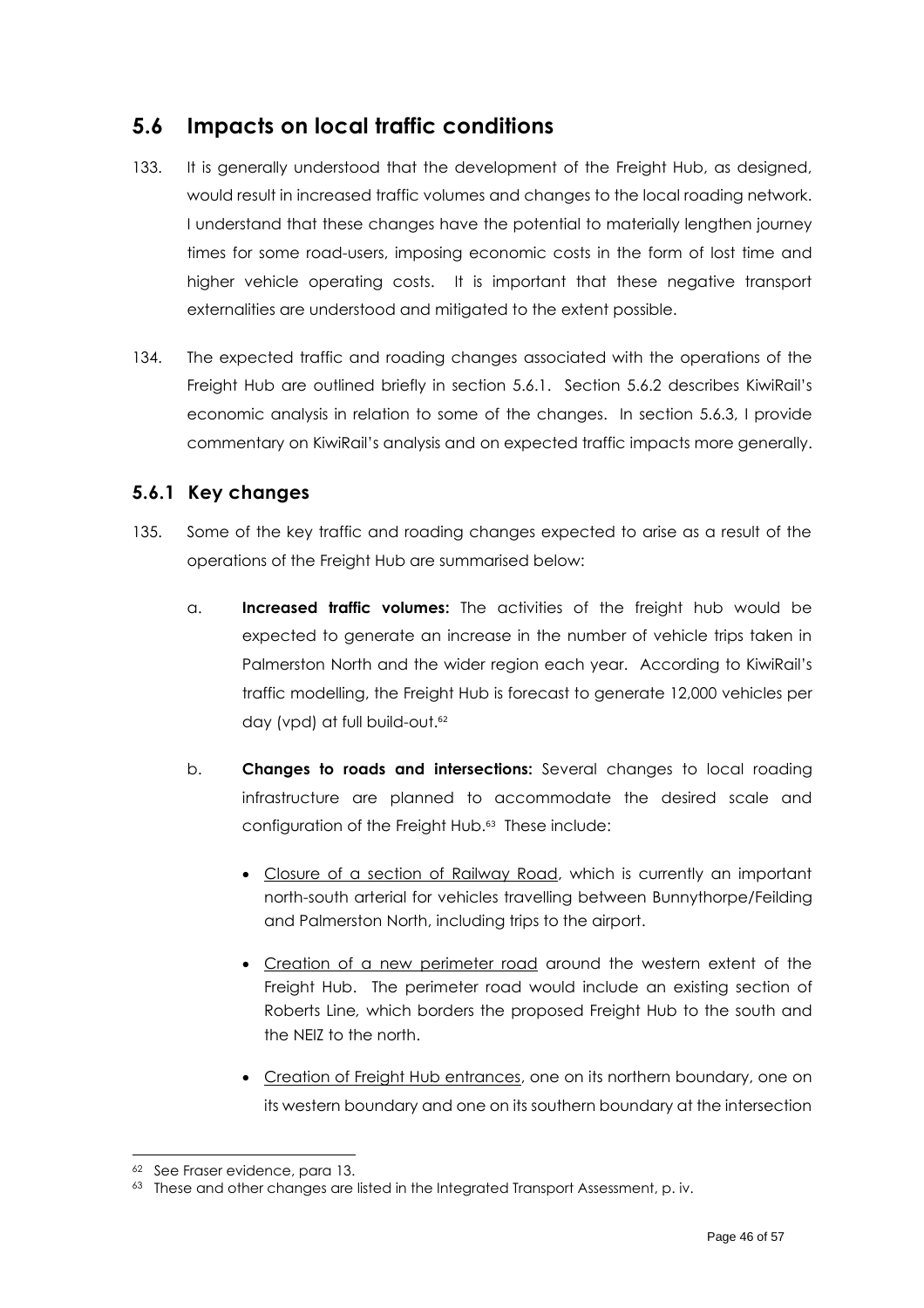## 5.6 Impacts on local traffic conditions

133. It is generally understood that the development of the Freight Hub, as designed, would result in increased traffic volumes and changes to the local roading network. I understand that these changes have the potential to materially lengthen journey times for some road-users, imposing economic costs in the form of lost time and higher vehicle operating costs. It is important that these negative transport externalities are understood and mitigated to the extent possible.

134. The expected traffic and roading changes associated with the operations of the Freight Hub are outlined briefly in section 5.6.1. Section 5.6.2 describes KiwiRail's economic analysis in relation to some of the changes. In section 5.6.3, I provide commentary on KiwiRail's analysis and on expected traffic impacts more generally.

### 5.6.1 Key changes

135. Some of the key traffic and roading changes expected to arise as a result of the operations of the Freight Hub are summarised below:

    a. **Increased traffic volumes:** The activities of the freight hub would be expected to generate an increase in the number of vehicle trips taken in Palmerston North and the wider region each year. According to KiwiRail's traffic modelling, the Freight Hub is forecast to generate 12,000 vehicles per day (vpd) at full build-out.[62]

    b. **Changes to roads and intersections:** Several changes to local roading infrastructure are planned to accommodate the desired scale and configuration of the Freight Hub.[63] These include:

        - <u>Closure of a section of Railway Road</u>, which is currently an important north-south arterial for vehicles travelling between Bunnythorpe/Feilding and Palmerston North, including trips to the airport.
        - <u>Creation of a new perimeter road</u> around the western extent of the Freight Hub. The perimeter road would include an existing section of Roberts Line, which borders the proposed Freight Hub to the south and the NEIZ to the north.
        - <u>Creation of Freight Hub entrances</u>, one on its northern boundary, one on its western boundary and one on its southern boundary at the intersection

---

[62] See Fraser evidence, para 13.

[63] These and other changes are listed in the Integrated Transport Assessment, p. iv.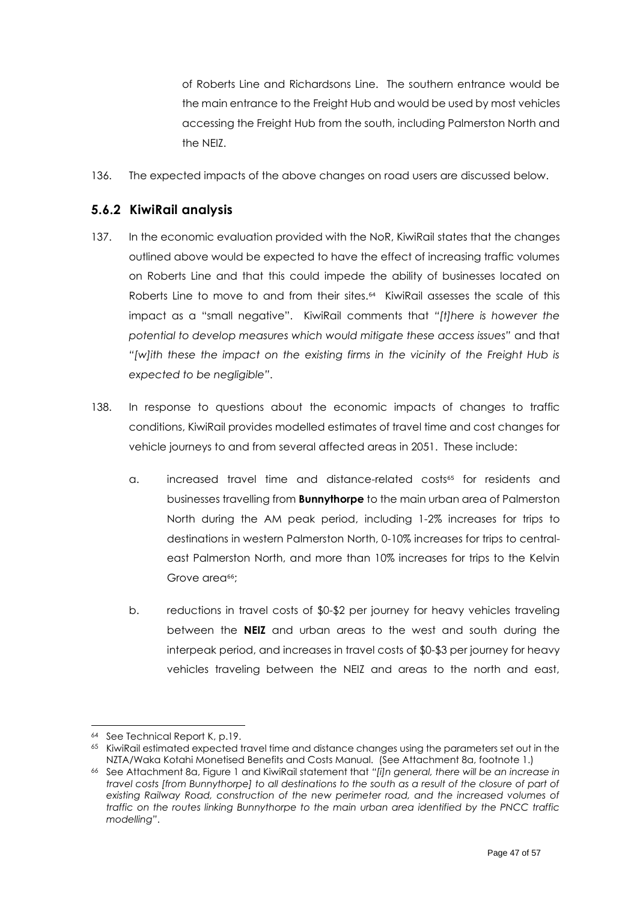of Roberts Line and Richardsons Line. The southern entrance would be the main entrance to the Freight Hub and would be used by most vehicles accessing the Freight Hub from the south, including Palmerston North and the NEIZ.

136. The expected impacts of the above changes on road users are discussed below.

### 5.6.2 KiwiRail analysis

137. In the economic evaluation provided with the NoR, KiwiRail states that the changes outlined above would be expected to have the effect of increasing traffic volumes on Roberts Line and that this could impede the ability of businesses located on Roberts Line to move to and from their sites.[64] KiwiRail assesses the scale of this impact as a "small negative". KiwiRail comments that *"[t]here is however the potential to develop measures which would mitigate these access issues"* and that *"[w]ith these the impact on the existing firms in the vicinity of the Freight Hub is expected to be negligible"*.

138. In response to questions about the economic impacts of changes to traffic conditions, KiwiRail provides modelled estimates of travel time and cost changes for vehicle journeys to and from several affected areas in 2051. These include:

    a. increased travel time and distance-related costs[65] for residents and businesses travelling from **Bunnythorpe** to the main urban area of Palmerston North during the AM peak period, including 1-2% increases for trips to destinations in western Palmerston North, 0-10% increases for trips to central-east Palmerston North, and more than 10% increases for trips to the Kelvin Grove area[66];

    b. reductions in travel costs of $0-$2 per journey for heavy vehicles traveling between the **NEIZ** and urban areas to the west and south during the interpeak period, and increases in travel costs of $0-$3 per journey for heavy vehicles traveling between the NEIZ and areas to the north and east,

---

[64] See Technical Report K, p.19.

[65] KiwiRail estimated expected travel time and distance changes using the parameters set out in the NZTA/Waka Kotahi Monetised Benefits and Costs Manual. (See Attachment 8a, footnote 1.)

[66] See Attachment 8a, Figure 1 and KiwiRail statement that *"[i]n general, there will be an increase in travel costs [from Bunnythorpe] to all destinations to the south as a result of the closure of part of existing Railway Road, construction of the new perimeter road, and the increased volumes of traffic on the routes linking Bunnythorpe to the main urban area identified by the PNCC traffic modelling"*.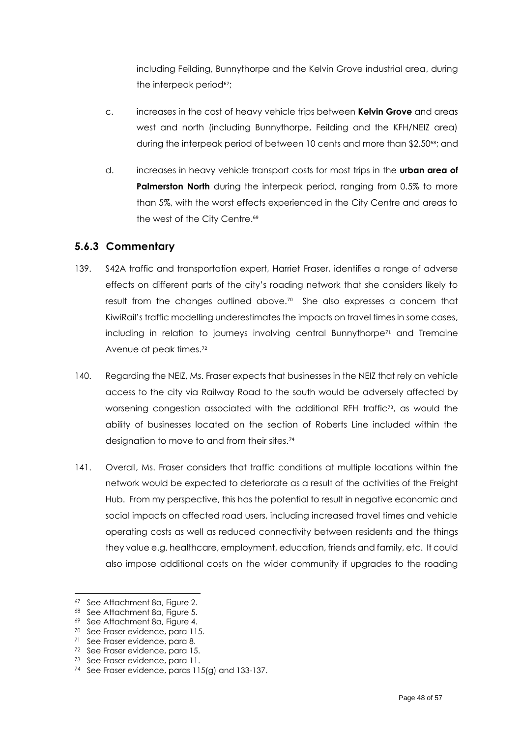including Feilding, Bunnythorpe and the Kelvin Grove industrial area, during the interpeak period[67];

c. increases in the cost of heavy vehicle trips between **Kelvin Grove** and areas west and north (including Bunnythorpe, Feilding and the KFH/NEIZ area) during the interpeak period of between 10 cents and more than $2.50[68]; and

d. increases in heavy vehicle transport costs for most trips in the **urban area of Palmerston North** during the interpeak period, ranging from 0.5% to more than 5%, with the worst effects experienced in the City Centre and areas to the west of the City Centre.[69]

### 5.6.3 Commentary

139. S42A traffic and transportation expert, Harriet Fraser, identifies a range of adverse effects on different parts of the city's roading network that she considers likely to result from the changes outlined above.[70] She also expresses a concern that KiwiRail's traffic modelling underestimates the impacts on travel times in some cases, including in relation to journeys involving central Bunnythorpe[71] and Tremaine Avenue at peak times.[72]

140. Regarding the NEIZ, Ms. Fraser expects that businesses in the NEIZ that rely on vehicle access to the city via Railway Road to the south would be adversely affected by worsening congestion associated with the additional RFH traffic[73], as would the ability of businesses located on the section of Roberts Line included within the designation to move to and from their sites.[74]

141. Overall, Ms. Fraser considers that traffic conditions at multiple locations within the network would be expected to deteriorate as a result of the activities of the Freight Hub. From my perspective, this has the potential to result in negative economic and social impacts on affected road users, including increased travel times and vehicle operating costs as well as reduced connectivity between residents and the things they value e.g. healthcare, employment, education, friends and family, etc. It could also impose additional costs on the wider community if upgrades to the roading

---

[67] See Attachment 8a, Figure 2.
[68] See Attachment 8a, Figure 5.
[69] See Attachment 8a, Figure 4.
[70] See Fraser evidence, para 115.
[71] See Fraser evidence, para 8.
[72] See Fraser evidence, para 15.
[73] See Fraser evidence, para 11.
[74] See Fraser evidence, paras 115(g) and 133-137.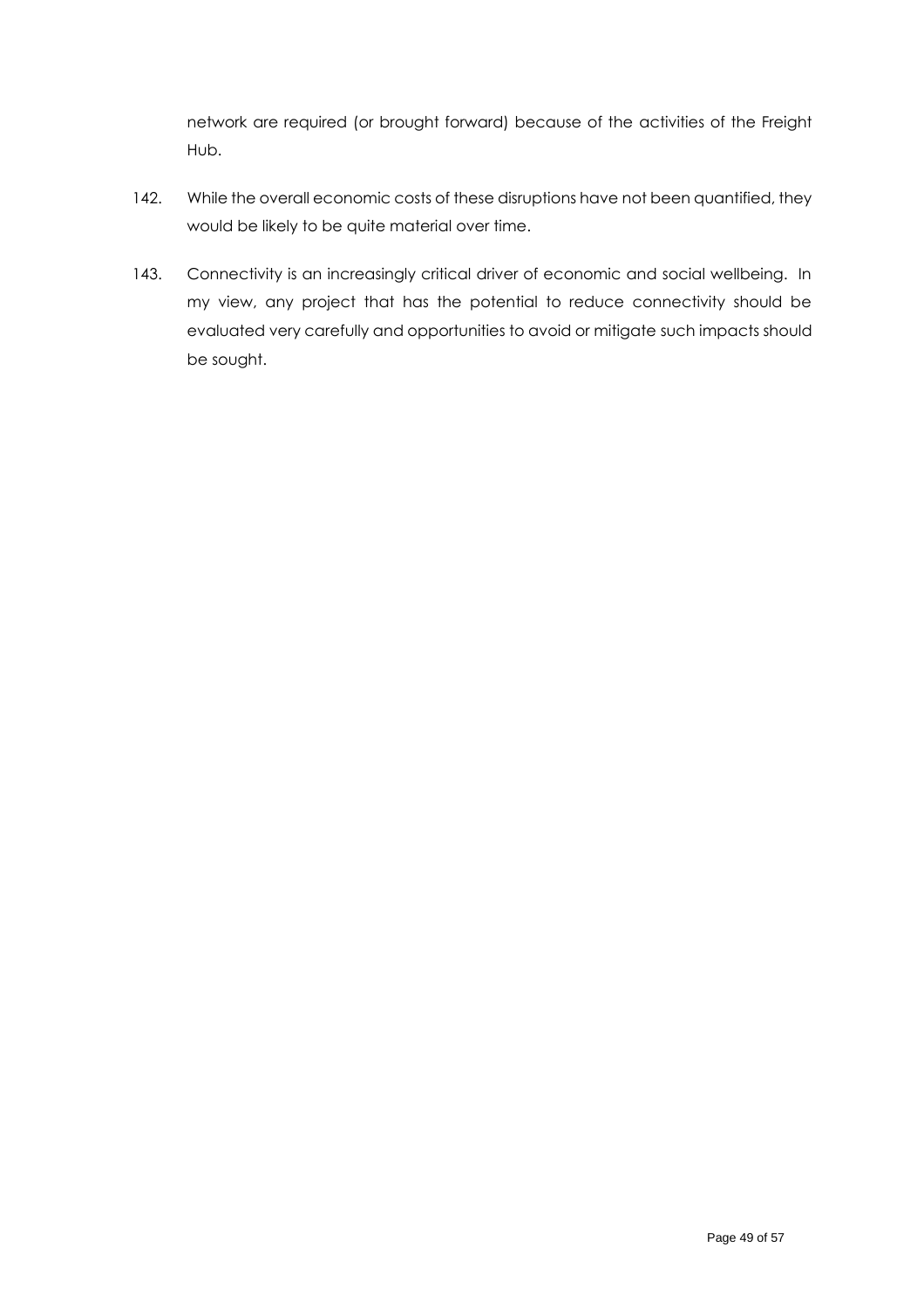network are required (or brought forward) because of the activities of the Freight Hub.

142. While the overall economic costs of these disruptions have not been quantified, they would be likely to be quite material over time.

143. Connectivity is an increasingly critical driver of economic and social wellbeing. In my view, any project that has the potential to reduce connectivity should be evaluated very carefully and opportunities to avoid or mitigate such impacts should be sought.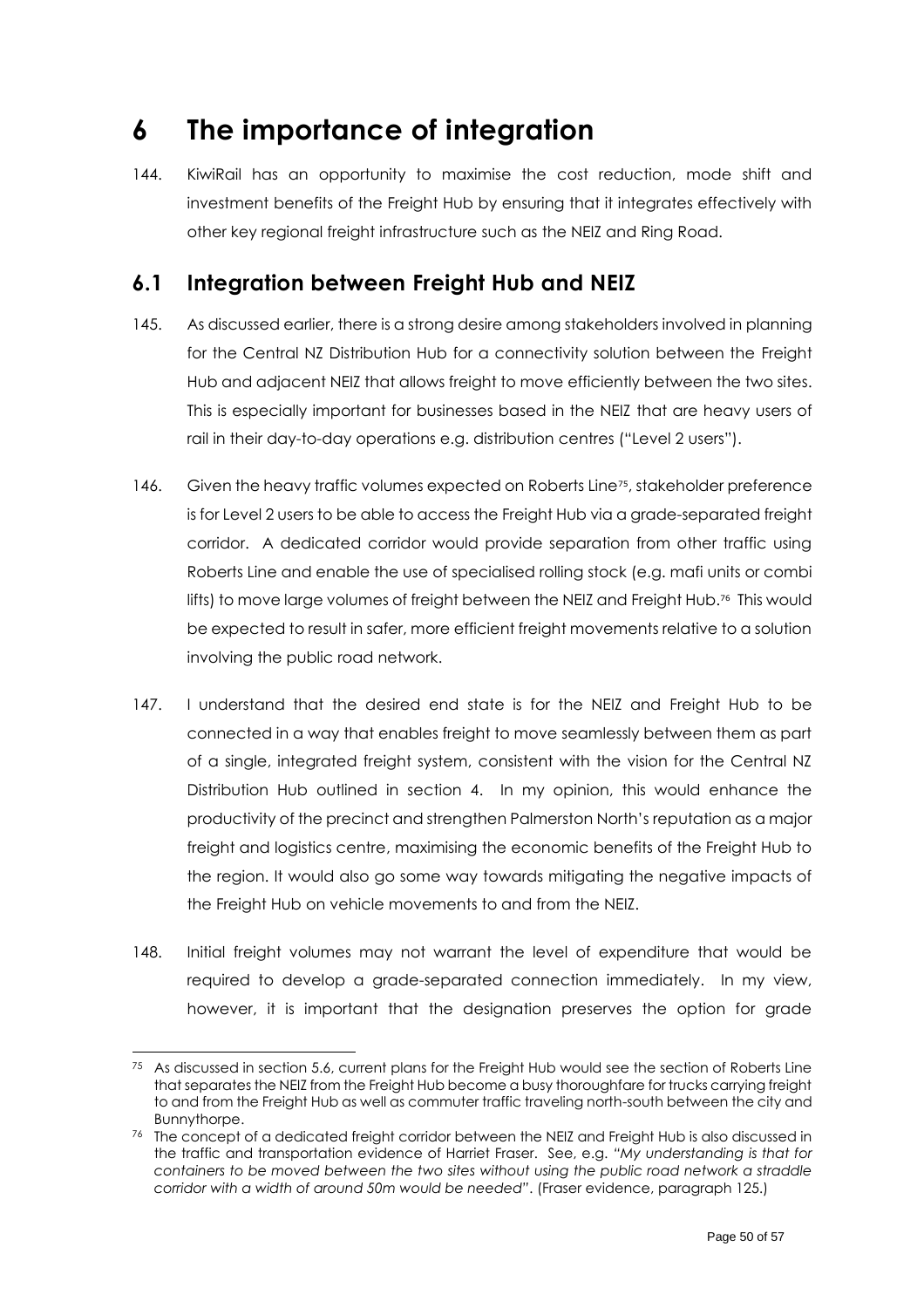# 6 The importance of integration

144. KiwiRail has an opportunity to maximise the cost reduction, mode shift and investment benefits of the Freight Hub by ensuring that it integrates effectively with other key regional freight infrastructure such as the NEIZ and Ring Road.

## 6.1 Integration between Freight Hub and NEIZ

145. As discussed earlier, there is a strong desire among stakeholders involved in planning for the Central NZ Distribution Hub for a connectivity solution between the Freight Hub and adjacent NEIZ that allows freight to move efficiently between the two sites. This is especially important for businesses based in the NEIZ that are heavy users of rail in their day-to-day operations e.g. distribution centres ("Level 2 users").

146. Given the heavy traffic volumes expected on Roberts Line[75], stakeholder preference is for Level 2 users to be able to access the Freight Hub via a grade-separated freight corridor. A dedicated corridor would provide separation from other traffic using Roberts Line and enable the use of specialised rolling stock (e.g. mafi units or combi lifts) to move large volumes of freight between the NEIZ and Freight Hub.[76] This would be expected to result in safer, more efficient freight movements relative to a solution involving the public road network.

147. I understand that the desired end state is for the NEIZ and Freight Hub to be connected in a way that enables freight to move seamlessly between them as part of a single, integrated freight system, consistent with the vision for the Central NZ Distribution Hub outlined in section 4. In my opinion, this would enhance the productivity of the precinct and strengthen Palmerston North's reputation as a major freight and logistics centre, maximising the economic benefits of the Freight Hub to the region. It would also go some way towards mitigating the negative impacts of the Freight Hub on vehicle movements to and from the NEIZ.

148. Initial freight volumes may not warrant the level of expenditure that would be required to develop a grade-separated connection immediately. In my view, however, it is important that the designation preserves the option for grade

---

[75] As discussed in section 5.6, current plans for the Freight Hub would see the section of Roberts Line that separates the NEIZ from the Freight Hub become a busy thoroughfare for trucks carrying freight to and from the Freight Hub as well as commuter traffic traveling north-south between the city and Bunnythorpe.

[76] The concept of a dedicated freight corridor between the NEIZ and Freight Hub is also discussed in the traffic and transportation evidence of Harriet Fraser. See, e.g. *"My understanding is that for containers to be moved between the two sites without using the public road network a straddle corridor with a width of around 50m would be needed"*. (Fraser evidence, paragraph 125.)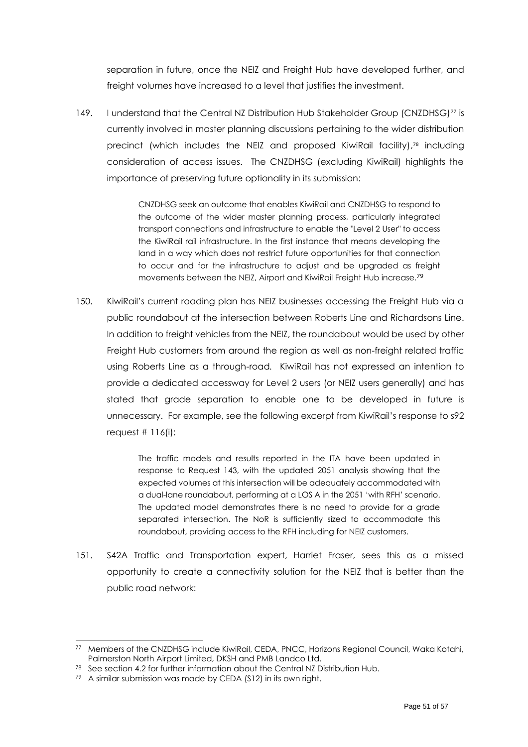separation in future, once the NEIZ and Freight Hub have developed further, and freight volumes have increased to a level that justifies the investment.

149. I understand that the Central NZ Distribution Hub Stakeholder Group (CNZDHSG)[77] is currently involved in master planning discussions pertaining to the wider distribution precinct (which includes the NEIZ and proposed KiwiRail facility),[78] including consideration of access issues. The CNZDHSG (excluding KiwiRail) highlights the importance of preserving future optionality in its submission:

> CNZDHSG seek an outcome that enables KiwiRail and CNZDHSG to respond to the outcome of the wider master planning process, particularly integrated transport connections and infrastructure to enable the "Level 2 User" to access the KiwiRail rail infrastructure. In the first instance that means developing the land in a way which does not restrict future opportunities for that connection to occur and for the infrastructure to adjust and be upgraded as freight movements between the NEIZ, Airport and KiwiRail Freight Hub increase.[79]

150. KiwiRail's current roading plan has NEIZ businesses accessing the Freight Hub via a public roundabout at the intersection between Roberts Line and Richardsons Line. In addition to freight vehicles from the NEIZ, the roundabout would be used by other Freight Hub customers from around the region as well as non-freight related traffic using Roberts Line as a through-road. KiwiRail has not expressed an intention to provide a dedicated accessway for Level 2 users (or NEIZ users generally) and has stated that grade separation to enable one to be developed in future is unnecessary. For example, see the following excerpt from KiwiRail's response to s92 request # 116(i):

> The traffic models and results reported in the ITA have been updated in response to Request 143, with the updated 2051 analysis showing that the expected volumes at this intersection will be adequately accommodated with a dual-lane roundabout, performing at a LOS A in the 2051 'with RFH' scenario. The updated model demonstrates there is no need to provide for a grade separated intersection. The NoR is sufficiently sized to accommodate this roundabout, providing access to the RFH including for NEIZ customers.

151. S42A Traffic and Transportation expert, Harriet Fraser, sees this as a missed opportunity to create a connectivity solution for the NEIZ that is better than the public road network:

---

[77] Members of the CNZDHSG include KiwiRail, CEDA, PNCC, Horizons Regional Council, Waka Kotahi, Palmerston North Airport Limited, DKSH and PMB Landco Ltd.

[78] See section 4.2 for further information about the Central NZ Distribution Hub.

[79] A similar submission was made by CEDA (S12) in its own right.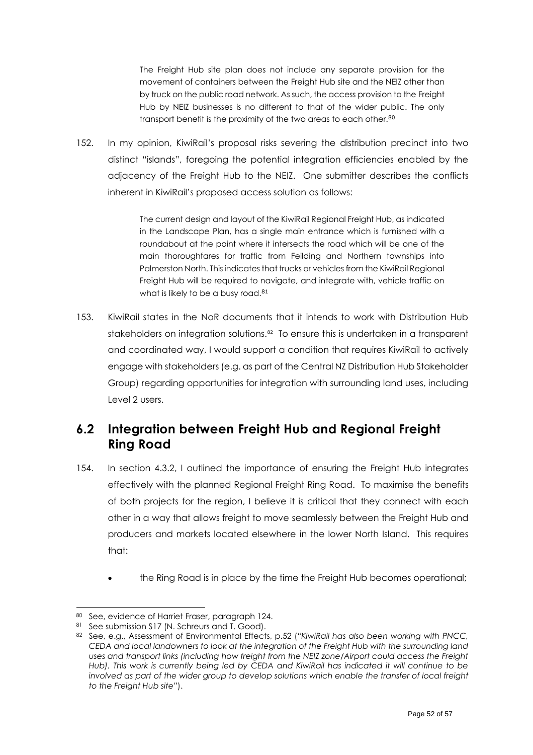> The Freight Hub site plan does not include any separate provision for the movement of containers between the Freight Hub site and the NEIZ other than by truck on the public road network. As such, the access provision to the Freight Hub by NEIZ businesses is no different to that of the wider public. The only transport benefit is the proximity of the two areas to each other.[80]

152. In my opinion, KiwiRail's proposal risks severing the distribution precinct into two distinct "islands", foregoing the potential integration efficiencies enabled by the adjacency of the Freight Hub to the NEIZ. One submitter describes the conflicts inherent in KiwiRail's proposed access solution as follows:

> The current design and layout of the KiwiRail Regional Freight Hub, as indicated in the Landscape Plan, has a single main entrance which is furnished with a roundabout at the point where it intersects the road which will be one of the main thoroughfares for traffic from Feilding and Northern townships into Palmerston North. This indicates that trucks or vehicles from the KiwiRail Regional Freight Hub will be required to navigate, and integrate with, vehicle traffic on what is likely to be a busy road.[81]

153. KiwiRail states in the NoR documents that it intends to work with Distribution Hub stakeholders on integration solutions.[82] To ensure this is undertaken in a transparent and coordinated way, I would support a condition that requires KiwiRail to actively engage with stakeholders (e.g. as part of the Central NZ Distribution Hub Stakeholder Group) regarding opportunities for integration with surrounding land uses, including Level 2 users.

## 6.2 Integration between Freight Hub and Regional Freight Ring Road

154. In section 4.3.2, I outlined the importance of ensuring the Freight Hub integrates effectively with the planned Regional Freight Ring Road. To maximise the benefits of both projects for the region, I believe it is critical that they connect with each other in a way that allows freight to move seamlessly between the Freight Hub and producers and markets located elsewhere in the lower North Island. This requires that:

- the Ring Road is in place by the time the Freight Hub becomes operational;

---

[80] See, evidence of Harriet Fraser, paragraph 124.

[81] See submission S17 (N. Schreurs and T. Good).

[82] See, e.g., Assessment of Environmental Effects, p.52 (*"KiwiRail has also been working with PNCC, CEDA and local landowners to look at the integration of the Freight Hub with the surrounding land uses and transport links (including how freight from the NEIZ zone/Airport could access the Freight Hub). This work is currently being led by CEDA and KiwiRail has indicated it will continue to be involved as part of the wider group to develop solutions which enable the transfer of local freight to the Freight Hub site"*).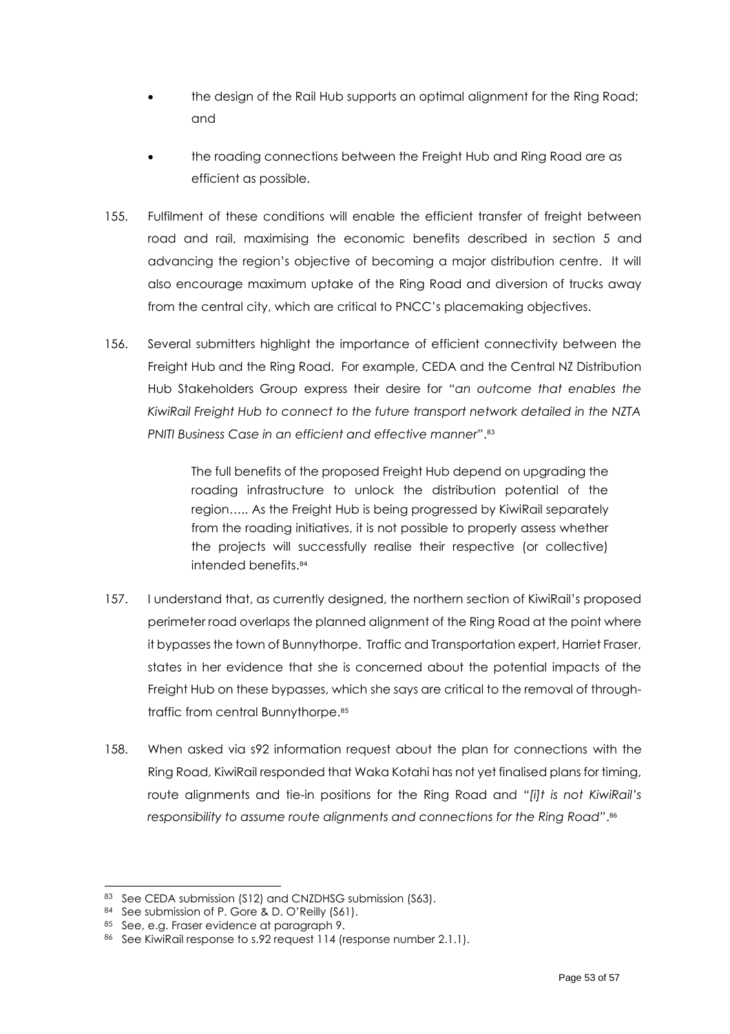- the design of the Rail Hub supports an optimal alignment for the Ring Road; and
- the roading connections between the Freight Hub and Ring Road are as efficient as possible.

155. Fulfilment of these conditions will enable the efficient transfer of freight between road and rail, maximising the economic benefits described in section 5 and advancing the region's objective of becoming a major distribution centre. It will also encourage maximum uptake of the Ring Road and diversion of trucks away from the central city, which are critical to PNCC's placemaking objectives.

156. Several submitters highlight the importance of efficient connectivity between the Freight Hub and the Ring Road. For example, CEDA and the Central NZ Distribution Hub Stakeholders Group express their desire for *"an outcome that enables the KiwiRail Freight Hub to connect to the future transport network detailed in the NZTA PNITI Business Case in an efficient and effective manner"*.[83]

> The full benefits of the proposed Freight Hub depend on upgrading the roading infrastructure to unlock the distribution potential of the region….. As the Freight Hub is being progressed by KiwiRail separately from the roading initiatives, it is not possible to properly assess whether the projects will successfully realise their respective (or collective) intended benefits.[84]

157. I understand that, as currently designed, the northern section of KiwiRail's proposed perimeter road overlaps the planned alignment of the Ring Road at the point where it bypasses the town of Bunnythorpe. Traffic and Transportation expert, Harriet Fraser, states in her evidence that she is concerned about the potential impacts of the Freight Hub on these bypasses, which she says are critical to the removal of through-traffic from central Bunnythorpe.[85]

158. When asked via s92 information request about the plan for connections with the Ring Road, KiwiRail responded that Waka Kotahi has not yet finalised plans for timing, route alignments and tie-in positions for the Ring Road and *"[i]t is not KiwiRail's responsibility to assume route alignments and connections for the Ring Road"*.[86]

---

[83] See CEDA submission (S12) and CNZDHSG submission (S63).

[84] See submission of P. Gore & D. O'Reilly (S61).

[85] See, e.g. Fraser evidence at paragraph 9.

[86] See KiwiRail response to s.92 request 114 (response number 2.1.1).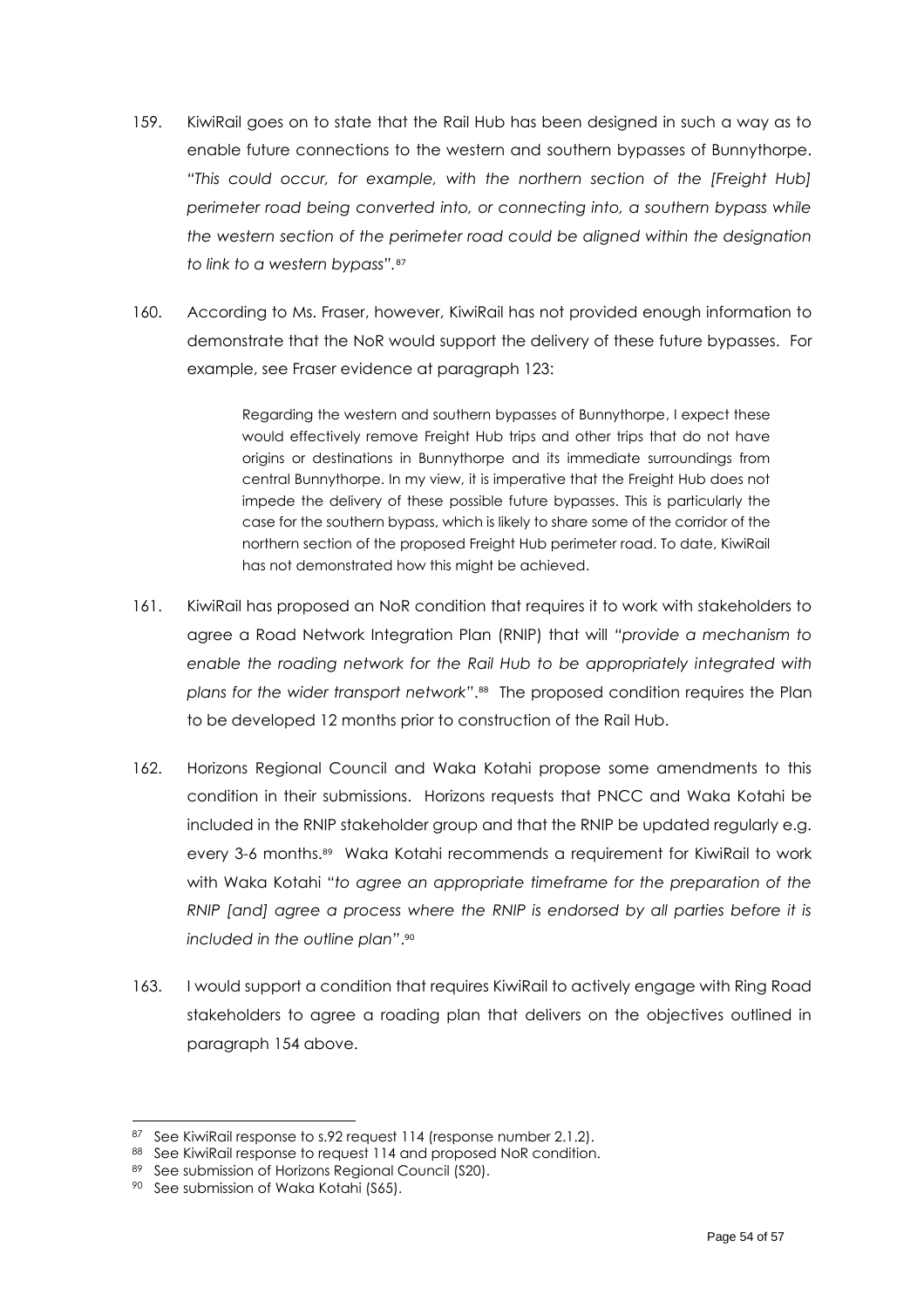159. KiwiRail goes on to state that the Rail Hub has been designed in such a way as to enable future connections to the western and southern bypasses of Bunnythorpe. *"This could occur, for example, with the northern section of the [Freight Hub] perimeter road being converted into, or connecting into, a southern bypass while the western section of the perimeter road could be aligned within the designation to link to a western bypass"*.[87]

160. According to Ms. Fraser, however, KiwiRail has not provided enough information to demonstrate that the NoR would support the delivery of these future bypasses. For example, see Fraser evidence at paragraph 123:

> Regarding the western and southern bypasses of Bunnythorpe, I expect these would effectively remove Freight Hub trips and other trips that do not have origins or destinations in Bunnythorpe and its immediate surroundings from central Bunnythorpe. In my view, it is imperative that the Freight Hub does not impede the delivery of these possible future bypasses. This is particularly the case for the southern bypass, which is likely to share some of the corridor of the northern section of the proposed Freight Hub perimeter road. To date, KiwiRail has not demonstrated how this might be achieved.

161. KiwiRail has proposed an NoR condition that requires it to work with stakeholders to agree a Road Network Integration Plan (RNIP) that will *"provide a mechanism to enable the roading network for the Rail Hub to be appropriately integrated with plans for the wider transport network"*.[88] The proposed condition requires the Plan to be developed 12 months prior to construction of the Rail Hub.

162. Horizons Regional Council and Waka Kotahi propose some amendments to this condition in their submissions. Horizons requests that PNCC and Waka Kotahi be included in the RNIP stakeholder group and that the RNIP be updated regularly e.g. every 3-6 months.[89] Waka Kotahi recommends a requirement for KiwiRail to work with Waka Kotahi *"to agree an appropriate timeframe for the preparation of the RNIP [and] agree a process where the RNIP is endorsed by all parties before it is included in the outline plan"*.[90]

163. I would support a condition that requires KiwiRail to actively engage with Ring Road stakeholders to agree a roading plan that delivers on the objectives outlined in paragraph 154 above.

---

[87] See KiwiRail response to s.92 request 114 (response number 2.1.2).

[88] See KiwiRail response to request 114 and proposed NoR condition.

[89] See submission of Horizons Regional Council (S20).

[90] See submission of Waka Kotahi (S65).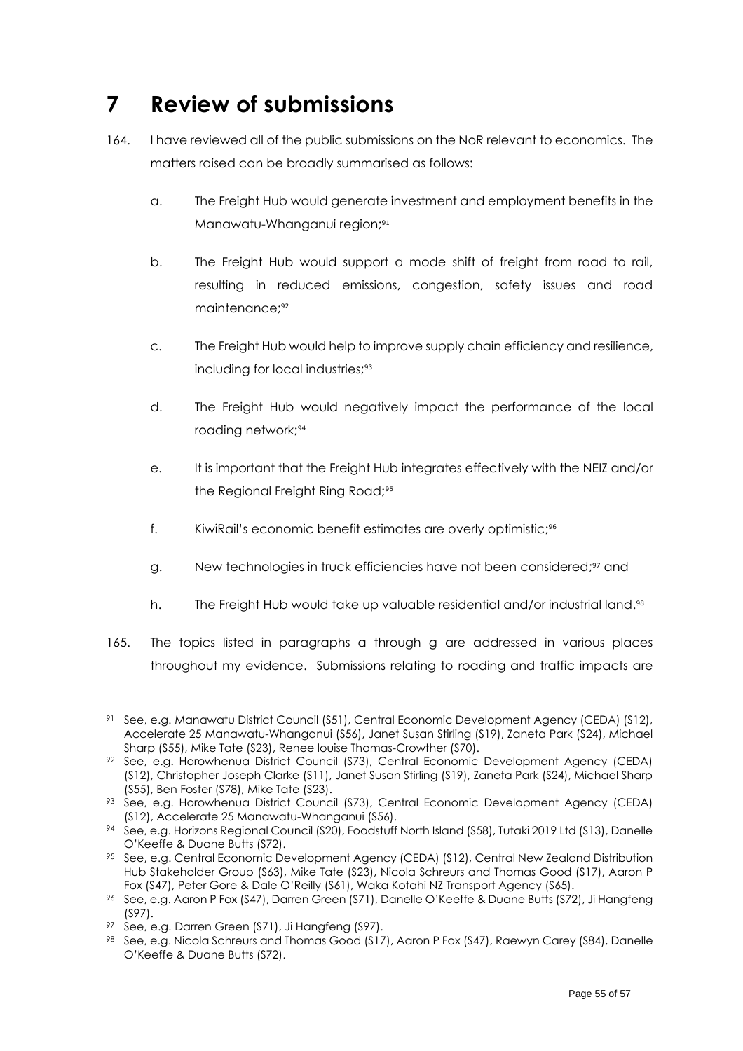# 7 Review of submissions

164. I have reviewed all of the public submissions on the NoR relevant to economics. The matters raised can be broadly summarised as follows:

    a. The Freight Hub would generate investment and employment benefits in the Manawatu-Whanganui region;[91]

    b. The Freight Hub would support a mode shift of freight from road to rail, resulting in reduced emissions, congestion, safety issues and road maintenance;[92]

    c. The Freight Hub would help to improve supply chain efficiency and resilience, including for local industries;[93]

    d. The Freight Hub would negatively impact the performance of the local roading network;[94]

    e. It is important that the Freight Hub integrates effectively with the NEIZ and/or the Regional Freight Ring Road;[95]

    f. KiwiRail's economic benefit estimates are overly optimistic;[96]

    g. New technologies in truck efficiencies have not been considered;[97] and

    h. The Freight Hub would take up valuable residential and/or industrial land.[98]

165. The topics listed in paragraphs a through g are addressed in various places throughout my evidence. Submissions relating to roading and traffic impacts are

---

[91] See, e.g. Manawatu District Council (S51), Central Economic Development Agency (CEDA) (S12), Accelerate 25 Manawatu-Whanganui (S56), Janet Susan Stirling (S19), Zaneta Park (S24), Michael Sharp (S55), Mike Tate (S23), Renee louise Thomas-Crowther (S70).

[92] See, e.g. Horowhenua District Council (S73), Central Economic Development Agency (CEDA) (S12), Christopher Joseph Clarke (S11), Janet Susan Stirling (S19), Zaneta Park (S24), Michael Sharp (S55), Ben Foster (S78), Mike Tate (S23).

[93] See, e.g. Horowhenua District Council (S73), Central Economic Development Agency (CEDA) (S12), Accelerate 25 Manawatu-Whanganui (S56).

[94] See, e.g. Horizons Regional Council (S20), Foodstuff North Island (S58), Tutaki 2019 Ltd (S13), Danelle O'Keeffe & Duane Butts (S72).

[95] See, e.g. Central Economic Development Agency (CEDA) (S12), Central New Zealand Distribution Hub Stakeholder Group (S63), Mike Tate (S23), Nicola Schreurs and Thomas Good (S17), Aaron P Fox (S47), Peter Gore & Dale O'Reilly (S61), Waka Kotahi NZ Transport Agency (S65).

[96] See, e.g. Aaron P Fox (S47), Darren Green (S71), Danelle O'Keeffe & Duane Butts (S72), Ji Hangfeng (S97).

[97] See, e.g. Darren Green (S71), Ji Hangfeng (S97).

[98] See, e.g. Nicola Schreurs and Thomas Good (S17), Aaron P Fox (S47), Raewyn Carey (S84), Danelle O'Keeffe & Duane Butts (S72).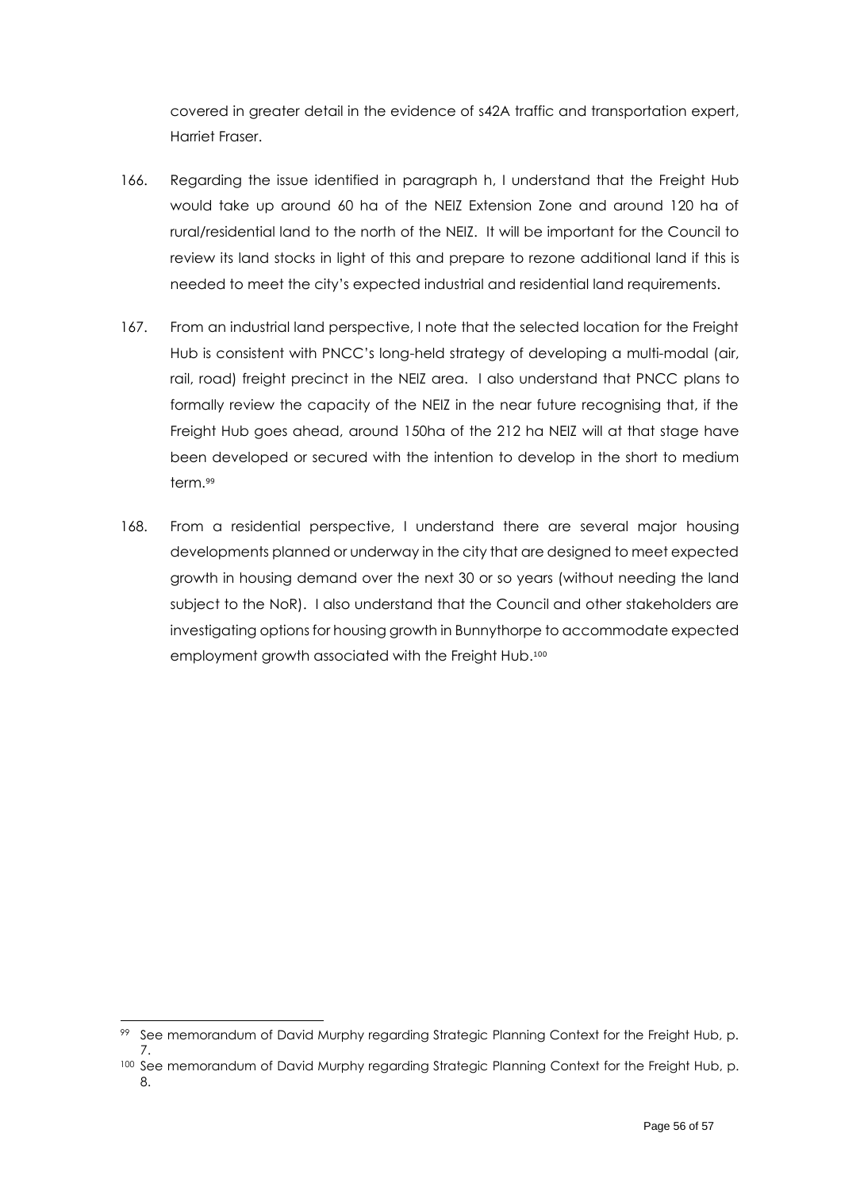covered in greater detail in the evidence of s42A traffic and transportation expert, Harriet Fraser.

166. Regarding the issue identified in paragraph h, I understand that the Freight Hub would take up around 60 ha of the NEIZ Extension Zone and around 120 ha of rural/residential land to the north of the NEIZ. It will be important for the Council to review its land stocks in light of this and prepare to rezone additional land if this is needed to meet the city's expected industrial and residential land requirements.

167. From an industrial land perspective, I note that the selected location for the Freight Hub is consistent with PNCC's long-held strategy of developing a multi-modal (air, rail, road) freight precinct in the NEIZ area. I also understand that PNCC plans to formally review the capacity of the NEIZ in the near future recognising that, if the Freight Hub goes ahead, around 150ha of the 212 ha NEIZ will at that stage have been developed or secured with the intention to develop in the short to medium term.[99]

168. From a residential perspective, I understand there are several major housing developments planned or underway in the city that are designed to meet expected growth in housing demand over the next 30 or so years (without needing the land subject to the NoR). I also understand that the Council and other stakeholders are investigating options for housing growth in Bunnythorpe to accommodate expected employment growth associated with the Freight Hub.[100]

---

[99] See memorandum of David Murphy regarding Strategic Planning Context for the Freight Hub, p. 7.

[100] See memorandum of David Murphy regarding Strategic Planning Context for the Freight Hub, p. 8.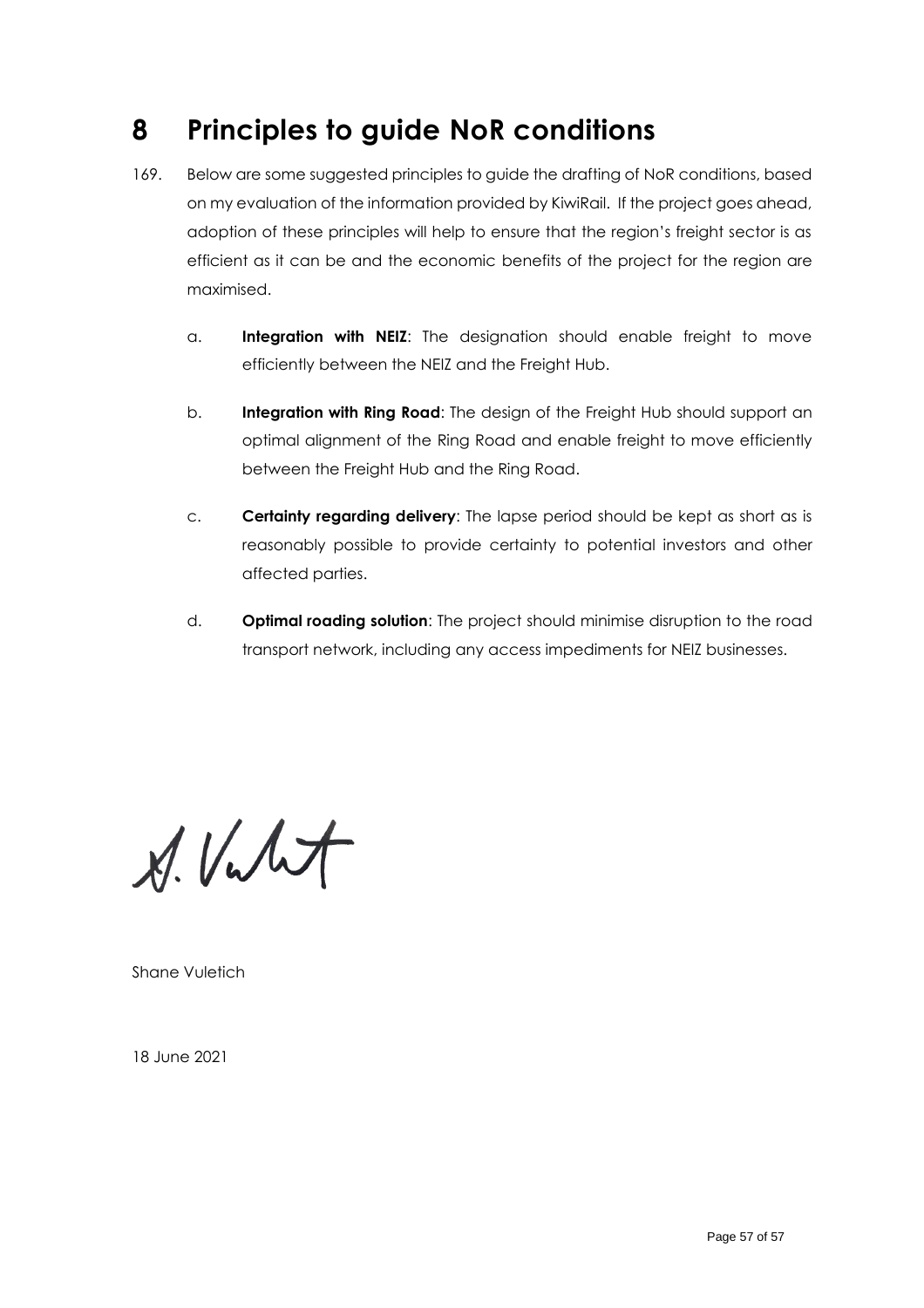# 8 Principles to guide NoR conditions

169. Below are some suggested principles to guide the drafting of NoR conditions, based on my evaluation of the information provided by KiwiRail. If the project goes ahead, adoption of these principles will help to ensure that the region's freight sector is as efficient as it can be and the economic benefits of the project for the region are maximised.

    a. **Integration with NEIZ**: The designation should enable freight to move efficiently between the NEIZ and the Freight Hub.

    b. **Integration with Ring Road**: The design of the Freight Hub should support an optimal alignment of the Ring Road and enable freight to move efficiently between the Freight Hub and the Ring Road.

    c. **Certainty regarding delivery**: The lapse period should be kept as short as is reasonably possible to provide certainty to potential investors and other affected parties.

    d. **Optimal roading solution**: The project should minimise disruption to the road transport network, including any access impediments for NEIZ businesses.

Shane Vuletich

18 June 2021